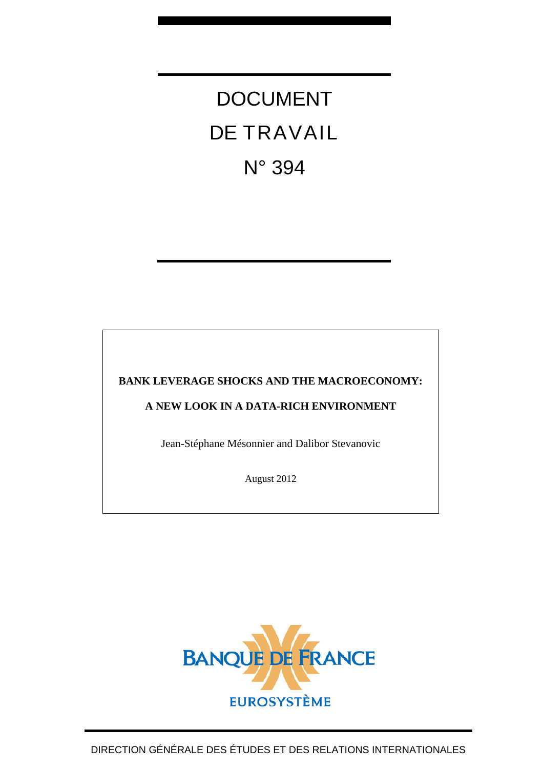# DOCUMENT DE TRAVAIL N° 394

**BANK LEVERAGE SHOCKS AND THE MACROECONOMY:**

**A NEW LOOK IN A DATA-RICH ENVIRONMENT**

Jean-Stéphane Mésonnier and Dalibor Stevanovic

August 2012

BANQUE DE FRANCE

EUROSYSTÈME

DIRECTION GÉNÉRALE DES ÉTUDES ET DES RELATIONS INTERNATIONALES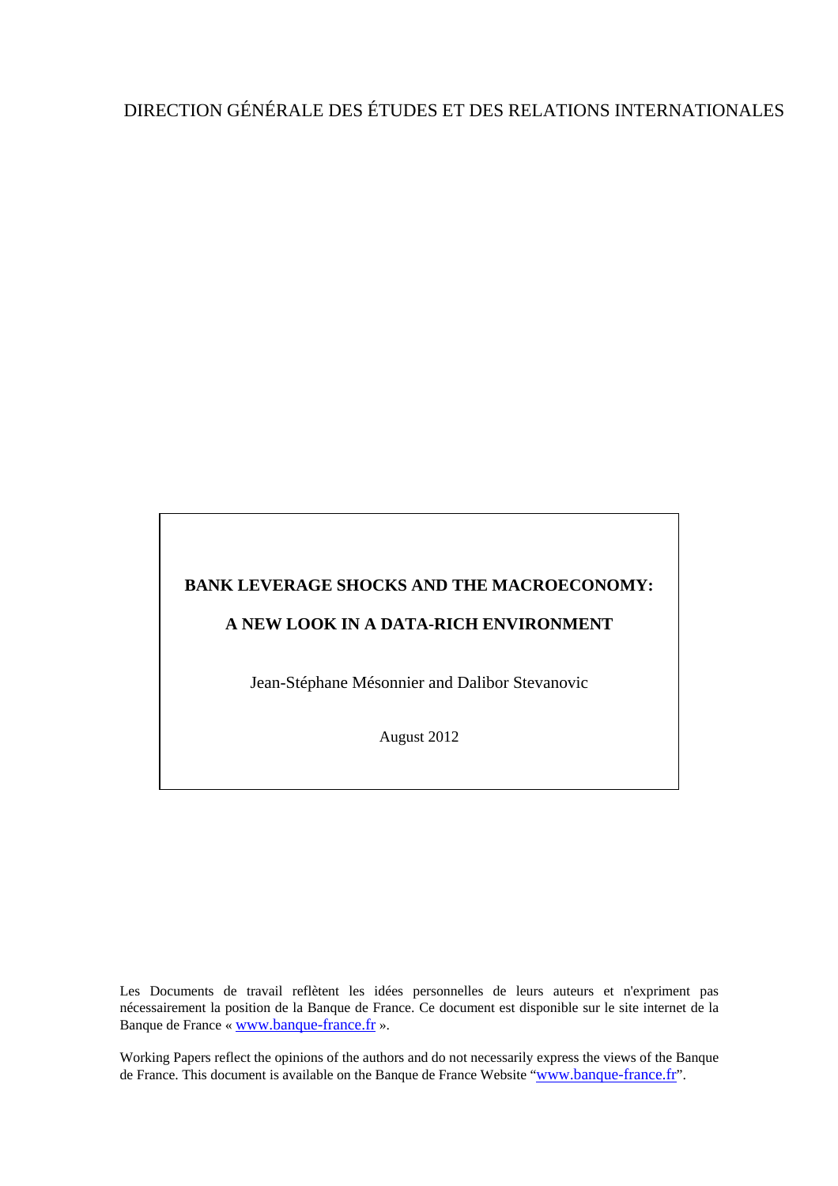DIRECTION GÉNÉRALE DES ÉTUDES ET DES RELATIONS INTERNATIONALES

**BANK LEVERAGE SHOCKS AND THE MACROECONOMY:**

**A NEW LOOK IN A DATA-RICH ENVIRONMENT**

Jean-Stéphane Mésonnier and Dalibor Stevanovic

August 2012

Les Documents de travail reflètent les idées personnelles de leurs auteurs et n'expriment pas nécessairement la position de la Banque de France. Ce document est disponible sur le site internet de la Banque de France « www.banque-france.fr ».

Working Papers reflect the opinions of the authors and do not necessarily express the views of the Banque de France. This document is available on the Banque de France Website "www.banque-france.fr".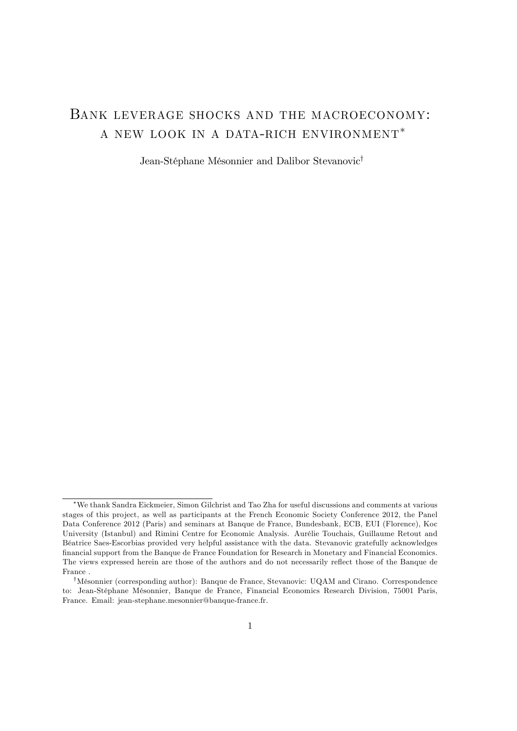# Bank leverage shocks and the macroeconomy: a new look in a data-rich environment*

Jean-Stéphane Mésonnier and Dalibor Stevanovic†

---

*We thank Sandra Eickmeier, Simon Gilchrist and Tao Zha for useful discussions and comments at various stages of this project, as well as participants at the French Economic Society Conference 2012, the Panel Data Conference 2012 (Paris) and seminars at Banque de France, Bundesbank, ECB, EUI (Florence), Koc University (Istanbul) and Rimini Centre for Economic Analysis. Aurélie Touchais, Guillaume Retout and Béatrice Saes-Escorbias provided very helpful assistance with the data. Stevanovic gratefully acknowledges financial support from the Banque de France Foundation for Research in Monetary and Financial Economics. The views expressed herein are those of the authors and do not necessarily reflect those of the Banque de France .

†Mésonnier (corresponding author): Banque de France, Stevanovic: UQAM and Cirano. Correspondence to: Jean-Stéphane Mésonnier, Banque de France, Financial Economics Research Division, 75001 Paris, France. Email: jean-stephane.mesonnier@banque-france.fr.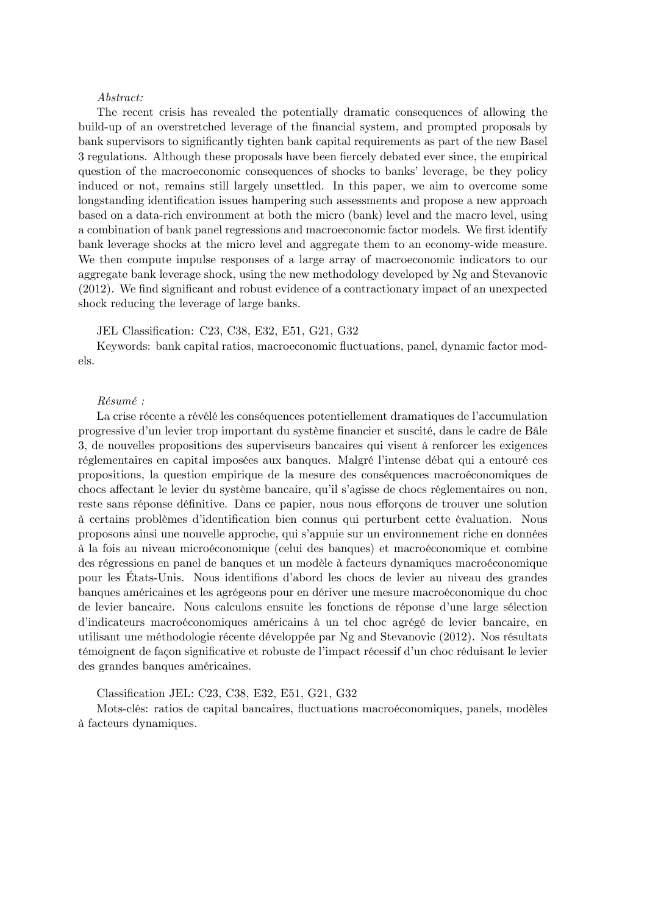*Abstract:*

The recent crisis has revealed the potentially dramatic consequences of allowing the build-up of an overstretched leverage of the financial system, and prompted proposals by bank supervisors to significantly tighten bank capital requirements as part of the new Basel 3 regulations. Although these proposals have been fiercely debated ever since, the empirical question of the macroeconomic consequences of shocks to banks' leverage, be they policy induced or not, remains still largely unsettled. In this paper, we aim to overcome some longstanding identification issues hampering such assessments and propose a new approach based on a data-rich environment at both the micro (bank) level and the macro level, using a combination of bank panel regressions and macroeconomic factor models. We first identify bank leverage shocks at the micro level and aggregate them to an economy-wide measure. We then compute impulse responses of a large array of macroeconomic indicators to our aggregate bank leverage shock, using the new methodology developed by Ng and Stevanovic (2012). We find significant and robust evidence of a contractionary impact of an unexpected shock reducing the leverage of large banks.

JEL Classification: C23, C38, E32, E51, G21, G32

Keywords: bank capital ratios, macroeconomic fluctuations, panel, dynamic factor models.

*Résumé :*

La crise récente a révélé les conséquences potentiellement dramatiques de l'accumulation progressive d'un levier trop important du système financier et suscité, dans le cadre de Bâle 3, de nouvelles propositions des superviseurs bancaires qui visent à renforcer les exigences réglementaires en capital imposées aux banques. Malgré l'intense débat qui a entouré ces propositions, la question empirique de la mesure des conséquences macroéconomiques de chocs affectant le levier du système bancaire, qu'il s'agisse de chocs réglementaires ou non, reste sans réponse définitive. Dans ce papier, nous nous efforçons de trouver une solution à certains problèmes d'identification bien connus qui perturbent cette évaluation. Nous proposons ainsi une nouvelle approche, qui s'appuie sur un environnement riche en données à la fois au niveau microéconomique (celui des banques) et macroéconomique et combine des régressions en panel de banques et un modèle à facteurs dynamiques macroéconomique pour les États-Unis. Nous identifions d'abord les chocs de levier au niveau des grandes banques américaines et les agrégeons pour en dériver une mesure macroéconomique du choc de levier bancaire. Nous calculons ensuite les fonctions de réponse d'une large sélection d'indicateurs macroéconomiques américains à un tel choc agrégé de levier bancaire, en utilisant une méthodologie récente développée par Ng and Stevanovic (2012). Nos résultats témoignent de façon significative et robuste de l'impact récessif d'un choc réduisant le levier des grandes banques américaines.

Classification JEL: C23, C38, E32, E51, G21, G32

Mots-clés: ratios de capital bancaires, fluctuations macroéconomiques, panels, modèles à facteurs dynamiques.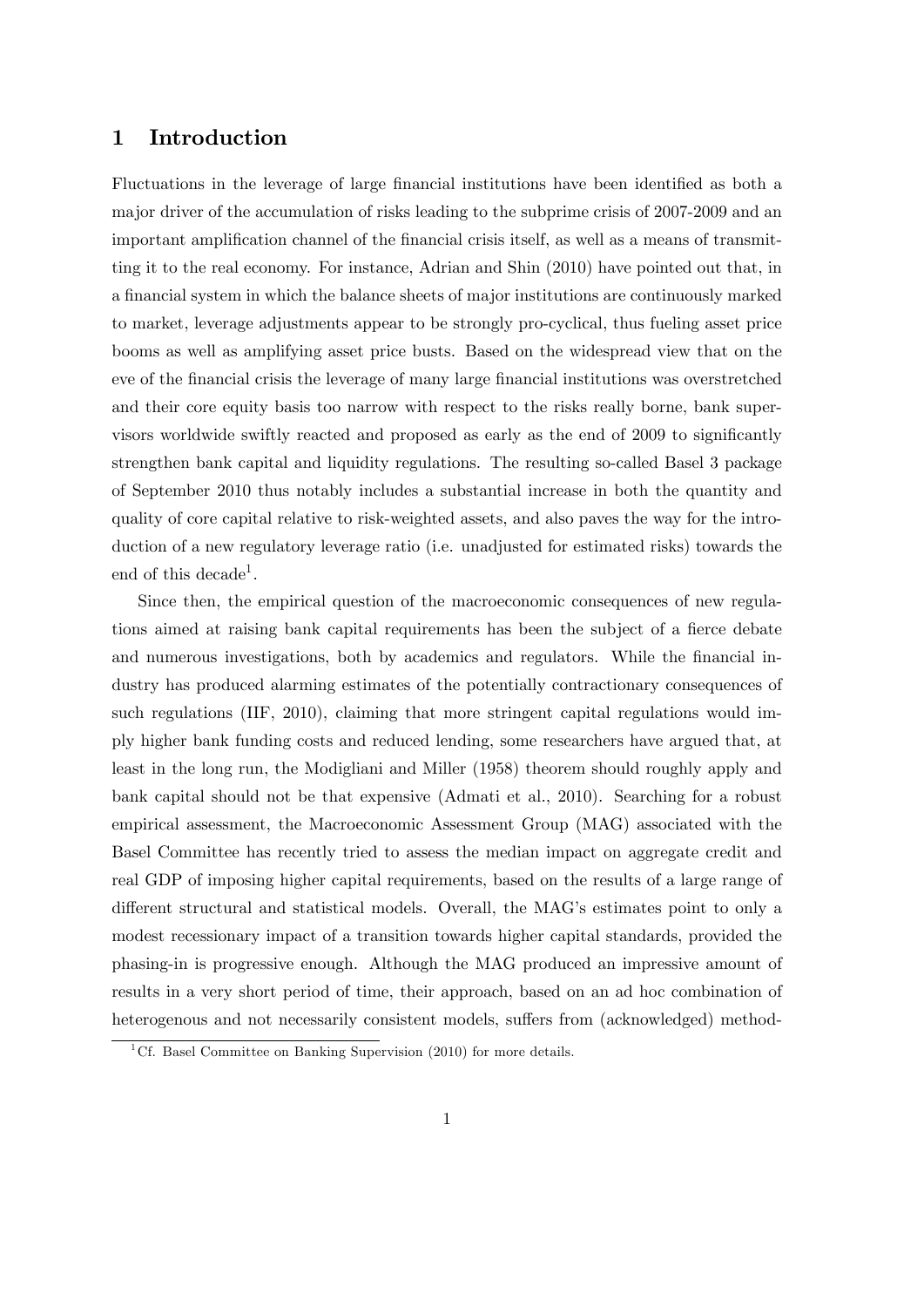# 1 Introduction

Fluctuations in the leverage of large financial institutions have been identified as both a major driver of the accumulation of risks leading to the subprime crisis of 2007-2009 and an important amplification channel of the financial crisis itself, as well as a means of transmitting it to the real economy. For instance, Adrian and Shin (2010) have pointed out that, in a financial system in which the balance sheets of major institutions are continuously marked to market, leverage adjustments appear to be strongly pro-cyclical, thus fueling asset price booms as well as amplifying asset price busts. Based on the widespread view that on the eve of the financial crisis the leverage of many large financial institutions was overstretched and their core equity basis too narrow with respect to the risks really borne, bank supervisors worldwide swiftly reacted and proposed as early as the end of 2009 to significantly strengthen bank capital and liquidity regulations. The resulting so-called Basel 3 package of September 2010 thus notably includes a substantial increase in both the quantity and quality of core capital relative to risk-weighted assets, and also paves the way for the introduction of a new regulatory leverage ratio (i.e. unadjusted for estimated risks) towards the end of this decade[1].

Since then, the empirical question of the macroeconomic consequences of new regulations aimed at raising bank capital requirements has been the subject of a fierce debate and numerous investigations, both by academics and regulators. While the financial industry has produced alarming estimates of the potentially contractionary consequences of such regulations (IIF, 2010), claiming that more stringent capital regulations would imply higher bank funding costs and reduced lending, some researchers have argued that, at least in the long run, the Modigliani and Miller (1958) theorem should roughly apply and bank capital should not be that expensive (Admati et al., 2010). Searching for a robust empirical assessment, the Macroeconomic Assessment Group (MAG) associated with the Basel Committee has recently tried to assess the median impact on aggregate credit and real GDP of imposing higher capital requirements, based on the results of a large range of different structural and statistical models. Overall, the MAG's estimates point to only a modest recessionary impact of a transition towards higher capital standards, provided the phasing-in is progressive enough. Although the MAG produced an impressive amount of results in a very short period of time, their approach, based on an ad hoc combination of heterogenous and not necessarily consistent models, suffers from (acknowledged) method-

[1] Cf. Basel Committee on Banking Supervision (2010) for more details.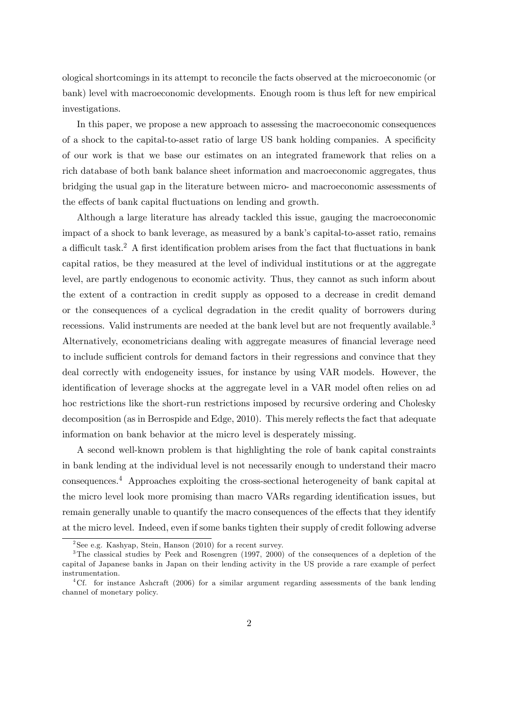ological shortcomings in its attempt to reconcile the facts observed at the microeconomic (or bank) level with macroeconomic developments. Enough room is thus left for new empirical investigations.

In this paper, we propose a new approach to assessing the macroeconomic consequences of a shock to the capital-to-asset ratio of large US bank holding companies. A specificity of our work is that we base our estimates on an integrated framework that relies on a rich database of both bank balance sheet information and macroeconomic aggregates, thus bridging the usual gap in the literature between micro- and macroeconomic assessments of the effects of bank capital fluctuations on lending and growth.

Although a large literature has already tackled this issue, gauging the macroeconomic impact of a shock to bank leverage, as measured by a bank's capital-to-asset ratio, remains a difficult task.[2] A first identification problem arises from the fact that fluctuations in bank capital ratios, be they measured at the level of individual institutions or at the aggregate level, are partly endogenous to economic activity. Thus, they cannot as such inform about the extent of a contraction in credit supply as opposed to a decrease in credit demand or the consequences of a cyclical degradation in the credit quality of borrowers during recessions. Valid instruments are needed at the bank level but are not frequently available.[3] Alternatively, econometricians dealing with aggregate measures of financial leverage need to include sufficient controls for demand factors in their regressions and convince that they deal correctly with endogeneity issues, for instance by using VAR models. However, the identification of leverage shocks at the aggregate level in a VAR model often relies on ad hoc restrictions like the short-run restrictions imposed by recursive ordering and Cholesky decomposition (as in Berrospide and Edge, 2010). This merely reflects the fact that adequate information on bank behavior at the micro level is desperately missing.

A second well-known problem is that highlighting the role of bank capital constraints in bank lending at the individual level is not necessarily enough to understand their macro consequences.[4] Approaches exploiting the cross-sectional heterogeneity of bank capital at the micro level look more promising than macro VARs regarding identification issues, but remain generally unable to quantify the macro consequences of the effects that they identify at the micro level. Indeed, even if some banks tighten their supply of credit following adverse

[2] See e.g. Kashyap, Stein, Hanson (2010) for a recent survey.

[3] The classical studies by Peek and Rosengren (1997, 2000) of the consequences of a depletion of the capital of Japanese banks in Japan on their lending activity in the US provide a rare example of perfect instrumentation.

[4] Cf. for instance Ashcraft (2006) for a similar argument regarding assessments of the bank lending channel of monetary policy.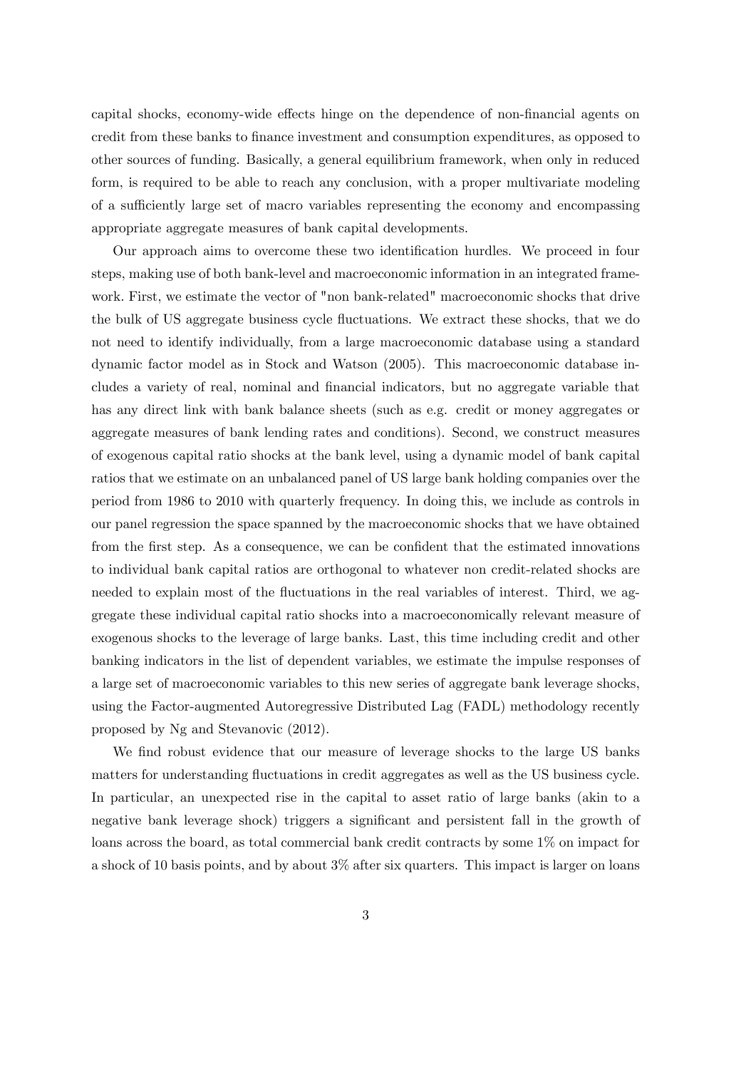capital shocks, economy-wide effects hinge on the dependence of non-financial agents on credit from these banks to finance investment and consumption expenditures, as opposed to other sources of funding. Basically, a general equilibrium framework, when only in reduced form, is required to be able to reach any conclusion, with a proper multivariate modeling of a sufficiently large set of macro variables representing the economy and encompassing appropriate aggregate measures of bank capital developments.

Our approach aims to overcome these two identification hurdles. We proceed in four steps, making use of both bank-level and macroeconomic information in an integrated framework. First, we estimate the vector of "non bank-related" macroeconomic shocks that drive the bulk of US aggregate business cycle fluctuations. We extract these shocks, that we do not need to identify individually, from a large macroeconomic database using a standard dynamic factor model as in Stock and Watson (2005). This macroeconomic database includes a variety of real, nominal and financial indicators, but no aggregate variable that has any direct link with bank balance sheets (such as e.g. credit or money aggregates or aggregate measures of bank lending rates and conditions). Second, we construct measures of exogenous capital ratio shocks at the bank level, using a dynamic model of bank capital ratios that we estimate on an unbalanced panel of US large bank holding companies over the period from 1986 to 2010 with quarterly frequency. In doing this, we include as controls in our panel regression the space spanned by the macroeconomic shocks that we have obtained from the first step. As a consequence, we can be confident that the estimated innovations to individual bank capital ratios are orthogonal to whatever non credit-related shocks are needed to explain most of the fluctuations in the real variables of interest. Third, we aggregate these individual capital ratio shocks into a macroeconomically relevant measure of exogenous shocks to the leverage of large banks. Last, this time including credit and other banking indicators in the list of dependent variables, we estimate the impulse responses of a large set of macroeconomic variables to this new series of aggregate bank leverage shocks, using the Factor-augmented Autoregressive Distributed Lag (FADL) methodology recently proposed by Ng and Stevanovic (2012).

We find robust evidence that our measure of leverage shocks to the large US banks matters for understanding fluctuations in credit aggregates as well as the US business cycle. In particular, an unexpected rise in the capital to asset ratio of large banks (akin to a negative bank leverage shock) triggers a significant and persistent fall in the growth of loans across the board, as total commercial bank credit contracts by some 1% on impact for a shock of 10 basis points, and by about 3% after six quarters. This impact is larger on loans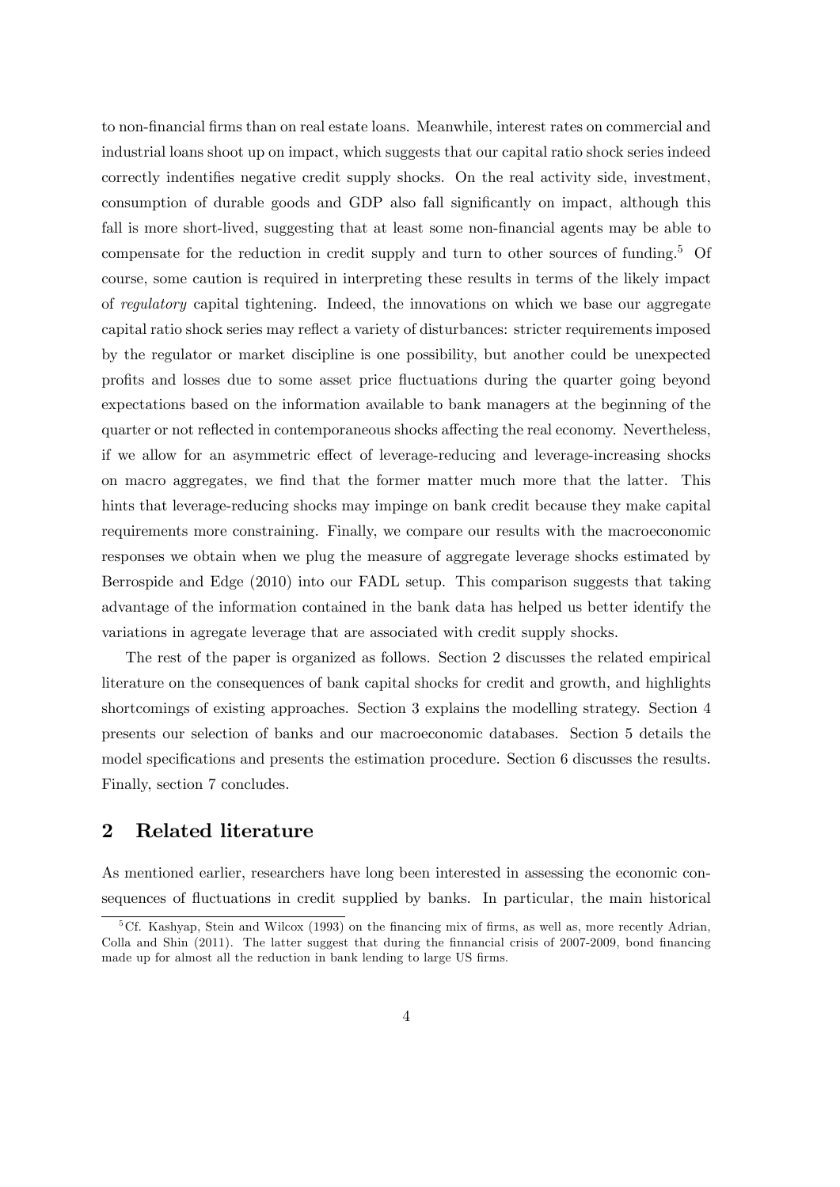to non-financial firms than on real estate loans. Meanwhile, interest rates on commercial and industrial loans shoot up on impact, which suggests that our capital ratio shock series indeed correctly indentifies negative credit supply shocks. On the real activity side, investment, consumption of durable goods and GDP also fall significantly on impact, although this fall is more short-lived, suggesting that at least some non-financial agents may be able to compensate for the reduction in credit supply and turn to other sources of funding.[5] Of course, some caution is required in interpreting these results in terms of the likely impact of *regulatory* capital tightening. Indeed, the innovations on which we base our aggregate capital ratio shock series may reflect a variety of disturbances: stricter requirements imposed by the regulator or market discipline is one possibility, but another could be unexpected profits and losses due to some asset price fluctuations during the quarter going beyond expectations based on the information available to bank managers at the beginning of the quarter or not reflected in contemporaneous shocks affecting the real economy. Nevertheless, if we allow for an asymmetric effect of leverage-reducing and leverage-increasing shocks on macro aggregates, we find that the former matter much more that the latter. This hints that leverage-reducing shocks may impinge on bank credit because they make capital requirements more constraining. Finally, we compare our results with the macroeconomic responses we obtain when we plug the measure of aggregate leverage shocks estimated by Berrospide and Edge (2010) into our FADL setup. This comparison suggests that taking advantage of the information contained in the bank data has helped us better identify the variations in agregate leverage that are associated with credit supply shocks.

The rest of the paper is organized as follows. Section 2 discusses the related empirical literature on the consequences of bank capital shocks for credit and growth, and highlights shortcomings of existing approaches. Section 3 explains the modelling strategy. Section 4 presents our selection of banks and our macroeconomic databases. Section 5 details the model specifications and presents the estimation procedure. Section 6 discusses the results. Finally, section 7 concludes.

## 2 Related literature

As mentioned earlier, researchers have long been interested in assessing the economic consequences of fluctuations in credit supplied by banks. In particular, the main historical

[5] Cf. Kashyap, Stein and Wilcox (1993) on the financing mix of firms, as well as, more recently Adrian, Colla and Shin (2011). The latter suggest that during the finnancial crisis of 2007-2009, bond financing made up for almost all the reduction in bank lending to large US firms.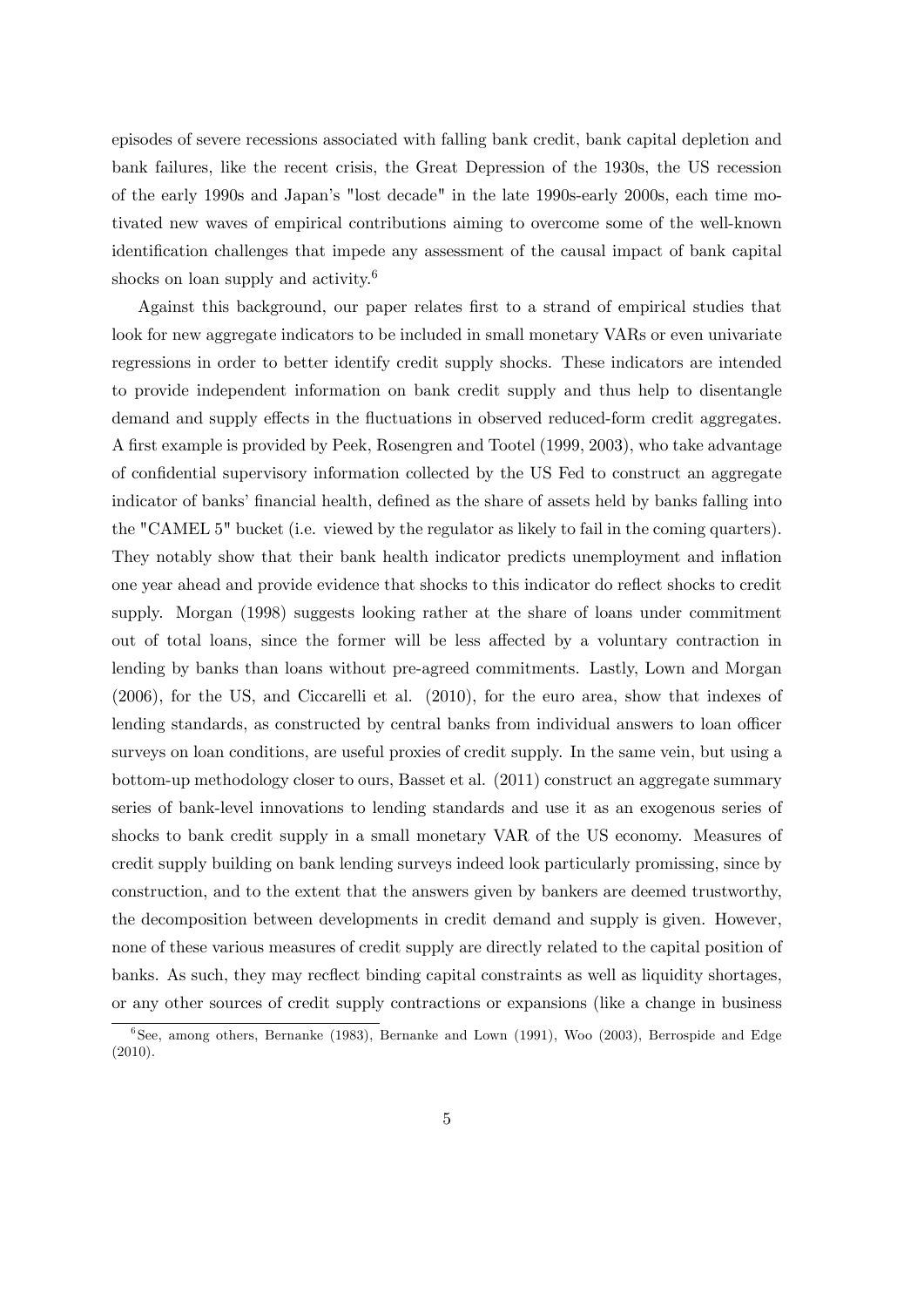episodes of severe recessions associated with falling bank credit, bank capital depletion and bank failures, like the recent crisis, the Great Depression of the 1930s, the US recession of the early 1990s and Japan's "lost decade" in the late 1990s-early 2000s, each time motivated new waves of empirical contributions aiming to overcome some of the well-known identification challenges that impede any assessment of the causal impact of bank capital shocks on loan supply and activity.[6]

Against this background, our paper relates first to a strand of empirical studies that look for new aggregate indicators to be included in small monetary VARs or even univariate regressions in order to better identify credit supply shocks. These indicators are intended to provide independent information on bank credit supply and thus help to disentangle demand and supply effects in the fluctuations in observed reduced-form credit aggregates. A first example is provided by Peek, Rosengren and Tootel (1999, 2003), who take advantage of confidential supervisory information collected by the US Fed to construct an aggregate indicator of banks' financial health, defined as the share of assets held by banks falling into the "CAMEL 5" bucket (i.e. viewed by the regulator as likely to fail in the coming quarters). They notably show that their bank health indicator predicts unemployment and inflation one year ahead and provide evidence that shocks to this indicator do reflect shocks to credit supply. Morgan (1998) suggests looking rather at the share of loans under commitment out of total loans, since the former will be less affected by a voluntary contraction in lending by banks than loans without pre-agreed commitments. Lastly, Lown and Morgan (2006), for the US, and Ciccarelli et al. (2010), for the euro area, show that indexes of lending standards, as constructed by central banks from individual answers to loan officer surveys on loan conditions, are useful proxies of credit supply. In the same vein, but using a bottom-up methodology closer to ours, Basset et al. (2011) construct an aggregate summary series of bank-level innovations to lending standards and use it as an exogenous series of shocks to bank credit supply in a small monetary VAR of the US economy. Measures of credit supply building on bank lending surveys indeed look particularly promissing, since by construction, and to the extent that the answers given by bankers are deemed trustworthy, the decomposition between developments in credit demand and supply is given. However, none of these various measures of credit supply are directly related to the capital position of banks. As such, they may recflect binding capital constraints as well as liquidity shortages, or any other sources of credit supply contractions or expansions (like a change in business

[6] See, among others, Bernanke (1983), Bernanke and Lown (1991), Woo (2003), Berrospide and Edge (2010).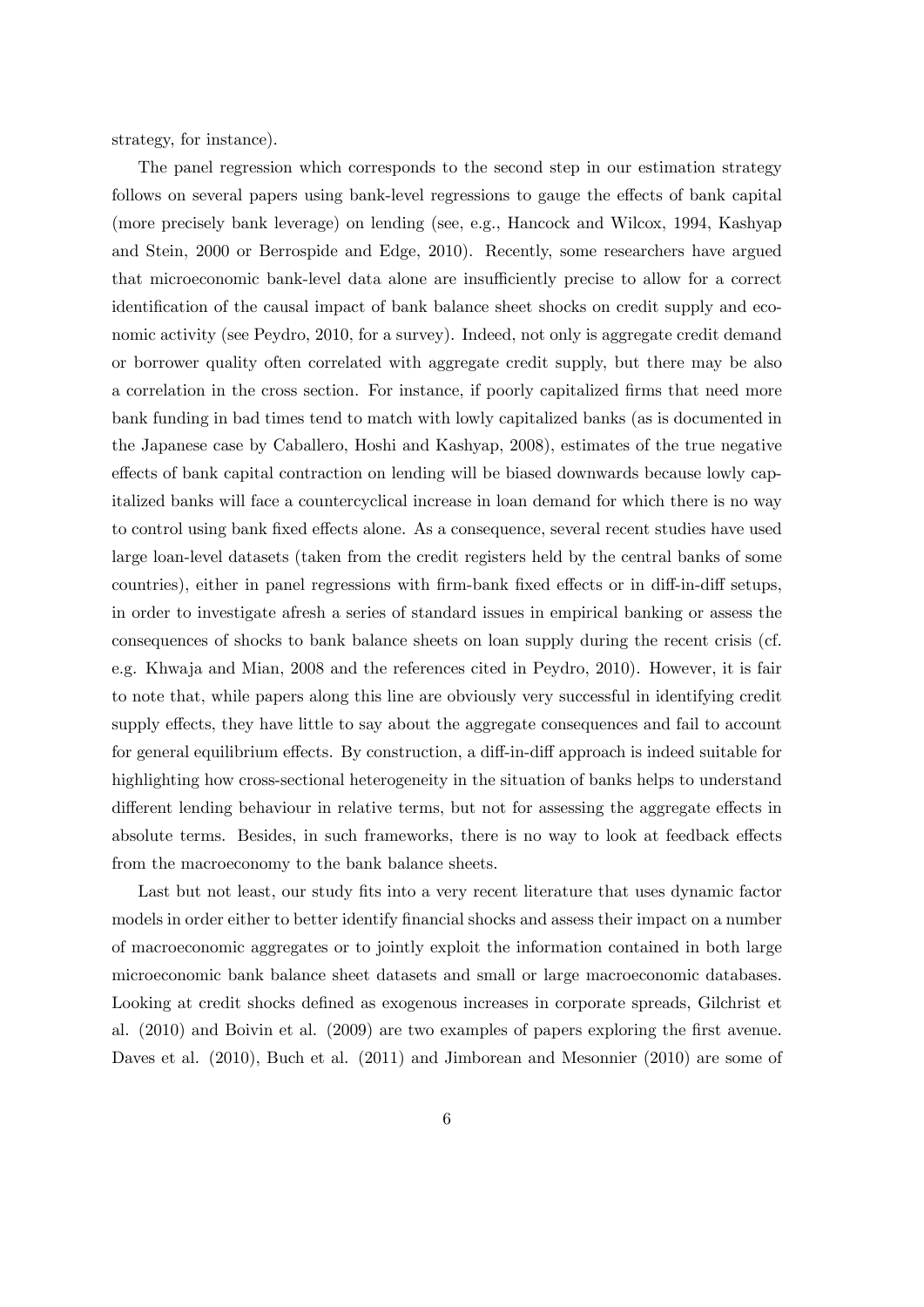strategy, for instance).

The panel regression which corresponds to the second step in our estimation strategy follows on several papers using bank-level regressions to gauge the effects of bank capital (more precisely bank leverage) on lending (see, e.g., Hancock and Wilcox, 1994, Kashyap and Stein, 2000 or Berrospide and Edge, 2010). Recently, some researchers have argued that microeconomic bank-level data alone are insufficiently precise to allow for a correct identification of the causal impact of bank balance sheet shocks on credit supply and economic activity (see Peydro, 2010, for a survey). Indeed, not only is aggregate credit demand or borrower quality often correlated with aggregate credit supply, but there may be also a correlation in the cross section. For instance, if poorly capitalized firms that need more bank funding in bad times tend to match with lowly capitalized banks (as is documented in the Japanese case by Caballero, Hoshi and Kashyap, 2008), estimates of the true negative effects of bank capital contraction on lending will be biased downwards because lowly capitalized banks will face a countercyclical increase in loan demand for which there is no way to control using bank fixed effects alone. As a consequence, several recent studies have used large loan-level datasets (taken from the credit registers held by the central banks of some countries), either in panel regressions with firm-bank fixed effects or in diff-in-diff setups, in order to investigate afresh a series of standard issues in empirical banking or assess the consequences of shocks to bank balance sheets on loan supply during the recent crisis (cf. e.g. Khwaja and Mian, 2008 and the references cited in Peydro, 2010). However, it is fair to note that, while papers along this line are obviously very successful in identifying credit supply effects, they have little to say about the aggregate consequences and fail to account for general equilibrium effects. By construction, a diff-in-diff approach is indeed suitable for highlighting how cross-sectional heterogeneity in the situation of banks helps to understand different lending behaviour in relative terms, but not for assessing the aggregate effects in absolute terms. Besides, in such frameworks, there is no way to look at feedback effects from the macroeconomy to the bank balance sheets.

Last but not least, our study fits into a very recent literature that uses dynamic factor models in order either to better identify financial shocks and assess their impact on a number of macroeconomic aggregates or to jointly exploit the information contained in both large microeconomic bank balance sheet datasets and small or large macroeconomic databases. Looking at credit shocks defined as exogenous increases in corporate spreads, Gilchrist et al. (2010) and Boivin et al. (2009) are two examples of papers exploring the first avenue. Daves et al. (2010), Buch et al. (2011) and Jimborean and Mesonnier (2010) are some of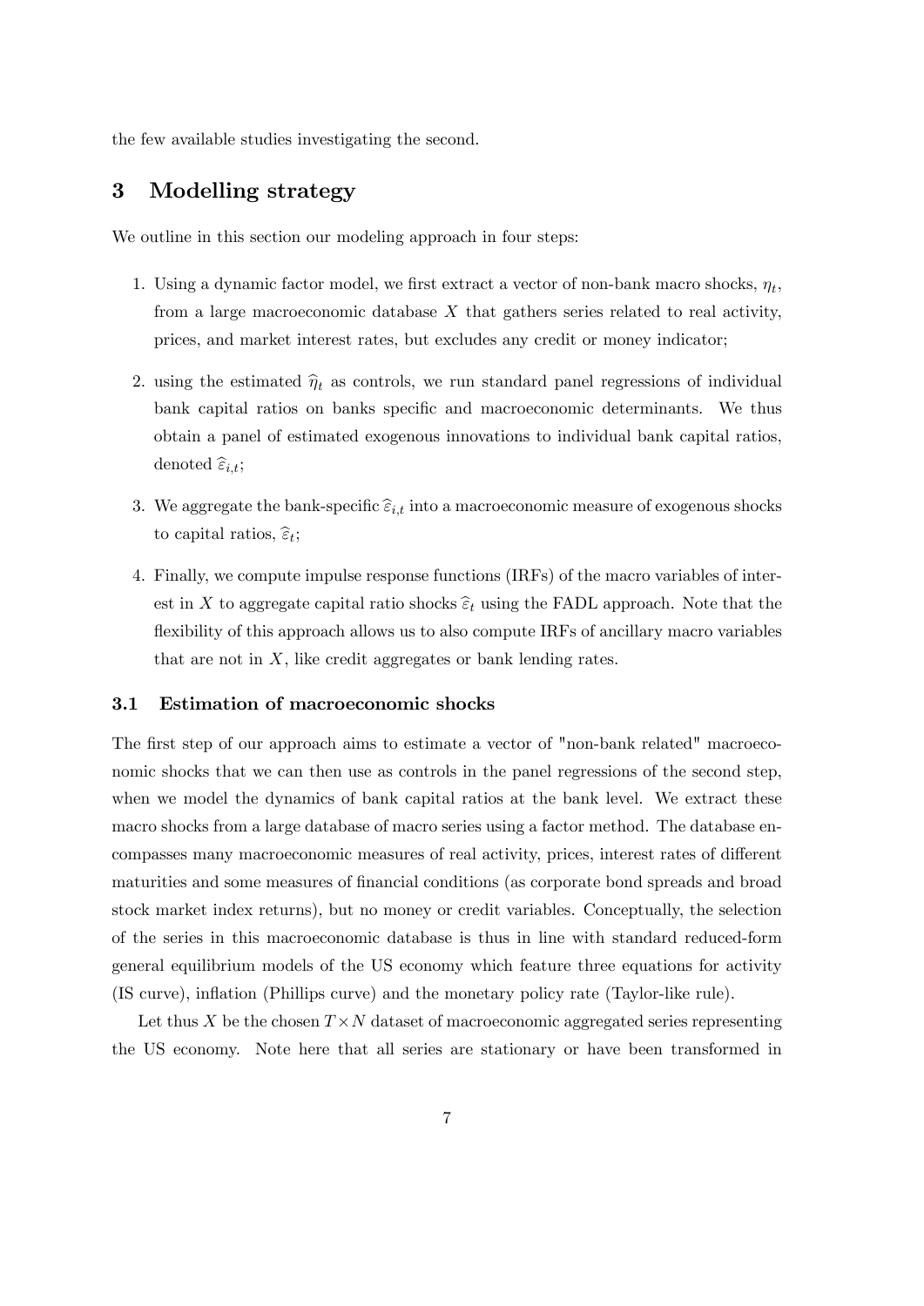the few available studies investigating the second.

## 3 Modelling strategy

We outline in this section our modeling approach in four steps:

1. Using a dynamic factor model, we first extract a vector of non-bank macro shocks, $\eta_t$, from a large macroeconomic database $X$ that gathers series related to real activity, prices, and market interest rates, but excludes any credit or money indicator;
2. using the estimated $\widehat{\eta}_t$ as controls, we run standard panel regressions of individual bank capital ratios on banks specific and macroeconomic determinants. We thus obtain a panel of estimated exogenous innovations to individual bank capital ratios, denoted $\widehat{\varepsilon}_{i,t}$;
3. We aggregate the bank-specific $\widehat{\varepsilon}_{i,t}$ into a macroeconomic measure of exogenous shocks to capital ratios, $\widehat{\varepsilon}_t$;
4. Finally, we compute impulse response functions (IRFs) of the macro variables of interest in $X$ to aggregate capital ratio shocks $\widehat{\varepsilon}_t$ using the FADL approach. Note that the flexibility of this approach allows us to also compute IRFs of ancillary macro variables that are not in $X$, like credit aggregates or bank lending rates.

### 3.1 Estimation of macroeconomic shocks

The first step of our approach aims to estimate a vector of "non-bank related" macroeconomic shocks that we can then use as controls in the panel regressions of the second step, when we model the dynamics of bank capital ratios at the bank level. We extract these macro shocks from a large database of macro series using a factor method. The database encompasses many macroeconomic measures of real activity, prices, interest rates of different maturities and some measures of financial conditions (as corporate bond spreads and broad stock market index returns), but no money or credit variables. Conceptually, the selection of the series in this macroeconomic database is thus in line with standard reduced-form general equilibrium models of the US economy which feature three equations for activity (IS curve), inflation (Phillips curve) and the monetary policy rate (Taylor-like rule).

Let thus $X$ be the chosen $T \times N$ dataset of macroeconomic aggregated series representing the US economy. Note here that all series are stationary or have been transformed in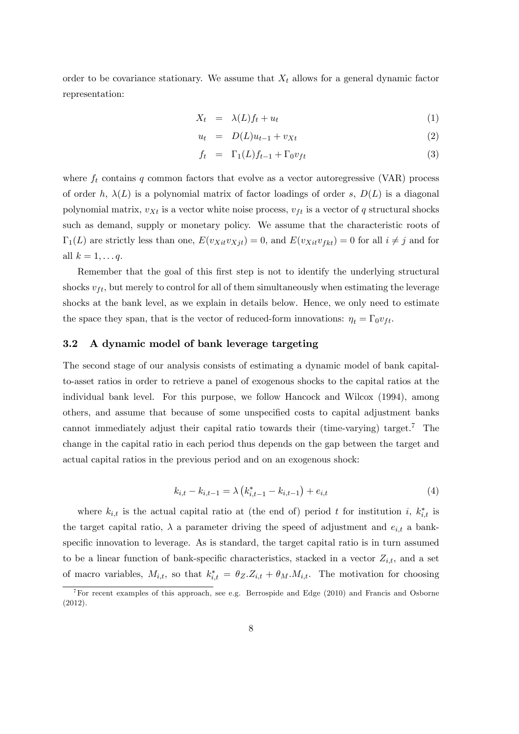order to be covariance stationary. We assume that $X_t$ allows for a general dynamic factor representation:

$$X_t = \lambda(L)f_t + u_t \tag{1}$$

$$u_t = D(L)u_{t-1} + v_{Xt} \tag{2}$$

$$f_t = \Gamma_1(L)f_{t-1} + \Gamma_0 v_{ft} \tag{3}$$

where $f_t$ contains $q$ common factors that evolve as a vector autoregressive (VAR) process of order $h$, $\lambda(L)$ is a polynomial matrix of factor loadings of order $s$, $D(L)$ is a diagonal polynomial matrix, $v_{Xt}$ is a vector white noise process, $v_{ft}$ is a vector of $q$ structural shocks such as demand, supply or monetary policy. We assume that the characteristic roots of $\Gamma_1(L)$ are strictly less than one, $E(v_{Xit}v_{Xjt}) = 0$, and $E(v_{Xit}v_{fkt}) = 0$ for all $i \neq j$ and for all $k = 1, \dots q$.

Remember that the goal of this first step is not to identify the underlying structural shocks $v_{ft}$, but merely to control for all of them simultaneously when estimating the leverage shocks at the bank level, as we explain in details below. Hence, we only need to estimate the space they span, that is the vector of reduced-form innovations: $\eta_t = \Gamma_0 v_{ft}$.

### 3.2 A dynamic model of bank leverage targeting

The second stage of our analysis consists of estimating a dynamic model of bank capital-to-asset ratios in order to retrieve a panel of exogenous shocks to the capital ratios at the individual bank level. For this purpose, we follow Hancock and Wilcox (1994), among others, and assume that because of some unspecified costs to capital adjustment banks cannot immediately adjust their capital ratio towards their (time-varying) target.[7] The change in the capital ratio in each period thus depends on the gap between the target and actual capital ratios in the previous period and on an exogenous shock:

$$k_{i,t} - k_{i,t-1} = \lambda \left(k^*_{i,t-1} - k_{i,t-1}\right) + e_{i,t} \tag{4}$$

where $k_{i,t}$ is the actual capital ratio at (the end of) period $t$ for institution $i$, $k^*_{i,t}$ is the target capital ratio, $\lambda$ a parameter driving the speed of adjustment and $e_{i,t}$ a bank-specific innovation to leverage. As is standard, the target capital ratio is in turn assumed to be a linear function of bank-specific characteristics, stacked in a vector $Z_{i,t}$, and a set of macro variables, $M_{i,t}$, so that $k^*_{i,t} = \theta_Z.Z_{i,t} + \theta_M.M_{i,t}$. The motivation for choosing

[7] For recent examples of this approach, see e.g. Berrospide and Edge (2010) and Francis and Osborne (2012).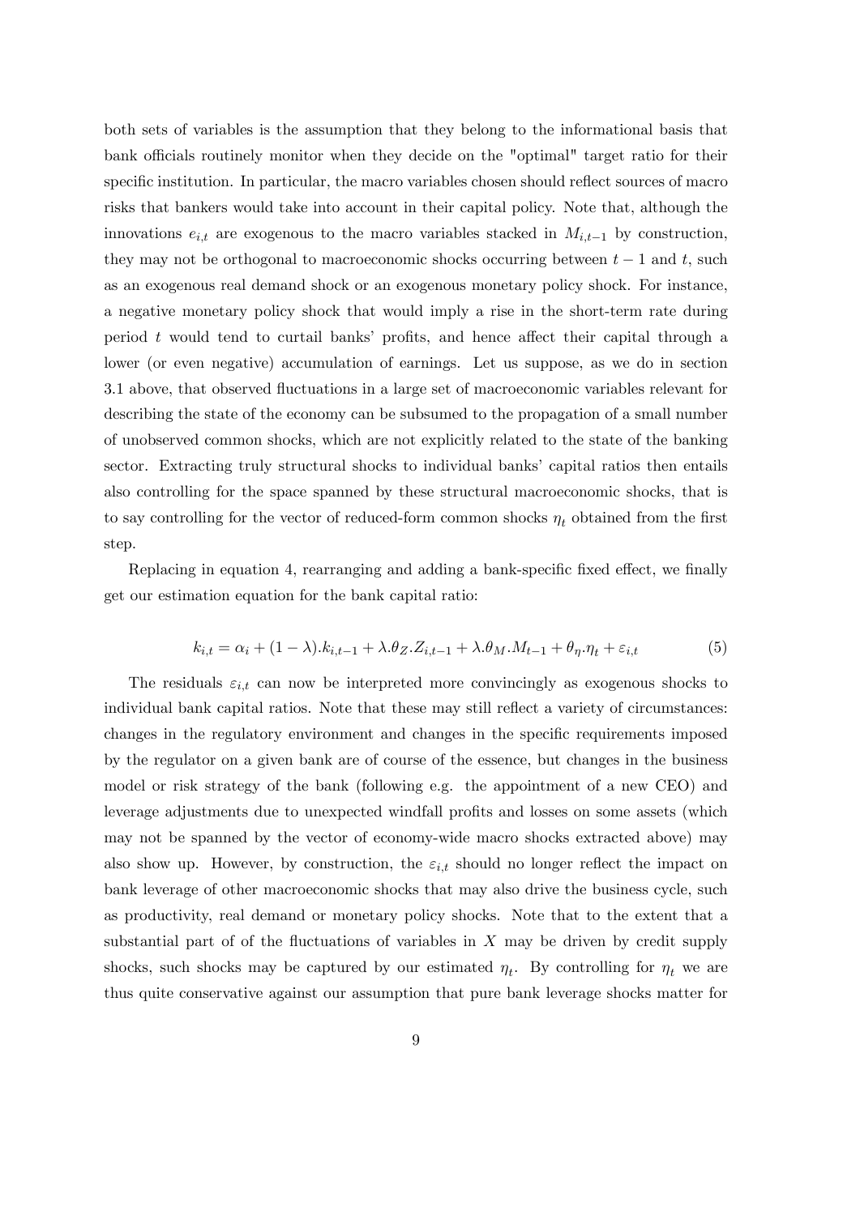both sets of variables is the assumption that they belong to the informational basis that bank officials routinely monitor when they decide on the "optimal" target ratio for their specific institution. In particular, the macro variables chosen should reflect sources of macro risks that bankers would take into account in their capital policy. Note that, although the innovations $e_{i,t}$ are exogenous to the macro variables stacked in $M_{i,t-1}$ by construction, they may not be orthogonal to macroeconomic shocks occurring between $t-1$ and $t$, such as an exogenous real demand shock or an exogenous monetary policy shock. For instance, a negative monetary policy shock that would imply a rise in the short-term rate during period $t$ would tend to curtail banks' profits, and hence affect their capital through a lower (or even negative) accumulation of earnings. Let us suppose, as we do in section 3.1 above, that observed fluctuations in a large set of macroeconomic variables relevant for describing the state of the economy can be subsumed to the propagation of a small number of unobserved common shocks, which are not explicitly related to the state of the banking sector. Extracting truly structural shocks to individual banks' capital ratios then entails also controlling for the space spanned by these structural macroeconomic shocks, that is to say controlling for the vector of reduced-form common shocks $\eta_t$ obtained from the first step.

Replacing in equation 4, rearranging and adding a bank-specific fixed effect, we finally get our estimation equation for the bank capital ratio:

$$k_{i,t} = \alpha_i + (1-\lambda).k_{i,t-1} + \lambda.\theta_Z.Z_{i,t-1} + \lambda.\theta_M.M_{t-1} + \theta_\eta.\eta_t + \varepsilon_{i,t} \tag{5}$$

The residuals $\varepsilon_{i,t}$ can now be interpreted more convincingly as exogenous shocks to individual bank capital ratios. Note that these may still reflect a variety of circumstances: changes in the regulatory environment and changes in the specific requirements imposed by the regulator on a given bank are of course of the essence, but changes in the business model or risk strategy of the bank (following e.g. the appointment of a new CEO) and leverage adjustments due to unexpected windfall profits and losses on some assets (which may not be spanned by the vector of economy-wide macro shocks extracted above) may also show up. However, by construction, the $\varepsilon_{i,t}$ should no longer reflect the impact on bank leverage of other macroeconomic shocks that may also drive the business cycle, such as productivity, real demand or monetary policy shocks. Note that to the extent that a substantial part of of the fluctuations of variables in $X$ may be driven by credit supply shocks, such shocks may be captured by our estimated $\eta_t$. By controlling for $\eta_t$ we are thus quite conservative against our assumption that pure bank leverage shocks matter for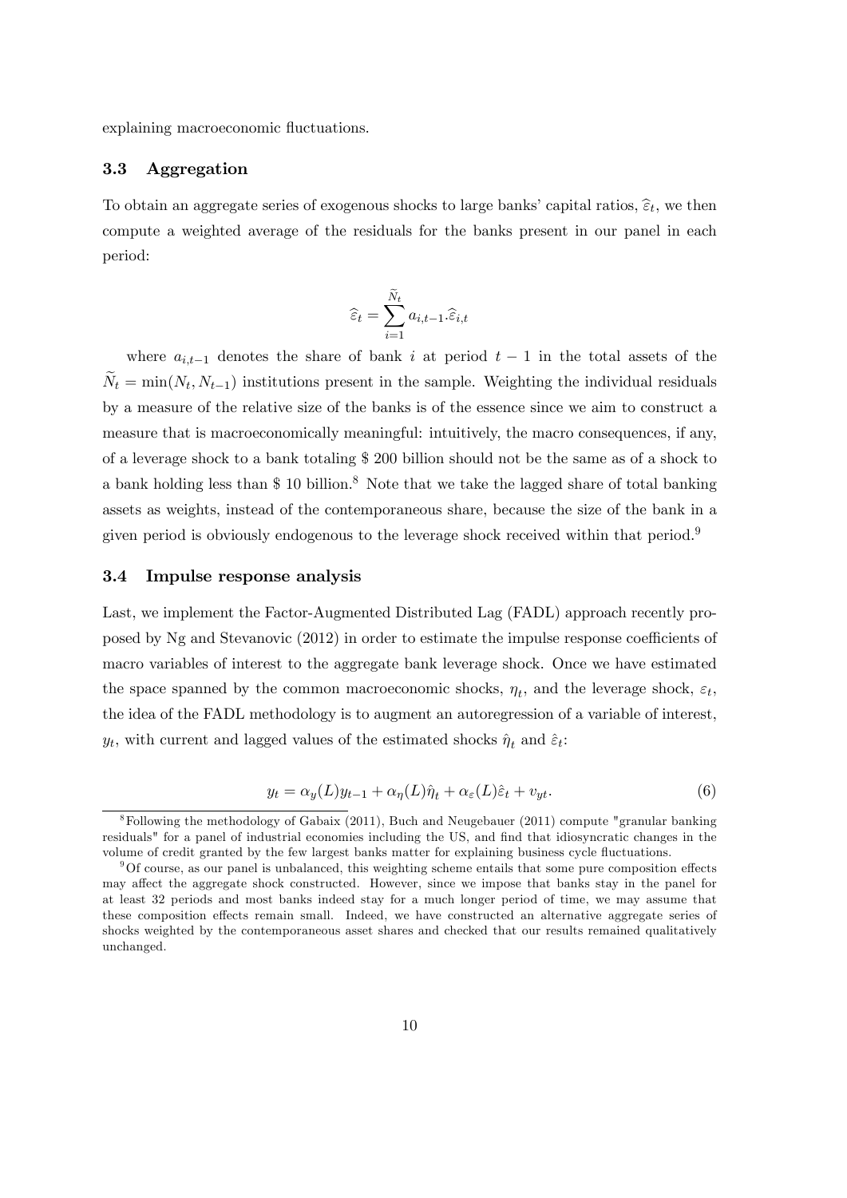explaining macroeconomic fluctuations.

### 3.3 Aggregation

To obtain an aggregate series of exogenous shocks to large banks' capital ratios, $\widehat{\varepsilon}_t$, we then compute a weighted average of the residuals for the banks present in our panel in each period:

$$\widehat{\varepsilon}_t = \sum_{i=1}^{\widetilde{N}_t} a_{i,t-1}.\widehat{\varepsilon}_{i,t}$$

where $a_{i,t-1}$ denotes the share of bank $i$ at period $t-1$ in the total assets of the $\widetilde{N}_t = \min(N_t, N_{t-1})$ institutions present in the sample. Weighting the individual residuals by a measure of the relative size of the banks is of the essence since we aim to construct a measure that is macroeconomically meaningful: intuitively, the macro consequences, if any, of a leverage shock to a bank totaling \$ 200 billion should not be the same as of a shock to a bank holding less than \$ 10 billion.[8] Note that we take the lagged share of total banking assets as weights, instead of the contemporaneous share, because the size of the bank in a given period is obviously endogenous to the leverage shock received within that period.[9]

### 3.4 Impulse response analysis

Last, we implement the Factor-Augmented Distributed Lag (FADL) approach recently proposed by Ng and Stevanovic (2012) in order to estimate the impulse response coefficients of macro variables of interest to the aggregate bank leverage shock. Once we have estimated the space spanned by the common macroeconomic shocks, $\eta_t$, and the leverage shock, $\varepsilon_t$, the idea of the FADL methodology is to augment an autoregression of a variable of interest, $y_t$, with current and lagged values of the estimated shocks $\hat{\eta}_t$ and $\hat{\varepsilon}_t$:

$$y_t = \alpha_y(L)y_{t-1} + \alpha_\eta(L)\hat{\eta}_t + \alpha_\varepsilon(L)\hat{\varepsilon}_t + v_{yt}. \tag{6}$$

[8] Following the methodology of Gabaix (2011), Buch and Neugebauer (2011) compute "granular banking residuals" for a panel of industrial economies including the US, and find that idiosyncratic changes in the volume of credit granted by the few largest banks matter for explaining business cycle fluctuations.

[9] Of course, as our panel is unbalanced, this weighting scheme entails that some pure composition effects may affect the aggregate shock constructed. However, since we impose that banks stay in the panel for at least 32 periods and most banks indeed stay for a much longer period of time, we may assume that these composition effects remain small. Indeed, we have constructed an alternative aggregate series of shocks weighted by the contemporaneous asset shares and checked that our results remained qualitatively unchanged.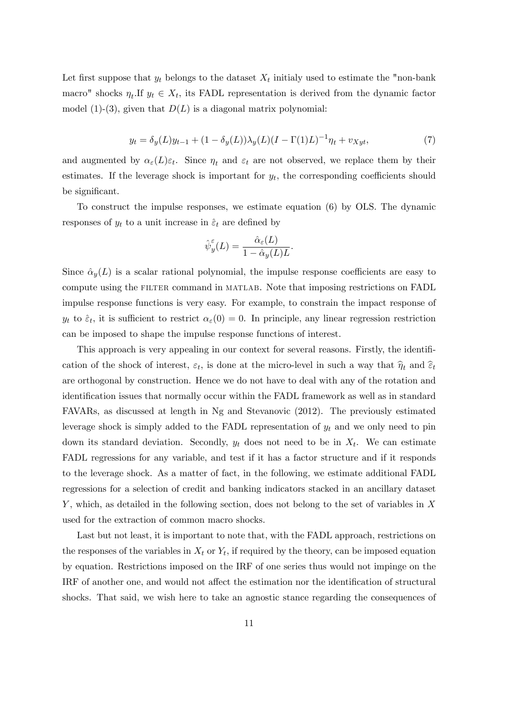Let first suppose that $y_t$ belongs to the dataset $X_t$ initialy used to estimate the "non-bank macro" shocks $\eta_t$.If $y_t \in X_t$, its FADL representation is derived from the dynamic factor model (1)-(3), given that $D(L)$ is a diagonal matrix polynomial:

$$y_t = \delta_y(L)y_{t-1} + (1 - \delta_y(L))\lambda_y(L)(I - \Gamma(1)L)^{-1}\eta_t + v_{Xyt}, \tag{7}$$

and augmented by $\alpha_\varepsilon(L)\varepsilon_t$. Since $\eta_t$ and $\varepsilon_t$ are not observed, we replace them by their estimates. If the leverage shock is important for $y_t$, the corresponding coefficients should be significant.

To construct the impulse responses, we estimate equation (6) by OLS. The dynamic responses of $y_t$ to a unit increase in $\hat{\varepsilon}_t$ are defined by

$$\hat{\psi}_y^\varepsilon(L) = \frac{\hat{\alpha}_\varepsilon(L)}{1 - \hat{\alpha}_y(L)L}.$$

Since $\hat{\alpha}_y(L)$ is a scalar rational polynomial, the impulse response coefficients are easy to compute using the FILTER command in MATLAB. Note that imposing restrictions on FADL impulse response functions is very easy. For example, to constrain the impact response of $y_t$ to $\hat{\varepsilon}_t$, it is sufficient to restrict $\alpha_\varepsilon(0) = 0$. In principle, any linear regression restriction can be imposed to shape the impulse response functions of interest.

This approach is very appealing in our context for several reasons. Firstly, the identification of the shock of interest, $\varepsilon_t$, is done at the micro-level in such a way that $\widehat{\eta}_t$ and $\widehat{\varepsilon}_t$ are orthogonal by construction. Hence we do not have to deal with any of the rotation and identification issues that normally occur within the FADL framework as well as in standard FAVARs, as discussed at length in Ng and Stevanovic (2012). The previously estimated leverage shock is simply added to the FADL representation of $y_t$ and we only need to pin down its standard deviation. Secondly, $y_t$ does not need to be in $X_t$. We can estimate FADL regressions for any variable, and test if it has a factor structure and if it responds to the leverage shock. As a matter of fact, in the following, we estimate additional FADL regressions for a selection of credit and banking indicators stacked in an ancillary dataset $Y$, which, as detailed in the following section, does not belong to the set of variables in $X$ used for the extraction of common macro shocks.

Last but not least, it is important to note that, with the FADL approach, restrictions on the responses of the variables in $X_t$ or $Y_t$, if required by the theory, can be imposed equation by equation. Restrictions imposed on the IRF of one series thus would not impinge on the IRF of another one, and would not affect the estimation nor the identification of structural shocks. That said, we wish here to take an agnostic stance regarding the consequences of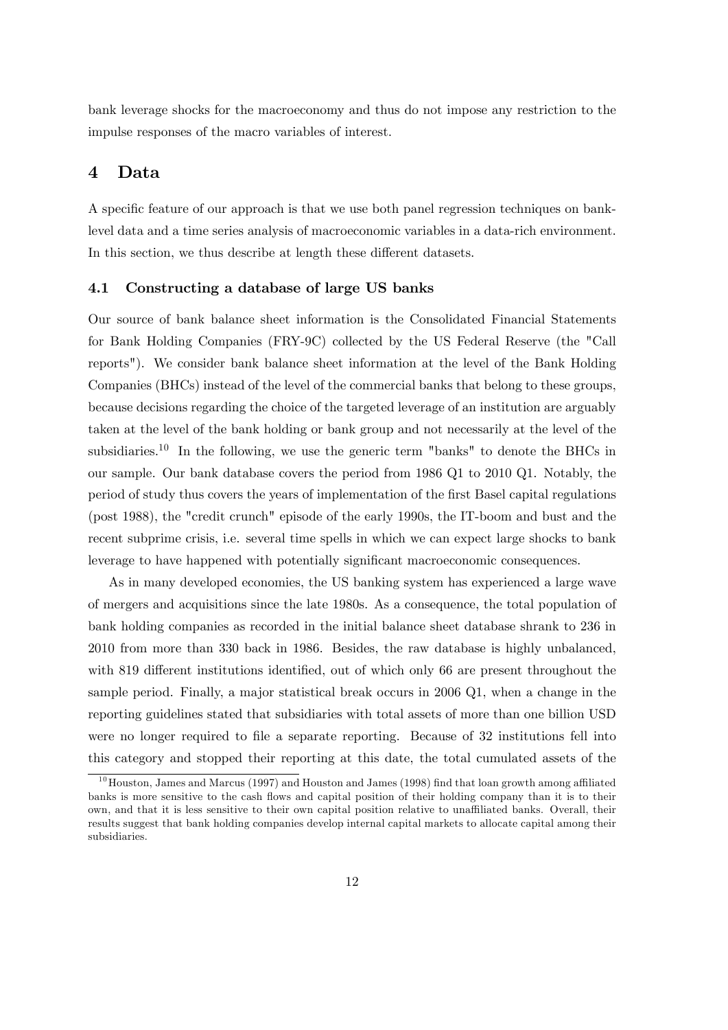bank leverage shocks for the macroeconomy and thus do not impose any restriction to the impulse responses of the macro variables of interest.

# 4 Data

A specific feature of our approach is that we use both panel regression techniques on bank-level data and a time series analysis of macroeconomic variables in a data-rich environment. In this section, we thus describe at length these different datasets.

## 4.1 Constructing a database of large US banks

Our source of bank balance sheet information is the Consolidated Financial Statements for Bank Holding Companies (FRY-9C) collected by the US Federal Reserve (the "Call reports"). We consider bank balance sheet information at the level of the Bank Holding Companies (BHCs) instead of the level of the commercial banks that belong to these groups, because decisions regarding the choice of the targeted leverage of an institution are arguably taken at the level of the bank holding or bank group and not necessarily at the level of the subsidiaries.[10] In the following, we use the generic term "banks" to denote the BHCs in our sample. Our bank database covers the period from 1986 Q1 to 2010 Q1. Notably, the period of study thus covers the years of implementation of the first Basel capital regulations (post 1988), the "credit crunch" episode of the early 1990s, the IT-boom and bust and the recent subprime crisis, i.e. several time spells in which we can expect large shocks to bank leverage to have happened with potentially significant macroeconomic consequences.

As in many developed economies, the US banking system has experienced a large wave of mergers and acquisitions since the late 1980s. As a consequence, the total population of bank holding companies as recorded in the initial balance sheet database shrank to 236 in 2010 from more than 330 back in 1986. Besides, the raw database is highly unbalanced, with 819 different institutions identified, out of which only 66 are present throughout the sample period. Finally, a major statistical break occurs in 2006 Q1, when a change in the reporting guidelines stated that subsidiaries with total assets of more than one billion USD were no longer required to file a separate reporting. Because of 32 institutions fell into this category and stopped their reporting at this date, the total cumulated assets of the

[10] Houston, James and Marcus (1997) and Houston and James (1998) find that loan growth among affiliated banks is more sensitive to the cash flows and capital position of their holding company than it is to their own, and that it is less sensitive to their own capital position relative to unaffiliated banks. Overall, their results suggest that bank holding companies develop internal capital markets to allocate capital among their subsidiaries.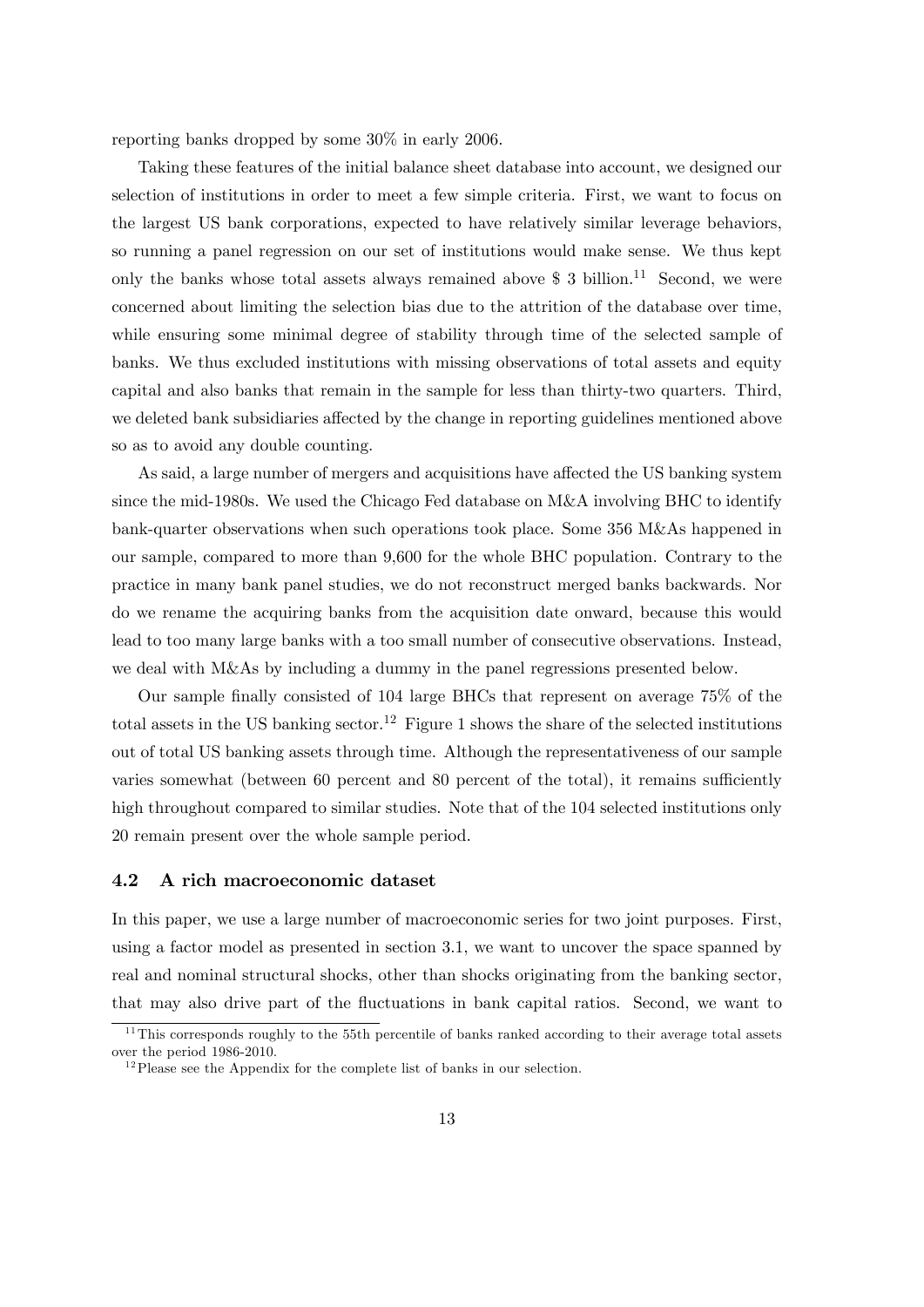reporting banks dropped by some 30% in early 2006.

Taking these features of the initial balance sheet database into account, we designed our selection of institutions in order to meet a few simple criteria. First, we want to focus on the largest US bank corporations, expected to have relatively similar leverage behaviors, so running a panel regression on our set of institutions would make sense. We thus kept only the banks whose total assets always remained above $ 3 billion.[11] Second, we were concerned about limiting the selection bias due to the attrition of the database over time, while ensuring some minimal degree of stability through time of the selected sample of banks. We thus excluded institutions with missing observations of total assets and equity capital and also banks that remain in the sample for less than thirty-two quarters. Third, we deleted bank subsidiaries affected by the change in reporting guidelines mentioned above so as to avoid any double counting.

As said, a large number of mergers and acquisitions have affected the US banking system since the mid-1980s. We used the Chicago Fed database on M&A involving BHC to identify bank-quarter observations when such operations took place. Some 356 M&As happened in our sample, compared to more than 9,600 for the whole BHC population. Contrary to the practice in many bank panel studies, we do not reconstruct merged banks backwards. Nor do we rename the acquiring banks from the acquisition date onward, because this would lead to too many large banks with a too small number of consecutive observations. Instead, we deal with M&As by including a dummy in the panel regressions presented below.

Our sample finally consisted of 104 large BHCs that represent on average 75% of the total assets in the US banking sector.[12] Figure 1 shows the share of the selected institutions out of total US banking assets through time. Although the representativeness of our sample varies somewhat (between 60 percent and 80 percent of the total), it remains sufficiently high throughout compared to similar studies. Note that of the 104 selected institutions only 20 remain present over the whole sample period.

### 4.2 A rich macroeconomic dataset

In this paper, we use a large number of macroeconomic series for two joint purposes. First, using a factor model as presented in section 3.1, we want to uncover the space spanned by real and nominal structural shocks, other than shocks originating from the banking sector, that may also drive part of the fluctuations in bank capital ratios. Second, we want to

[11] This corresponds roughly to the 55th percentile of banks ranked according to their average total assets over the period 1986-2010.

[12] Please see the Appendix for the complete list of banks in our selection.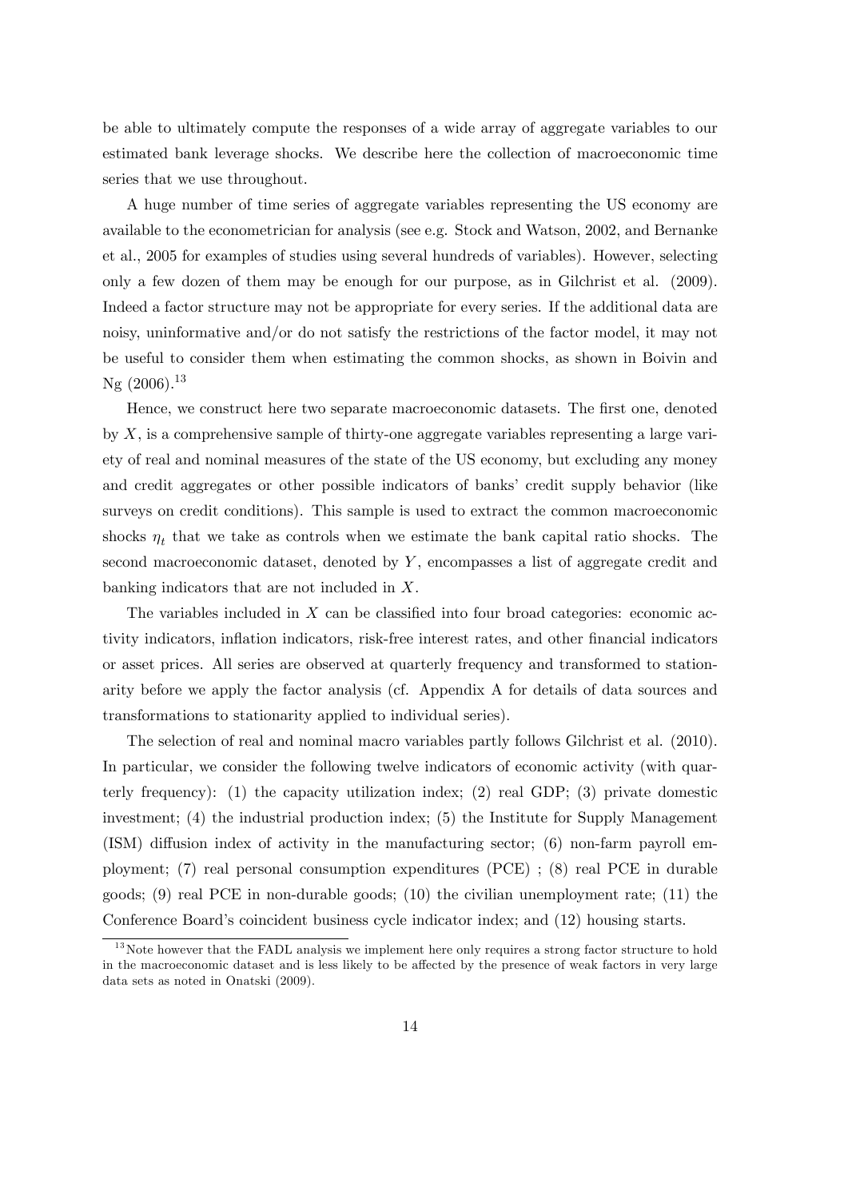be able to ultimately compute the responses of a wide array of aggregate variables to our estimated bank leverage shocks. We describe here the collection of macroeconomic time series that we use throughout.

A huge number of time series of aggregate variables representing the US economy are available to the econometrician for analysis (see e.g. Stock and Watson, 2002, and Bernanke et al., 2005 for examples of studies using several hundreds of variables). However, selecting only a few dozen of them may be enough for our purpose, as in Gilchrist et al. (2009). Indeed a factor structure may not be appropriate for every series. If the additional data are noisy, uninformative and/or do not satisfy the restrictions of the factor model, it may not be useful to consider them when estimating the common shocks, as shown in Boivin and Ng (2006).[13]

Hence, we construct here two separate macroeconomic datasets. The first one, denoted by $X$, is a comprehensive sample of thirty-one aggregate variables representing a large variety of real and nominal measures of the state of the US economy, but excluding any money and credit aggregates or other possible indicators of banks' credit supply behavior (like surveys on credit conditions). This sample is used to extract the common macroeconomic shocks $\eta_t$ that we take as controls when we estimate the bank capital ratio shocks. The second macroeconomic dataset, denoted by $Y$, encompasses a list of aggregate credit and banking indicators that are not included in $X$.

The variables included in $X$ can be classified into four broad categories: economic activity indicators, inflation indicators, risk-free interest rates, and other financial indicators or asset prices. All series are observed at quarterly frequency and transformed to stationarity before we apply the factor analysis (cf. Appendix A for details of data sources and transformations to stationarity applied to individual series).

The selection of real and nominal macro variables partly follows Gilchrist et al. (2010). In particular, we consider the following twelve indicators of economic activity (with quarterly frequency): (1) the capacity utilization index; (2) real GDP; (3) private domestic investment; (4) the industrial production index; (5) the Institute for Supply Management (ISM) diffusion index of activity in the manufacturing sector; (6) non-farm payroll employment; (7) real personal consumption expenditures (PCE) ; (8) real PCE in durable goods; (9) real PCE in non-durable goods; (10) the civilian unemployment rate; (11) the Conference Board's coincident business cycle indicator index; and (12) housing starts.

[13] Note however that the FADL analysis we implement here only requires a strong factor structure to hold in the macroeconomic dataset and is less likely to be affected by the presence of weak factors in very large data sets as noted in Onatski (2009).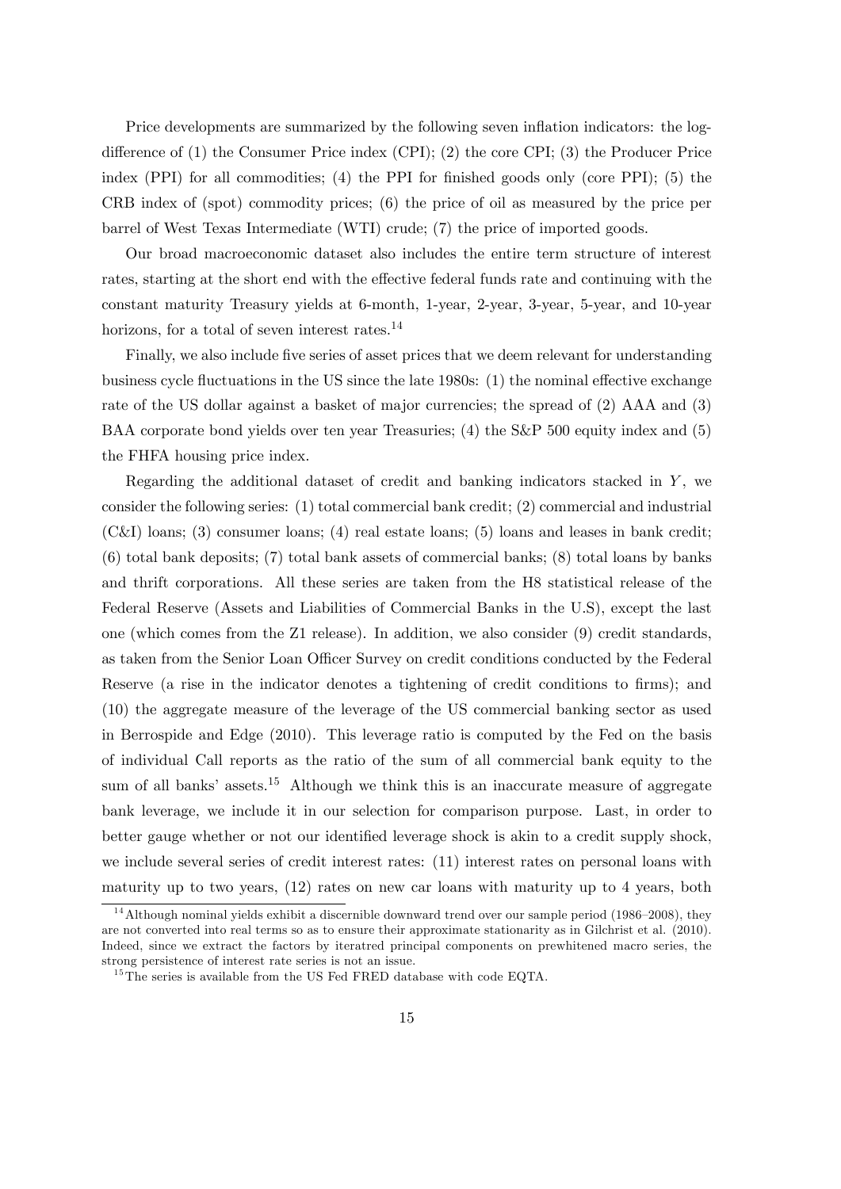Price developments are summarized by the following seven inflation indicators: the log-difference of (1) the Consumer Price index (CPI); (2) the core CPI; (3) the Producer Price index (PPI) for all commodities; (4) the PPI for finished goods only (core PPI); (5) the CRB index of (spot) commodity prices; (6) the price of oil as measured by the price per barrel of West Texas Intermediate (WTI) crude; (7) the price of imported goods.

Our broad macroeconomic dataset also includes the entire term structure of interest rates, starting at the short end with the effective federal funds rate and continuing with the constant maturity Treasury yields at 6-month, 1-year, 2-year, 3-year, 5-year, and 10-year horizons, for a total of seven interest rates.[14]

Finally, we also include five series of asset prices that we deem relevant for understanding business cycle fluctuations in the US since the late 1980s: (1) the nominal effective exchange rate of the US dollar against a basket of major currencies; the spread of (2) AAA and (3) BAA corporate bond yields over ten year Treasuries; (4) the S&P 500 equity index and (5) the FHFA housing price index.

Regarding the additional dataset of credit and banking indicators stacked in $Y$, we consider the following series: (1) total commercial bank credit; (2) commercial and industrial (C&I) loans; (3) consumer loans; (4) real estate loans; (5) loans and leases in bank credit; (6) total bank deposits; (7) total bank assets of commercial banks; (8) total loans by banks and thrift corporations. All these series are taken from the H8 statistical release of the Federal Reserve (Assets and Liabilities of Commercial Banks in the U.S), except the last one (which comes from the Z1 release). In addition, we also consider (9) credit standards, as taken from the Senior Loan Officer Survey on credit conditions conducted by the Federal Reserve (a rise in the indicator denotes a tightening of credit conditions to firms); and (10) the aggregate measure of the leverage of the US commercial banking sector as used in Berrospide and Edge (2010). This leverage ratio is computed by the Fed on the basis of individual Call reports as the ratio of the sum of all commercial bank equity to the sum of all banks' assets.[15] Although we think this is an inaccurate measure of aggregate bank leverage, we include it in our selection for comparison purpose. Last, in order to better gauge whether or not our identified leverage shock is akin to a credit supply shock, we include several series of credit interest rates: (11) interest rates on personal loans with maturity up to two years, (12) rates on new car loans with maturity up to 4 years, both

[14] Although nominal yields exhibit a discernible downward trend over our sample period (1986–2008), they are not converted into real terms so as to ensure their approximate stationarity as in Gilchrist et al. (2010). Indeed, since we extract the factors by iteratred principal components on prewhitened macro series, the strong persistence of interest rate series is not an issue.

[15] The series is available from the US Fed FRED database with code EQTA.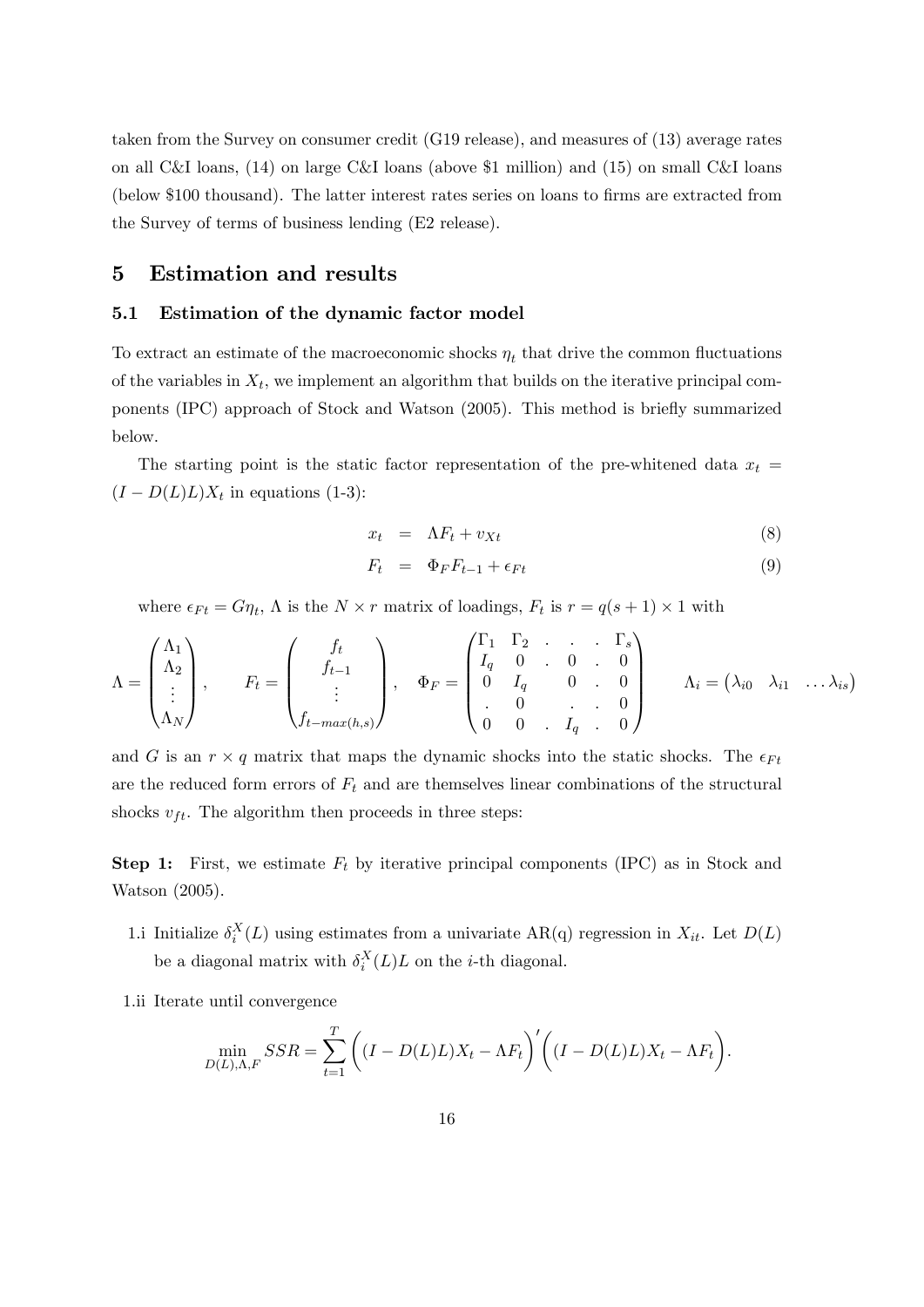taken from the Survey on consumer credit (G19 release), and measures of (13) average rates on all C&I loans, (14) on large C&I loans (above \$1 million) and (15) on small C&I loans (below \$100 thousand). The latter interest rates series on loans to firms are extracted from the Survey of terms of business lending (E2 release).

# 5 Estimation and results

## 5.1 Estimation of the dynamic factor model

To extract an estimate of the macroeconomic shocks $\eta_t$ that drive the common fluctuations of the variables in $X_t$, we implement an algorithm that builds on the iterative principal components (IPC) approach of Stock and Watson (2005). This method is briefly summarized below.

The starting point is the static factor representation of the pre-whitened data $x_t = (I - D(L)L)X_t$ in equations (1-3):

$$x_t = \Lambda F_t + v_{Xt} \tag{8}$$

$$F_t = \Phi_F F_{t-1} + \epsilon_{Ft} \tag{9}$$

where $\epsilon_{Ft} = G\eta_t$, $\Lambda$ is the $N \times r$ matrix of loadings, $F_t$ is $r = q(s+1) \times 1$ with

$$\Lambda = \begin{pmatrix} \Lambda_1 \\ \Lambda_2 \\ \vdots \\ \Lambda_N \end{pmatrix}, \quad F_t = \begin{pmatrix} f_t \\ f_{t-1} \\ \vdots \\ f_{t-max(h,s)} \end{pmatrix}, \quad \Phi_F = \begin{pmatrix} \Gamma_1 & \Gamma_2 & . & . & . & \Gamma_s \\ I_q & 0 & . & 0 & . & 0 \\ 0 & I_q & & 0 & . & 0 \\ . & 0 & & . & . & 0 \\ 0 & 0 & . & I_q & . & 0 \end{pmatrix} \quad \Lambda_i = \begin{pmatrix} \lambda_{i0} & \lambda_{i1} & \dots \lambda_{is} \end{pmatrix}$$

and $G$ is an $r \times q$ matrix that maps the dynamic shocks into the static shocks. The $\epsilon_{Ft}$ are the reduced form errors of $F_t$ and are themselves linear combinations of the structural shocks $v_{ft}$. The algorithm then proceeds in three steps:

**Step 1:** First, we estimate $F_t$ by iterative principal components (IPC) as in Stock and Watson (2005).

1.i Initialize $\delta_i^X(L)$ using estimates from a univariate AR(q) regression in $X_{it}$. Let $D(L)$ be a diagonal matrix with $\delta_i^X(L)L$ on the $i$-th diagonal.

1.ii Iterate until convergence

$$\min_{D(L),\Lambda,F} SSR = \sum_{t=1}^{T} \bigg( (I - D(L)L)X_t - \Lambda F_t \bigg)' \bigg( (I - D(L)L)X_t - \Lambda F_t \bigg).$$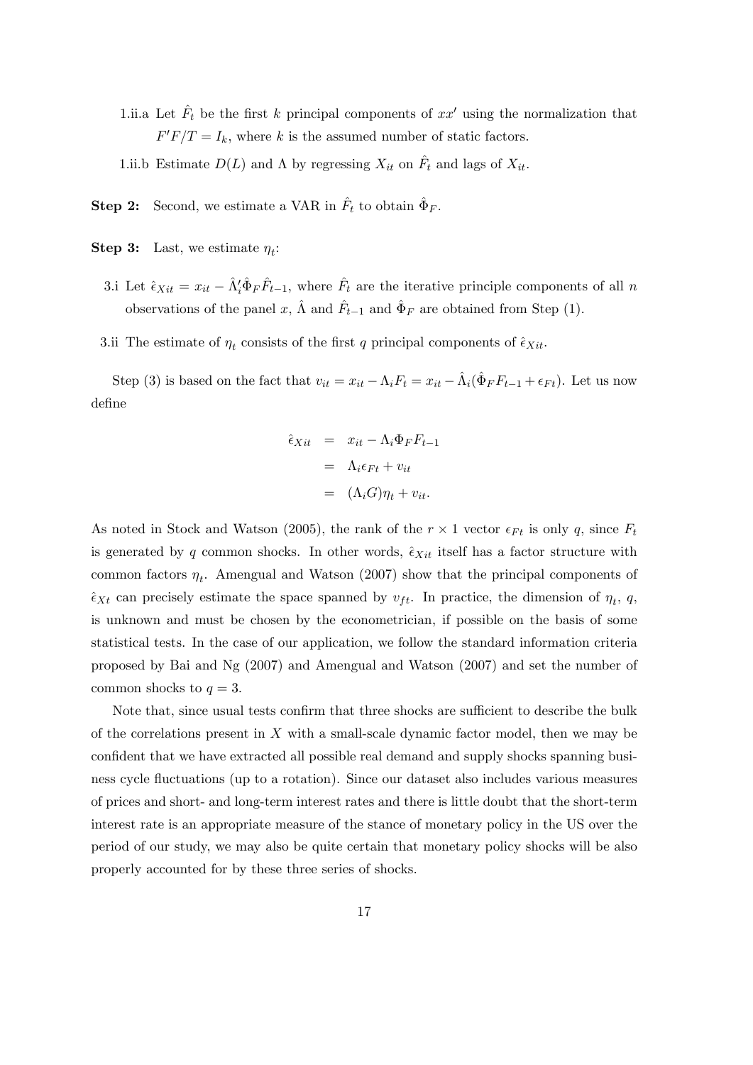1.ii.a Let $\hat{F}_t$ be the first $k$ principal components of $xx'$ using the normalization that $F'F/T = I_k$, where $k$ is the assumed number of static factors.

1.ii.b Estimate $D(L)$ and $\Lambda$ by regressing $X_{it}$ on $\hat{F}_t$ and lags of $X_{it}$.

**Step 2:** Second, we estimate a VAR in $\hat{F}_t$ to obtain $\hat{\Phi}_F$.

**Step 3:** Last, we estimate $\eta_t$:

3.i Let $\hat{\epsilon}_{Xit} = x_{it} - \hat{\Lambda}_i'\hat{\Phi}_F\hat{F}_{t-1}$, where $\hat{F}_t$ are the iterative principle components of all $n$ observations of the panel $x$, $\hat{\Lambda}$ and $\hat{F}_{t-1}$ and $\hat{\Phi}_F$ are obtained from Step (1).

3.ii The estimate of $\eta_t$ consists of the first $q$ principal components of $\hat{\epsilon}_{Xit}$.

Step (3) is based on the fact that $v_{it} = x_{it} - \Lambda_i F_t = x_{it} - \hat{\Lambda}_i(\hat{\Phi}_F F_{t-1} + \epsilon_{Ft})$. Let us now define

$$
\begin{aligned}
\hat{\epsilon}_{Xit} &= x_{it} - \Lambda_i \Phi_F F_{t-1} \\
&= \Lambda_i \epsilon_{Ft} + v_{it} \\
&= (\Lambda_i G)\eta_t + v_{it}.
\end{aligned}
$$

As noted in Stock and Watson (2005), the rank of the $r \times 1$ vector $\epsilon_{Ft}$ is only $q$, since $F_t$ is generated by $q$ common shocks. In other words, $\hat{\epsilon}_{Xit}$ itself has a factor structure with common factors $\eta_t$. Amengual and Watson (2007) show that the principal components of $\hat{\epsilon}_{Xt}$ can precisely estimate the space spanned by $v_{ft}$. In practice, the dimension of $\eta_t$, $q$, is unknown and must be chosen by the econometrician, if possible on the basis of some statistical tests. In the case of our application, we follow the standard information criteria proposed by Bai and Ng (2007) and Amengual and Watson (2007) and set the number of common shocks to $q = 3$.

Note that, since usual tests confirm that three shocks are sufficient to describe the bulk of the correlations present in $X$ with a small-scale dynamic factor model, then we may be confident that we have extracted all possible real demand and supply shocks spanning business cycle fluctuations (up to a rotation). Since our dataset also includes various measures of prices and short- and long-term interest rates and there is little doubt that the short-term interest rate is an appropriate measure of the stance of monetary policy in the US over the period of our study, we may also be quite certain that monetary policy shocks will be also properly accounted for by these three series of shocks.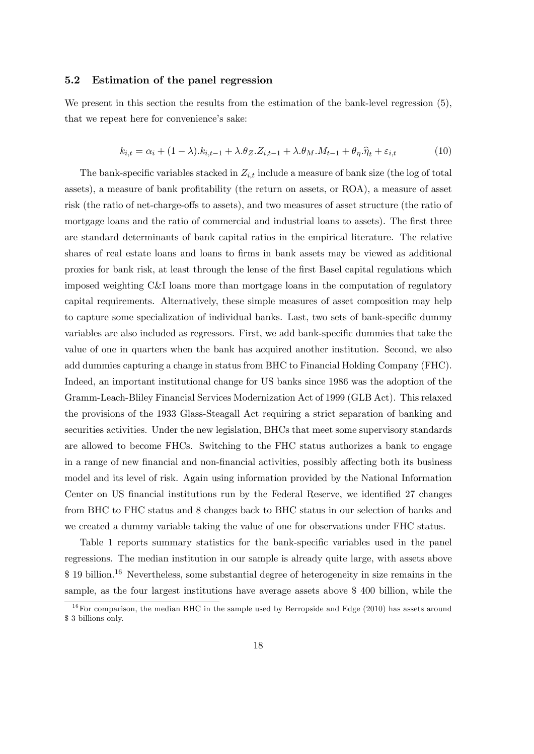### 5.2 Estimation of the panel regression

We present in this section the results from the estimation of the bank-level regression (5), that we repeat here for convenience's sake:

$$k_{i,t} = \alpha_i + (1-\lambda).k_{i,t-1} + \lambda.\theta_Z.Z_{i,t-1} + \lambda.\theta_M.M_{t-1} + \theta_\eta.\widehat{\eta}_t + \varepsilon_{i,t} \tag{10}$$

The bank-specific variables stacked in $Z_{i,t}$ include a measure of bank size (the log of total assets), a measure of bank profitability (the return on assets, or ROA), a measure of asset risk (the ratio of net-charge-offs to assets), and two measures of asset structure (the ratio of mortgage loans and the ratio of commercial and industrial loans to assets). The first three are standard determinants of bank capital ratios in the empirical literature. The relative shares of real estate loans and loans to firms in bank assets may be viewed as additional proxies for bank risk, at least through the lense of the first Basel capital regulations which imposed weighting C&I loans more than mortgage loans in the computation of regulatory capital requirements. Alternatively, these simple measures of asset composition may help to capture some specialization of individual banks. Last, two sets of bank-specific dummy variables are also included as regressors. First, we add bank-specific dummies that take the value of one in quarters when the bank has acquired another institution. Second, we also add dummies capturing a change in status from BHC to Financial Holding Company (FHC). Indeed, an important institutional change for US banks since 1986 was the adoption of the Gramm-Leach-Bliley Financial Services Modernization Act of 1999 (GLB Act). This relaxed the provisions of the 1933 Glass-Steagall Act requiring a strict separation of banking and securities activities. Under the new legislation, BHCs that meet some supervisory standards are allowed to become FHCs. Switching to the FHC status authorizes a bank to engage in a range of new financial and non-financial activities, possibly affecting both its business model and its level of risk. Again using information provided by the National Information Center on US financial institutions run by the Federal Reserve, we identified 27 changes from BHC to FHC status and 8 changes back to BHC status in our selection of banks and we created a dummy variable taking the value of one for observations under FHC status.

Table 1 reports summary statistics for the bank-specific variables used in the panel regressions. The median institution in our sample is already quite large, with assets above \$ 19 billion.[16] Nevertheless, some substantial degree of heterogeneity in size remains in the sample, as the four largest institutions have average assets above \$ 400 billion, while the

[16] For comparison, the median BHC in the sample used by Berropside and Edge (2010) has assets around \$ 3 billions only.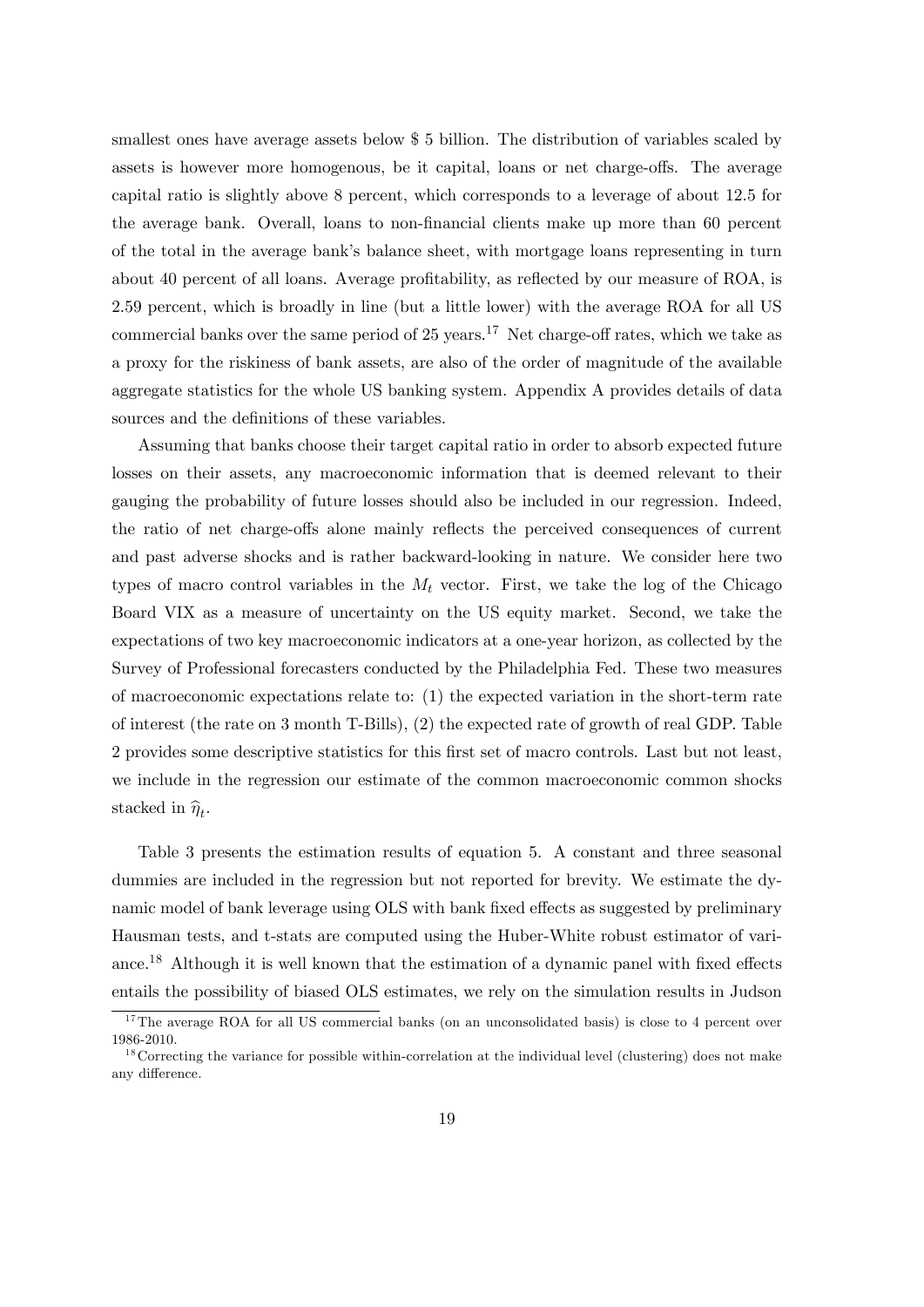smallest ones have average assets below $ 5 billion. The distribution of variables scaled by assets is however more homogenous, be it capital, loans or net charge-offs. The average capital ratio is slightly above 8 percent, which corresponds to a leverage of about 12.5 for the average bank. Overall, loans to non-financial clients make up more than 60 percent of the total in the average bank's balance sheet, with mortgage loans representing in turn about 40 percent of all loans. Average profitability, as reflected by our measure of ROA, is 2.59 percent, which is broadly in line (but a little lower) with the average ROA for all US commercial banks over the same period of 25 years.[17] Net charge-off rates, which we take as a proxy for the riskiness of bank assets, are also of the order of magnitude of the available aggregate statistics for the whole US banking system. Appendix A provides details of data sources and the definitions of these variables.

Assuming that banks choose their target capital ratio in order to absorb expected future losses on their assets, any macroeconomic information that is deemed relevant to their gauging the probability of future losses should also be included in our regression. Indeed, the ratio of net charge-offs alone mainly reflects the perceived consequences of current and past adverse shocks and is rather backward-looking in nature. We consider here two types of macro control variables in the $M_t$ vector. First, we take the log of the Chicago Board VIX as a measure of uncertainty on the US equity market. Second, we take the expectations of two key macroeconomic indicators at a one-year horizon, as collected by the Survey of Professional forecasters conducted by the Philadelphia Fed. These two measures of macroeconomic expectations relate to: (1) the expected variation in the short-term rate of interest (the rate on 3 month T-Bills), (2) the expected rate of growth of real GDP. Table 2 provides some descriptive statistics for this first set of macro controls. Last but not least, we include in the regression our estimate of the common macroeconomic common shocks stacked in $\widehat{\eta}_t$.

Table 3 presents the estimation results of equation 5. A constant and three seasonal dummies are included in the regression but not reported for brevity. We estimate the dynamic model of bank leverage using OLS with bank fixed effects as suggested by preliminary Hausman tests, and t-stats are computed using the Huber-White robust estimator of variance.[18] Although it is well known that the estimation of a dynamic panel with fixed effects entails the possibility of biased OLS estimates, we rely on the simulation results in Judson

[17] The average ROA for all US commercial banks (on an unconsolidated basis) is close to 4 percent over 1986-2010.

[18] Correcting the variance for possible within-correlation at the individual level (clustering) does not make any difference.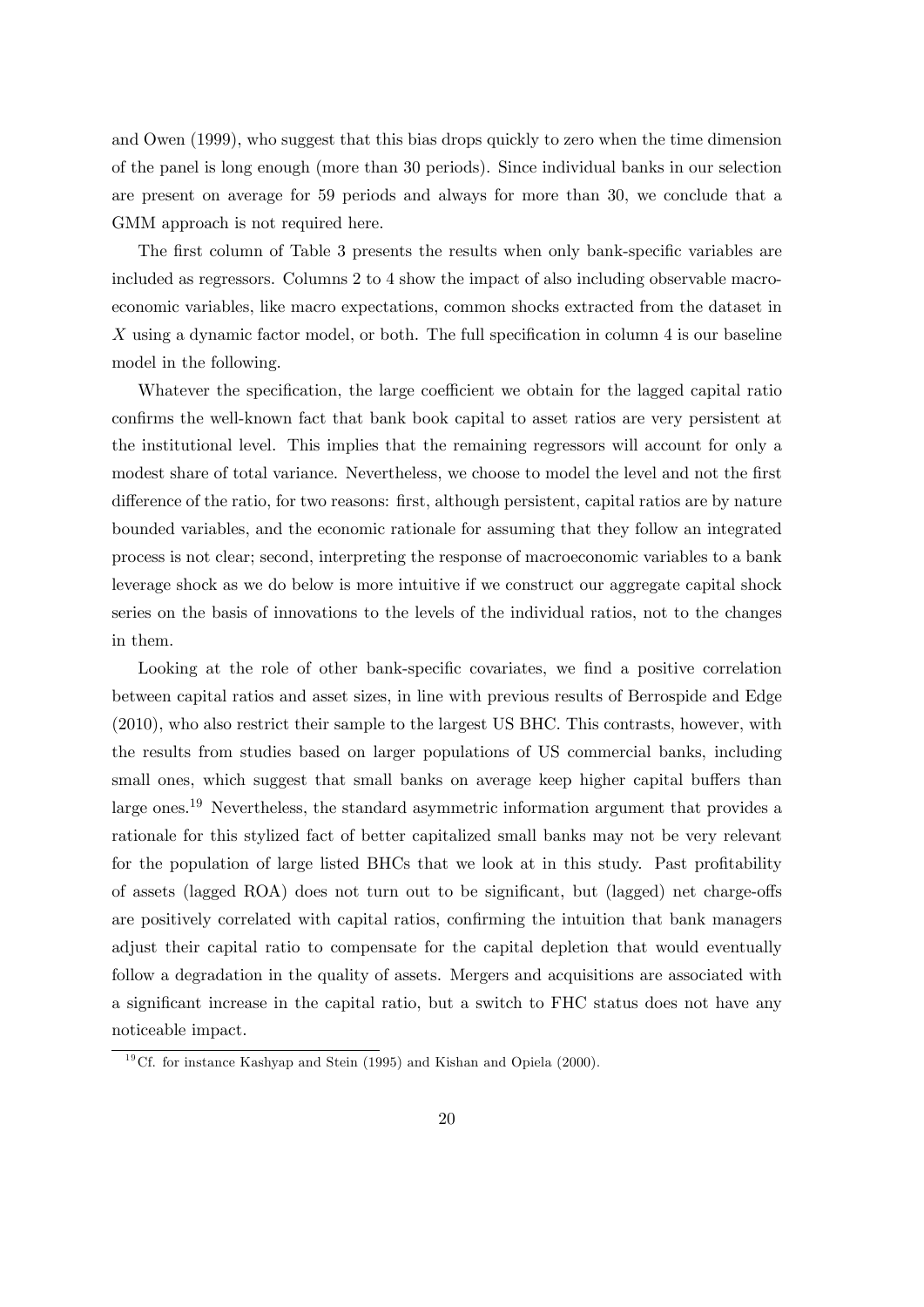and Owen (1999), who suggest that this bias drops quickly to zero when the time dimension of the panel is long enough (more than 30 periods). Since individual banks in our selection are present on average for 59 periods and always for more than 30, we conclude that a GMM approach is not required here.

The first column of Table 3 presents the results when only bank-specific variables are included as regressors. Columns 2 to 4 show the impact of also including observable macroeconomic variables, like macro expectations, common shocks extracted from the dataset in $X$ using a dynamic factor model, or both. The full specification in column 4 is our baseline model in the following.

Whatever the specification, the large coefficient we obtain for the lagged capital ratio confirms the well-known fact that bank book capital to asset ratios are very persistent at the institutional level. This implies that the remaining regressors will account for only a modest share of total variance. Nevertheless, we choose to model the level and not the first difference of the ratio, for two reasons: first, although persistent, capital ratios are by nature bounded variables, and the economic rationale for assuming that they follow an integrated process is not clear; second, interpreting the response of macroeconomic variables to a bank leverage shock as we do below is more intuitive if we construct our aggregate capital shock series on the basis of innovations to the levels of the individual ratios, not to the changes in them.

Looking at the role of other bank-specific covariates, we find a positive correlation between capital ratios and asset sizes, in line with previous results of Berrospide and Edge (2010), who also restrict their sample to the largest US BHC. This contrasts, however, with the results from studies based on larger populations of US commercial banks, including small ones, which suggest that small banks on average keep higher capital buffers than large ones.[19] Nevertheless, the standard asymmetric information argument that provides a rationale for this stylized fact of better capitalized small banks may not be very relevant for the population of large listed BHCs that we look at in this study. Past profitability of assets (lagged ROA) does not turn out to be significant, but (lagged) net charge-offs are positively correlated with capital ratios, confirming the intuition that bank managers adjust their capital ratio to compensate for the capital depletion that would eventually follow a degradation in the quality of assets. Mergers and acquisitions are associated with a significant increase in the capital ratio, but a switch to FHC status does not have any noticeable impact.

[19] Cf. for instance Kashyap and Stein (1995) and Kishan and Opiela (2000).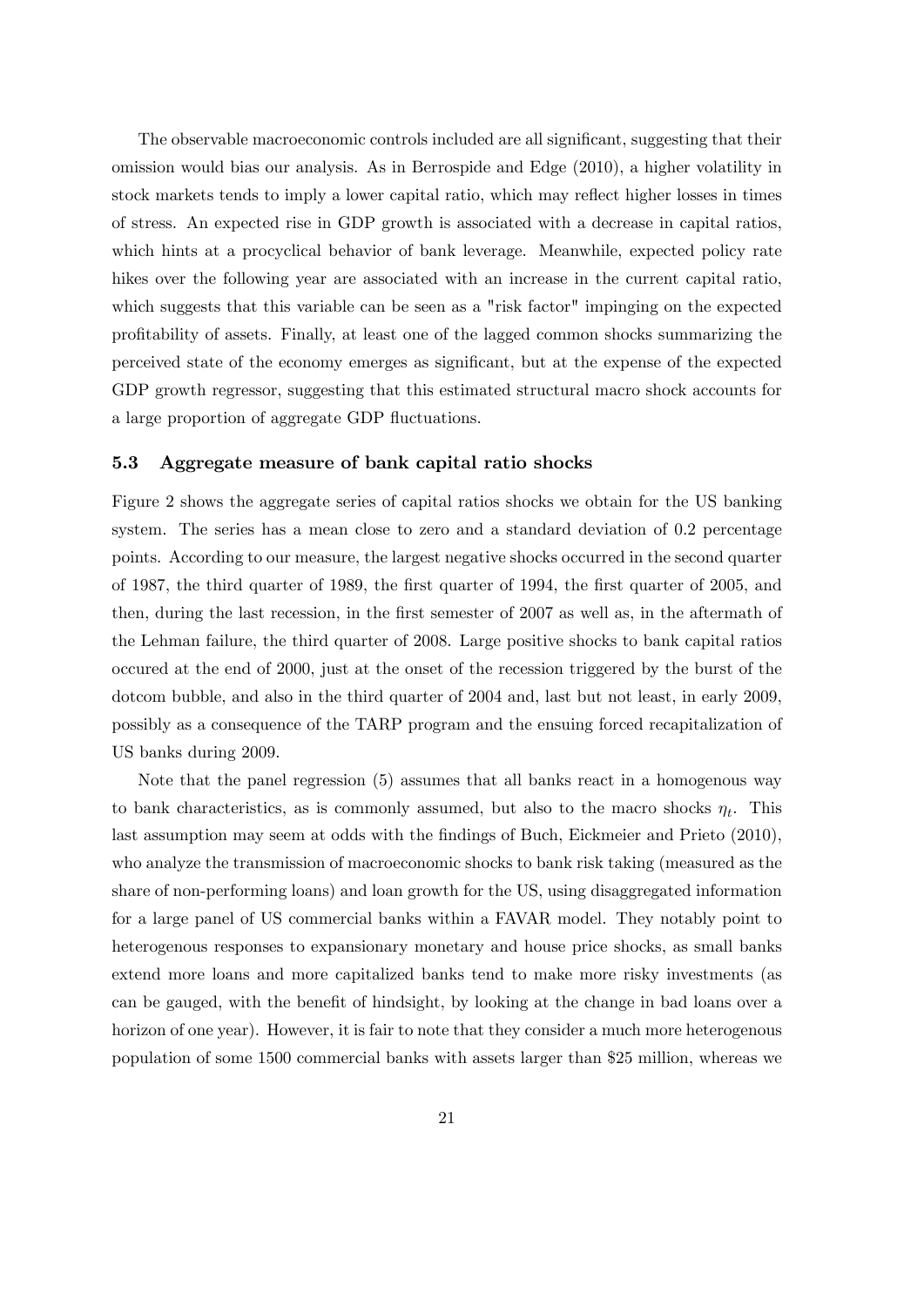The observable macroeconomic controls included are all significant, suggesting that their omission would bias our analysis. As in Berrospide and Edge (2010), a higher volatility in stock markets tends to imply a lower capital ratio, which may reflect higher losses in times of stress. An expected rise in GDP growth is associated with a decrease in capital ratios, which hints at a procyclical behavior of bank leverage. Meanwhile, expected policy rate hikes over the following year are associated with an increase in the current capital ratio, which suggests that this variable can be seen as a "risk factor" impinging on the expected profitability of assets. Finally, at least one of the lagged common shocks summarizing the perceived state of the economy emerges as significant, but at the expense of the expected GDP growth regressor, suggesting that this estimated structural macro shock accounts for a large proportion of aggregate GDP fluctuations.

### 5.3 Aggregate measure of bank capital ratio shocks

Figure 2 shows the aggregate series of capital ratios shocks we obtain for the US banking system. The series has a mean close to zero and a standard deviation of 0.2 percentage points. According to our measure, the largest negative shocks occurred in the second quarter of 1987, the third quarter of 1989, the first quarter of 1994, the first quarter of 2005, and then, during the last recession, in the first semester of 2007 as well as, in the aftermath of the Lehman failure, the third quarter of 2008. Large positive shocks to bank capital ratios occured at the end of 2000, just at the onset of the recession triggered by the burst of the dotcom bubble, and also in the third quarter of 2004 and, last but not least, in early 2009, possibly as a consequence of the TARP program and the ensuing forced recapitalization of US banks during 2009.

Note that the panel regression (5) assumes that all banks react in a homogenous way to bank characteristics, as is commonly assumed, but also to the macro shocks $\eta_t$. This last assumption may seem at odds with the findings of Buch, Eickmeier and Prieto (2010), who analyze the transmission of macroeconomic shocks to bank risk taking (measured as the share of non-performing loans) and loan growth for the US, using disaggregated information for a large panel of US commercial banks within a FAVAR model. They notably point to heterogenous responses to expansionary monetary and house price shocks, as small banks extend more loans and more capitalized banks tend to make more risky investments (as can be gauged, with the benefit of hindsight, by looking at the change in bad loans over a horizon of one year). However, it is fair to note that they consider a much more heterogenous population of some 1500 commercial banks with assets larger than \$25 million, whereas we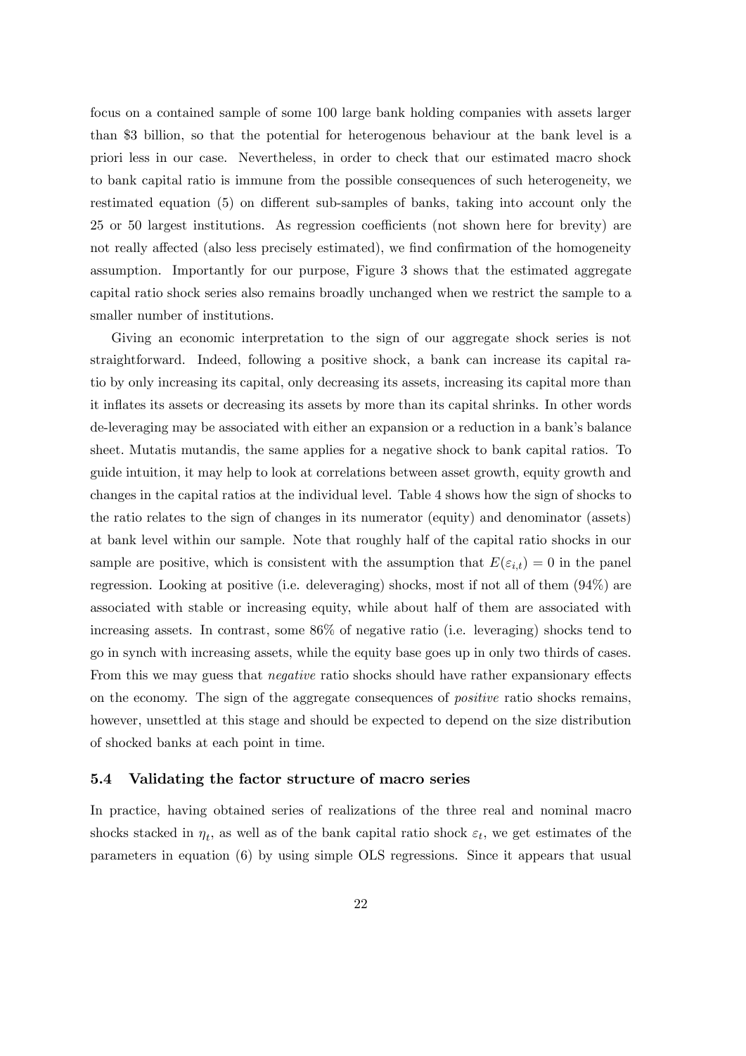focus on a contained sample of some 100 large bank holding companies with assets larger than \$3 billion, so that the potential for heterogenous behaviour at the bank level is a priori less in our case. Nevertheless, in order to check that our estimated macro shock to bank capital ratio is immune from the possible consequences of such heterogeneity, we restimated equation (5) on different sub-samples of banks, taking into account only the 25 or 50 largest institutions. As regression coefficients (not shown here for brevity) are not really affected (also less precisely estimated), we find confirmation of the homogeneity assumption. Importantly for our purpose, Figure 3 shows that the estimated aggregate capital ratio shock series also remains broadly unchanged when we restrict the sample to a smaller number of institutions.

Giving an economic interpretation to the sign of our aggregate shock series is not straightforward. Indeed, following a positive shock, a bank can increase its capital ratio by only increasing its capital, only decreasing its assets, increasing its capital more than it inflates its assets or decreasing its assets by more than its capital shrinks. In other words de-leveraging may be associated with either an expansion or a reduction in a bank's balance sheet. Mutatis mutandis, the same applies for a negative shock to bank capital ratios. To guide intuition, it may help to look at correlations between asset growth, equity growth and changes in the capital ratios at the individual level. Table 4 shows how the sign of shocks to the ratio relates to the sign of changes in its numerator (equity) and denominator (assets) at bank level within our sample. Note that roughly half of the capital ratio shocks in our sample are positive, which is consistent with the assumption that $E(\varepsilon_{i,t}) = 0$ in the panel regression. Looking at positive (i.e. deleveraging) shocks, most if not all of them (94%) are associated with stable or increasing equity, while about half of them are associated with increasing assets. In contrast, some 86% of negative ratio (i.e. leveraging) shocks tend to go in synch with increasing assets, while the equity base goes up in only two thirds of cases. From this we may guess that *negative* ratio shocks should have rather expansionary effects on the economy. The sign of the aggregate consequences of *positive* ratio shocks remains, however, unsettled at this stage and should be expected to depend on the size distribution of shocked banks at each point in time.

### 5.4 Validating the factor structure of macro series

In practice, having obtained series of realizations of the three real and nominal macro shocks stacked in $\eta_t$, as well as of the bank capital ratio shock $\varepsilon_t$, we get estimates of the parameters in equation (6) by using simple OLS regressions. Since it appears that usual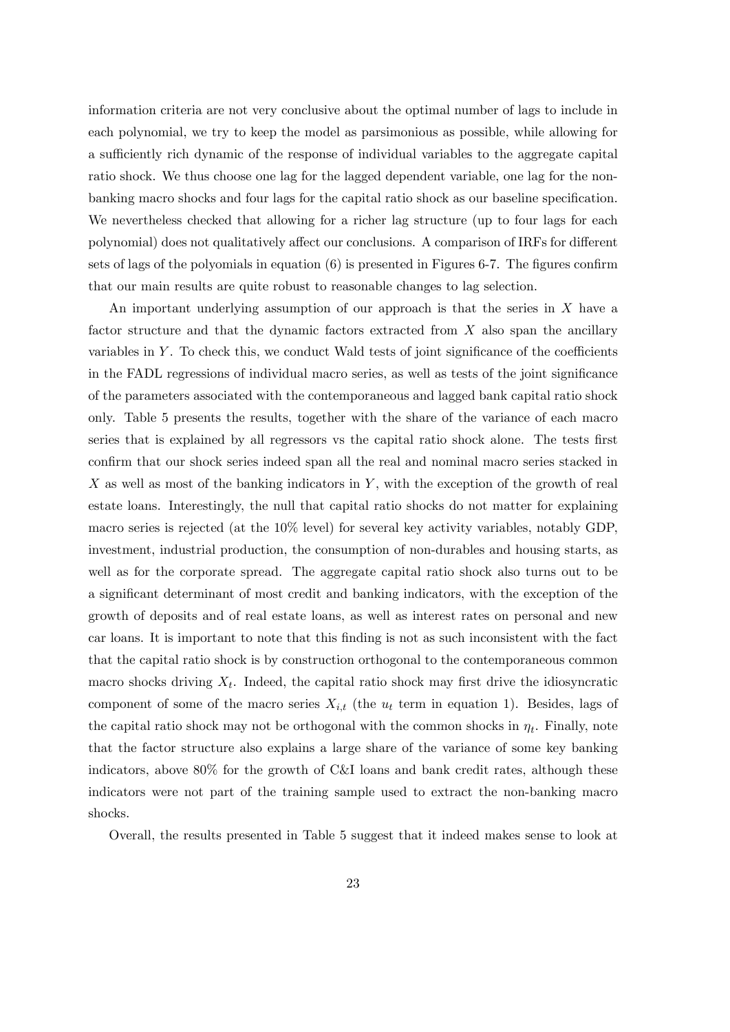information criteria are not very conclusive about the optimal number of lags to include in each polynomial, we try to keep the model as parsimonious as possible, while allowing for a sufficiently rich dynamic of the response of individual variables to the aggregate capital ratio shock. We thus choose one lag for the lagged dependent variable, one lag for the non-banking macro shocks and four lags for the capital ratio shock as our baseline specification. We nevertheless checked that allowing for a richer lag structure (up to four lags for each polynomial) does not qualitatively affect our conclusions. A comparison of IRFs for different sets of lags of the polyomials in equation (6) is presented in Figures 6-7. The figures confirm that our main results are quite robust to reasonable changes to lag selection.

An important underlying assumption of our approach is that the series in $X$ have a factor structure and that the dynamic factors extracted from $X$ also span the ancillary variables in $Y$. To check this, we conduct Wald tests of joint significance of the coefficients in the FADL regressions of individual macro series, as well as tests of the joint significance of the parameters associated with the contemporaneous and lagged bank capital ratio shock only. Table 5 presents the results, together with the share of the variance of each macro series that is explained by all regressors vs the capital ratio shock alone. The tests first confirm that our shock series indeed span all the real and nominal macro series stacked in $X$ as well as most of the banking indicators in $Y$, with the exception of the growth of real estate loans. Interestingly, the null that capital ratio shocks do not matter for explaining macro series is rejected (at the 10% level) for several key activity variables, notably GDP, investment, industrial production, the consumption of non-durables and housing starts, as well as for the corporate spread. The aggregate capital ratio shock also turns out to be a significant determinant of most credit and banking indicators, with the exception of the growth of deposits and of real estate loans, as well as interest rates on personal and new car loans. It is important to note that this finding is not as such inconsistent with the fact that the capital ratio shock is by construction orthogonal to the contemporaneous common macro shocks driving $X_t$. Indeed, the capital ratio shock may first drive the idiosyncratic component of some of the macro series $X_{i,t}$ (the $u_t$ term in equation 1). Besides, lags of the capital ratio shock may not be orthogonal with the common shocks in $\eta_t$. Finally, note that the factor structure also explains a large share of the variance of some key banking indicators, above 80% for the growth of C&I loans and bank credit rates, although these indicators were not part of the training sample used to extract the non-banking macro shocks.

Overall, the results presented in Table 5 suggest that it indeed makes sense to look at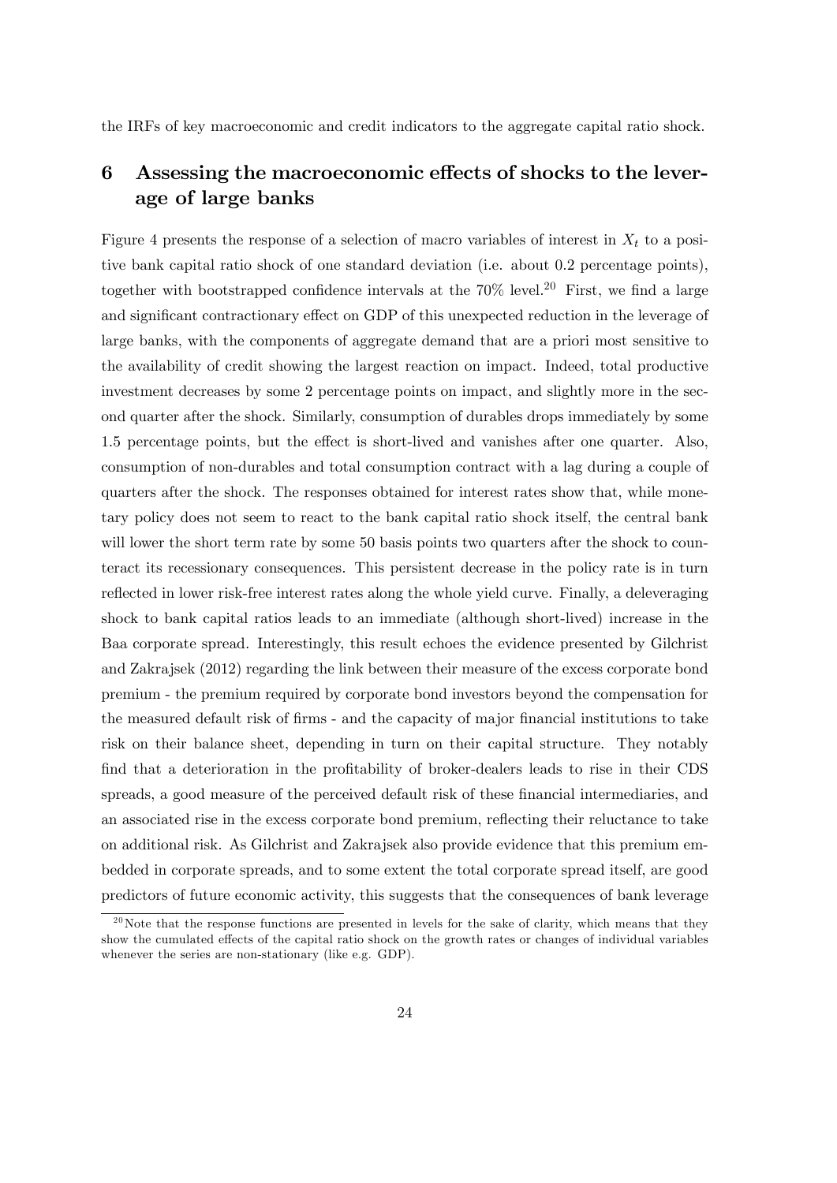the IRFs of key macroeconomic and credit indicators to the aggregate capital ratio shock.

# 6 Assessing the macroeconomic effects of shocks to the leverage of large banks

Figure 4 presents the response of a selection of macro variables of interest in $X_t$ to a positive bank capital ratio shock of one standard deviation (i.e. about 0.2 percentage points), together with bootstrapped confidence intervals at the 70% level.[20] First, we find a large and significant contractionary effect on GDP of this unexpected reduction in the leverage of large banks, with the components of aggregate demand that are a priori most sensitive to the availability of credit showing the largest reaction on impact. Indeed, total productive investment decreases by some 2 percentage points on impact, and slightly more in the second quarter after the shock. Similarly, consumption of durables drops immediately by some 1.5 percentage points, but the effect is short-lived and vanishes after one quarter. Also, consumption of non-durables and total consumption contract with a lag during a couple of quarters after the shock. The responses obtained for interest rates show that, while monetary policy does not seem to react to the bank capital ratio shock itself, the central bank will lower the short term rate by some 50 basis points two quarters after the shock to counteract its recessionary consequences. This persistent decrease in the policy rate is in turn reflected in lower risk-free interest rates along the whole yield curve. Finally, a deleveraging shock to bank capital ratios leads to an immediate (although short-lived) increase in the Baa corporate spread. Interestingly, this result echoes the evidence presented by Gilchrist and Zakrajsek (2012) regarding the link between their measure of the excess corporate bond premium - the premium required by corporate bond investors beyond the compensation for the measured default risk of firms - and the capacity of major financial institutions to take risk on their balance sheet, depending in turn on their capital structure. They notably find that a deterioration in the profitability of broker-dealers leads to rise in their CDS spreads, a good measure of the perceived default risk of these financial intermediaries, and an associated rise in the excess corporate bond premium, reflecting their reluctance to take on additional risk. As Gilchrist and Zakrajsek also provide evidence that this premium embedded in corporate spreads, and to some extent the total corporate spread itself, are good predictors of future economic activity, this suggests that the consequences of bank leverage

[20] Note that the response functions are presented in levels for the sake of clarity, which means that they show the cumulated effects of the capital ratio shock on the growth rates or changes of individual variables whenever the series are non-stationary (like e.g. GDP).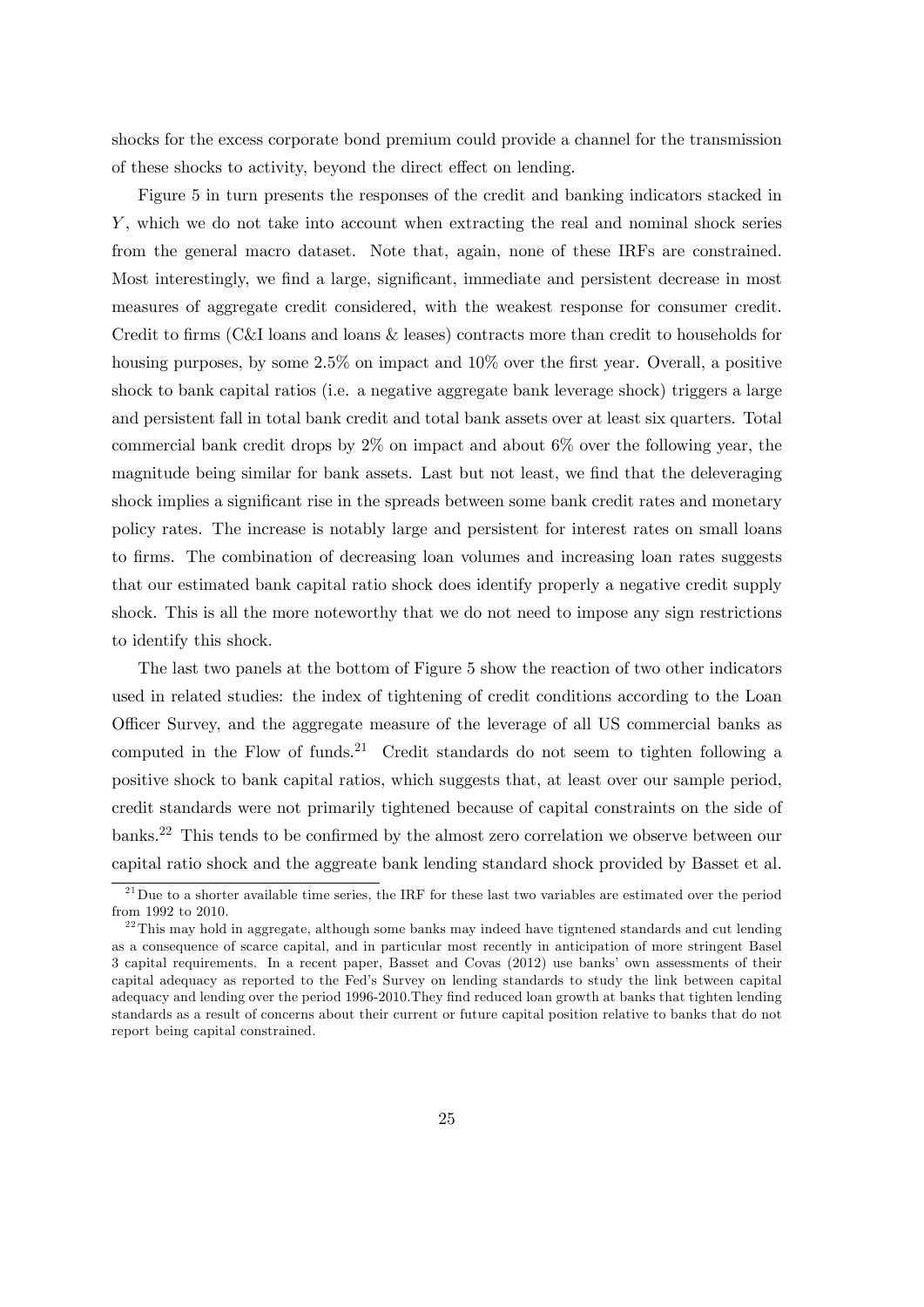shocks for the excess corporate bond premium could provide a channel for the transmission of these shocks to activity, beyond the direct effect on lending.

Figure 5 in turn presents the responses of the credit and banking indicators stacked in $Y$, which we do not take into account when extracting the real and nominal shock series from the general macro dataset. Note that, again, none of these IRFs are constrained. Most interestingly, we find a large, significant, immediate and persistent decrease in most measures of aggregate credit considered, with the weakest response for consumer credit. Credit to firms (C&I loans and loans & leases) contracts more than credit to households for housing purposes, by some 2.5% on impact and 10% over the first year. Overall, a positive shock to bank capital ratios (i.e. a negative aggregate bank leverage shock) triggers a large and persistent fall in total bank credit and total bank assets over at least six quarters. Total commercial bank credit drops by 2% on impact and about 6% over the following year, the magnitude being similar for bank assets. Last but not least, we find that the deleveraging shock implies a significant rise in the spreads between some bank credit rates and monetary policy rates. The increase is notably large and persistent for interest rates on small loans to firms. The combination of decreasing loan volumes and increasing loan rates suggests that our estimated bank capital ratio shock does identify properly a negative credit supply shock. This is all the more noteworthy that we do not need to impose any sign restrictions to identify this shock.

The last two panels at the bottom of Figure 5 show the reaction of two other indicators used in related studies: the index of tightening of credit conditions according to the Loan Officer Survey, and the aggregate measure of the leverage of all US commercial banks as computed in the Flow of funds.[21] Credit standards do not seem to tighten following a positive shock to bank capital ratios, which suggests that, at least over our sample period, credit standards were not primarily tightened because of capital constraints on the side of banks.[22] This tends to be confirmed by the almost zero correlation we observe between our capital ratio shock and the aggreate bank lending standard shock provided by Basset et al.

[21] Due to a shorter available time series, the IRF for these last two variables are estimated over the period from 1992 to 2010.

[22] This may hold in aggregate, although some banks may indeed have tigntened standards and cut lending as a consequence of scarce capital, and in particular most recently in anticipation of more stringent Basel 3 capital requirements. In a recent paper, Basset and Covas (2012) use banks' own assessments of their capital adequacy as reported to the Fed's Survey on lending standards to study the link between capital adequacy and lending over the period 1996-2010.They find reduced loan growth at banks that tighten lending standards as a result of concerns about their current or future capital position relative to banks that do not report being capital constrained.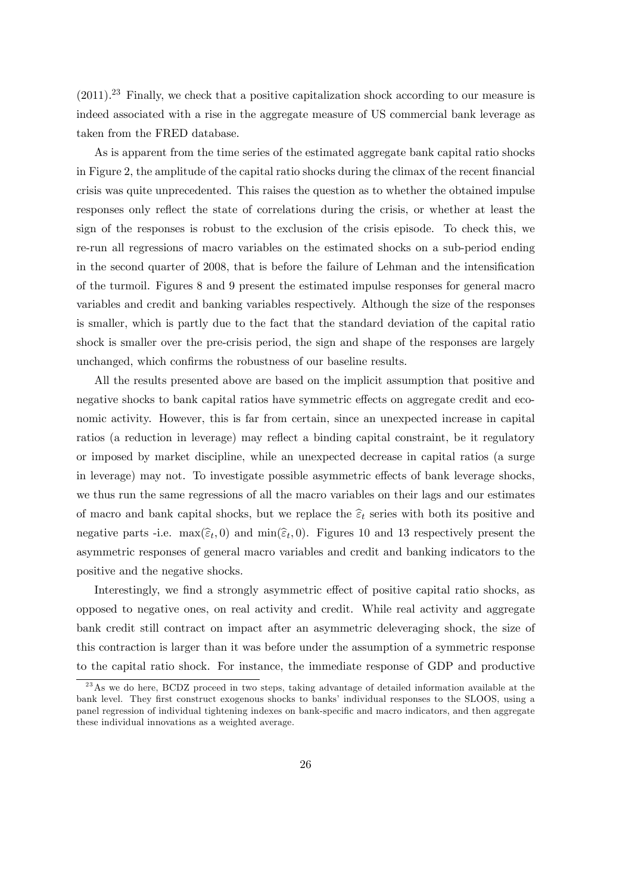(2011).[23] Finally, we check that a positive capitalization shock according to our measure is indeed associated with a rise in the aggregate measure of US commercial bank leverage as taken from the FRED database.

As is apparent from the time series of the estimated aggregate bank capital ratio shocks in Figure 2, the amplitude of the capital ratio shocks during the climax of the recent financial crisis was quite unprecedented. This raises the question as to whether the obtained impulse responses only reflect the state of correlations during the crisis, or whether at least the sign of the responses is robust to the exclusion of the crisis episode. To check this, we re-run all regressions of macro variables on the estimated shocks on a sub-period ending in the second quarter of 2008, that is before the failure of Lehman and the intensification of the turmoil. Figures 8 and 9 present the estimated impulse responses for general macro variables and credit and banking variables respectively. Although the size of the responses is smaller, which is partly due to the fact that the standard deviation of the capital ratio shock is smaller over the pre-crisis period, the sign and shape of the responses are largely unchanged, which confirms the robustness of our baseline results.

All the results presented above are based on the implicit assumption that positive and negative shocks to bank capital ratios have symmetric effects on aggregate credit and economic activity. However, this is far from certain, since an unexpected increase in capital ratios (a reduction in leverage) may reflect a binding capital constraint, be it regulatory or imposed by market discipline, while an unexpected decrease in capital ratios (a surge in leverage) may not. To investigate possible asymmetric effects of bank leverage shocks, we thus run the same regressions of all the macro variables on their lags and our estimates of macro and bank capital shocks, but we replace the $\widehat{\varepsilon}_t$ series with both its positive and negative parts -i.e. $\max(\widehat{\varepsilon}_t, 0)$ and $\min(\widehat{\varepsilon}_t, 0)$. Figures 10 and 13 respectively present the asymmetric responses of general macro variables and credit and banking indicators to the positive and the negative shocks.

Interestingly, we find a strongly asymmetric effect of positive capital ratio shocks, as opposed to negative ones, on real activity and credit. While real activity and aggregate bank credit still contract on impact after an asymmetric deleveraging shock, the size of this contraction is larger than it was before under the assumption of a symmetric response to the capital ratio shock. For instance, the immediate response of GDP and productive

[23] As we do here, BCDZ proceed in two steps, taking advantage of detailed information available at the bank level. They first construct exogenous shocks to banks' individual responses to the SLOOS, using a panel regression of individual tightening indexes on bank-specific and macro indicators, and then aggregate these individual innovations as a weighted average.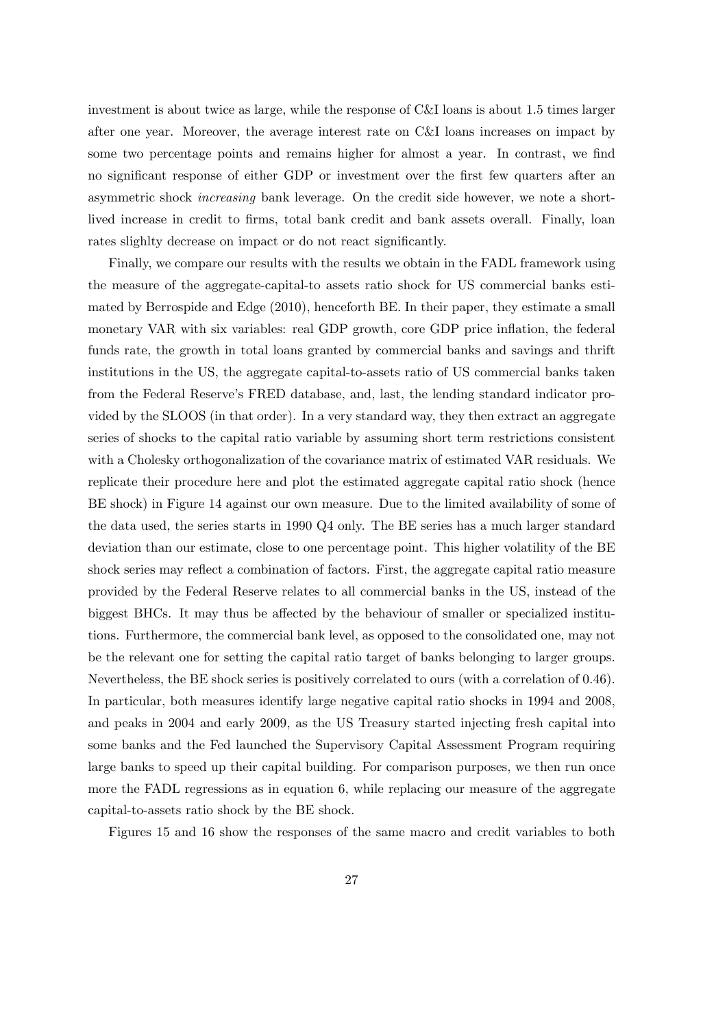investment is about twice as large, while the response of C&I loans is about 1.5 times larger after one year. Moreover, the average interest rate on C&I loans increases on impact by some two percentage points and remains higher for almost a year. In contrast, we find no significant response of either GDP or investment over the first few quarters after an asymmetric shock *increasing* bank leverage. On the credit side however, we note a short-lived increase in credit to firms, total bank credit and bank assets overall. Finally, loan rates slighlty decrease on impact or do not react significantly.

Finally, we compare our results with the results we obtain in the FADL framework using the measure of the aggregate-capital-to assets ratio shock for US commercial banks estimated by Berrospide and Edge (2010), henceforth BE. In their paper, they estimate a small monetary VAR with six variables: real GDP growth, core GDP price inflation, the federal funds rate, the growth in total loans granted by commercial banks and savings and thrift institutions in the US, the aggregate capital-to-assets ratio of US commercial banks taken from the Federal Reserve's FRED database, and, last, the lending standard indicator provided by the SLOOS (in that order). In a very standard way, they then extract an aggregate series of shocks to the capital ratio variable by assuming short term restrictions consistent with a Cholesky orthogonalization of the covariance matrix of estimated VAR residuals. We replicate their procedure here and plot the estimated aggregate capital ratio shock (hence BE shock) in Figure 14 against our own measure. Due to the limited availability of some of the data used, the series starts in 1990 Q4 only. The BE series has a much larger standard deviation than our estimate, close to one percentage point. This higher volatility of the BE shock series may reflect a combination of factors. First, the aggregate capital ratio measure provided by the Federal Reserve relates to all commercial banks in the US, instead of the biggest BHCs. It may thus be affected by the behaviour of smaller or specialized institutions. Furthermore, the commercial bank level, as opposed to the consolidated one, may not be the relevant one for setting the capital ratio target of banks belonging to larger groups. Nevertheless, the BE shock series is positively correlated to ours (with a correlation of 0.46). In particular, both measures identify large negative capital ratio shocks in 1994 and 2008, and peaks in 2004 and early 2009, as the US Treasury started injecting fresh capital into some banks and the Fed launched the Supervisory Capital Assessment Program requiring large banks to speed up their capital building. For comparison purposes, we then run once more the FADL regressions as in equation 6, while replacing our measure of the aggregate capital-to-assets ratio shock by the BE shock.

Figures 15 and 16 show the responses of the same macro and credit variables to both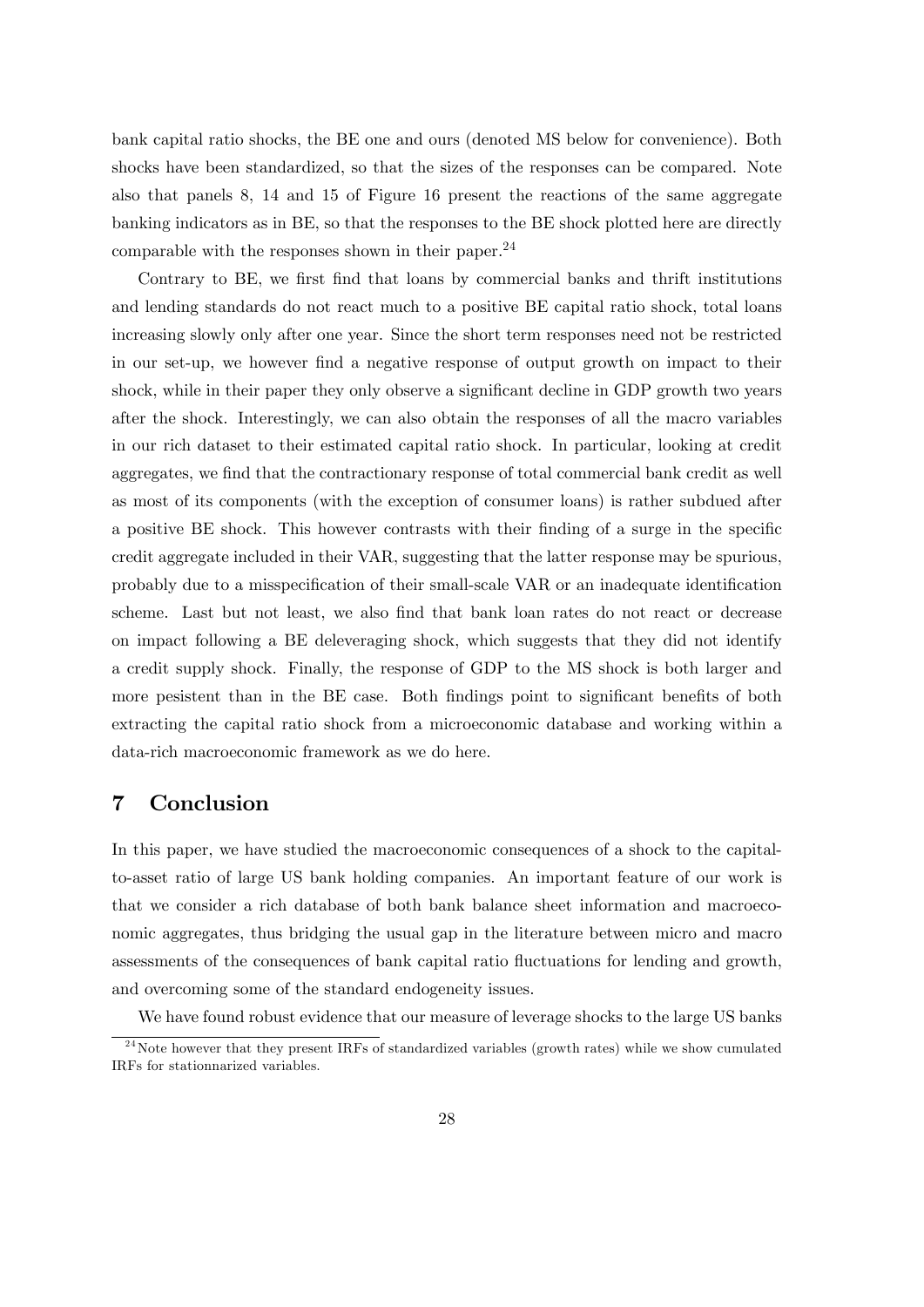bank capital ratio shocks, the BE one and ours (denoted MS below for convenience). Both shocks have been standardized, so that the sizes of the responses can be compared. Note also that panels 8, 14 and 15 of Figure 16 present the reactions of the same aggregate banking indicators as in BE, so that the responses to the BE shock plotted here are directly comparable with the responses shown in their paper.[24]

Contrary to BE, we first find that loans by commercial banks and thrift institutions and lending standards do not react much to a positive BE capital ratio shock, total loans increasing slowly only after one year. Since the short term responses need not be restricted in our set-up, we however find a negative response of output growth on impact to their shock, while in their paper they only observe a significant decline in GDP growth two years after the shock. Interestingly, we can also obtain the responses of all the macro variables in our rich dataset to their estimated capital ratio shock. In particular, looking at credit aggregates, we find that the contractionary response of total commercial bank credit as well as most of its components (with the exception of consumer loans) is rather subdued after a positive BE shock. This however contrasts with their finding of a surge in the specific credit aggregate included in their VAR, suggesting that the latter response may be spurious, probably due to a misspecification of their small-scale VAR or an inadequate identification scheme. Last but not least, we also find that bank loan rates do not react or decrease on impact following a BE deleveraging shock, which suggests that they did not identify a credit supply shock. Finally, the response of GDP to the MS shock is both larger and more pesistent than in the BE case. Both findings point to significant benefits of both extracting the capital ratio shock from a microeconomic database and working within a data-rich macroeconomic framework as we do here.

# 7 Conclusion

In this paper, we have studied the macroeconomic consequences of a shock to the capital-to-asset ratio of large US bank holding companies. An important feature of our work is that we consider a rich database of both bank balance sheet information and macroeconomic aggregates, thus bridging the usual gap in the literature between micro and macro assessments of the consequences of bank capital ratio fluctuations for lending and growth, and overcoming some of the standard endogeneity issues.

We have found robust evidence that our measure of leverage shocks to the large US banks

[24] Note however that they present IRFs of standardized variables (growth rates) while we show cumulated IRFs for stationnarized variables.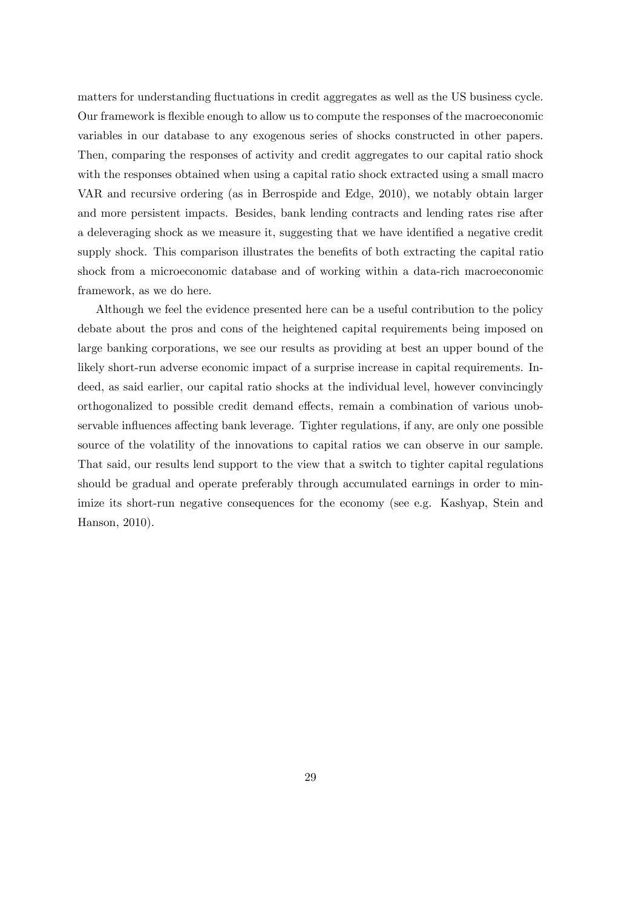matters for understanding fluctuations in credit aggregates as well as the US business cycle. Our framework is flexible enough to allow us to compute the responses of the macroeconomic variables in our database to any exogenous series of shocks constructed in other papers. Then, comparing the responses of activity and credit aggregates to our capital ratio shock with the responses obtained when using a capital ratio shock extracted using a small macro VAR and recursive ordering (as in Berrospide and Edge, 2010), we notably obtain larger and more persistent impacts. Besides, bank lending contracts and lending rates rise after a deleveraging shock as we measure it, suggesting that we have identified a negative credit supply shock. This comparison illustrates the benefits of both extracting the capital ratio shock from a microeconomic database and of working within a data-rich macroeconomic framework, as we do here.

Although we feel the evidence presented here can be a useful contribution to the policy debate about the pros and cons of the heightened capital requirements being imposed on large banking corporations, we see our results as providing at best an upper bound of the likely short-run adverse economic impact of a surprise increase in capital requirements. Indeed, as said earlier, our capital ratio shocks at the individual level, however convincingly orthogonalized to possible credit demand effects, remain a combination of various unobservable influences affecting bank leverage. Tighter regulations, if any, are only one possible source of the volatility of the innovations to capital ratios we can observe in our sample. That said, our results lend support to the view that a switch to tighter capital regulations should be gradual and operate preferably through accumulated earnings in order to minimize its short-run negative consequences for the economy (see e.g. Kashyap, Stein and Hanson, 2010).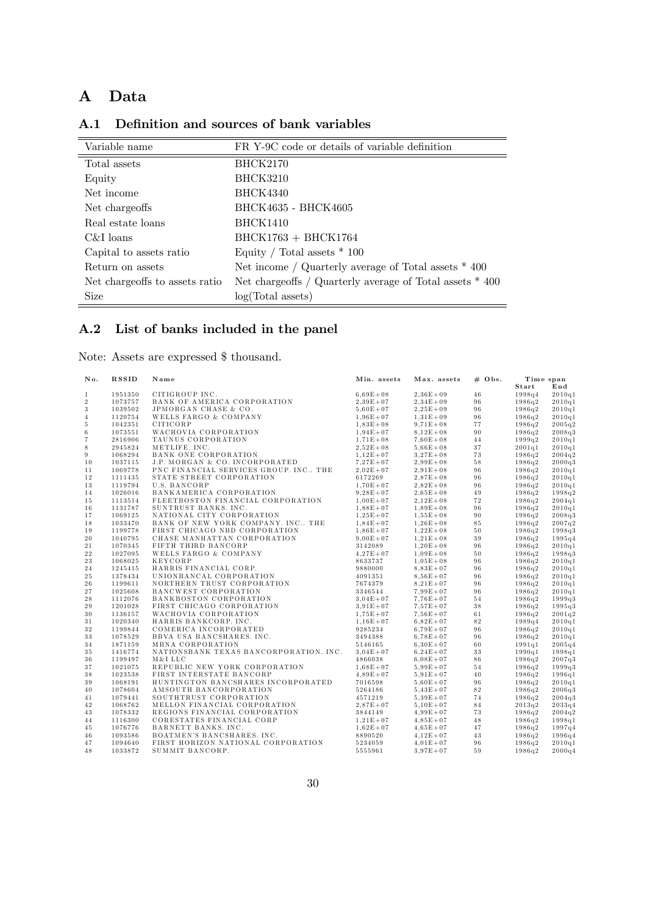# A Data

## A.1 Definition and sources of bank variables

| Variable name | FR Y-9C code or details of variable definition |
|---|---|
| Total assets | BHCK2170 |
| Equity | BHCK3210 |
| Net income | BHCK4340 |
| Net chargeoffs | BHCK4635 - BHCK4605 |
| Real estate loans | BHCK1410 |
| C&I loans | BHCK1763 + BHCK1764 |
| Capital to assets ratio | Equity / Total assets * 100 |
| Return on assets | Net income / Quarterly average of Total assets * 400 |
| Net chargeoffs to assets ratio | Net chargeoffs / Quarterly average of Total assets * 400 |
| Size | log(Total assets) |

## A.2 List of banks included in the panel

Note: Assets are expressed $ thousand.

| No. | RSSID | Name | Min. assets | Max. assets | # Obs. | Time span Start | Time span End |
|---|---|---|---|---|---|---|---|
| 1 | 1951350 | CITIGROUP INC. | 6,69E+08 | 2,36E+09 | 46 | 1998q4 | 2010q1 |
| 2 | 1073757 | BANK OF AMERICA CORPORATION | 2,39E+07 | 2,34E+09 | 96 | 1986q2 | 2010q1 |
| 3 | 1039502 | JPMORGAN CHASE & CO. | 5,60E+07 | 2,25E+09 | 96 | 1986q2 | 2010q1 |
| 4 | 1120754 | WELLS FARGO & COMPANY | 1,96E+07 | 1,31E+09 | 96 | 1986q2 | 2010q1 |
| 5 | 1042351 | CITICORP | 1,83E+08 | 9,71E+08 | 77 | 1986q2 | 2005q2 |
| 6 | 1073551 | WACHOVIA CORPORATION | 1,94E+07 | 8,12E+08 | 90 | 1986q2 | 2008q3 |
| 7 | 2816906 | TAUNUS CORPORATION | 1,71E+08 | 7,60E+08 | 44 | 1999q2 | 2010q1 |
| 8 | 2945824 | METLIFE. INC. | 2,52E+08 | 5,66E+08 | 37 | 2001q1 | 2010q1 |
| 9 | 1068294 | BANK ONE CORPORATION | 1,12E+07 | 3,27E+08 | 73 | 1986q2 | 2004q2 |
| 10 | 1037115 | J.P. MORGAN & CO. INCORPORATED | 7,27E+07 | 2,99E+08 | 58 | 1986q2 | 2000q3 |
| 11 | 1069778 | PNC FINANCIAL SERVICES GROUP. INC.. THE | 2,02E+07 | 2,91E+08 | 96 | 1986q2 | 2010q1 |
| 12 | 1111435 | STATE STREET CORPORATION | 6172269 | 2,87E+08 | 96 | 1986q2 | 2010q1 |
| 13 | 1119794 | U.S. BANCORP | 1,70E+07 | 2,82E+08 | 96 | 1986q2 | 2010q1 |
| 14 | 1026016 | BANKAMERICA CORPORATION | 9,28E+07 | 2,65E+08 | 49 | 1986q2 | 1998q2 |
| 15 | 1113514 | FLEETBOSTON FINANCIAL CORPORATION | 1,00E+07 | 2,12E+08 | 72 | 1986q2 | 2004q1 |
| 16 | 1131787 | SUNTRUST BANKS. INC. | 1,88E+07 | 1,89E+08 | 96 | 1986q2 | 2010q1 |
| 17 | 1069125 | NATIONAL CITY CORPORATION | 1,25E+07 | 1,55E+08 | 90 | 1986q2 | 2008q3 |
| 18 | 1033470 | BANK OF NEW YORK COMPANY. INC.. THE | 1,84E+07 | 1,26E+08 | 85 | 1986q2 | 2007q2 |
| 19 | 1199778 | FIRST CHICAGO NBD CORPORATION | 1,86E+07 | 1,22E+08 | 50 | 1986q2 | 1998q3 |
| 20 | 1040795 | CHASE MANHATTAN CORPORATION | 9,00E+07 | 1,21E+08 | 39 | 1986q2 | 1995q4 |
| 21 | 1070345 | FIFTH THIRD BANCORP | 3142089 | 1,20E+08 | 96 | 1986q2 | 2010q1 |
| 22 | 1027095 | WELLS FARGO & COMPANY | 4,27E+07 | 1,09E+08 | 50 | 1986q2 | 1998q3 |
| 23 | 1068025 | KEYCORP | 8633737 | 1,05E+08 | 96 | 1986q2 | 2010q1 |
| 24 | 1245415 | HARRIS FINANCIAL CORP. | 9880000 | 8,83E+07 | 96 | 1986q2 | 2010q1 |
| 25 | 1378434 | UNIONBANCAL CORPORATION | 4091351 | 8,56E+07 | 96 | 1986q2 | 2010q1 |
| 26 | 1199611 | NORTHERN TRUST CORPORATION | 7674379 | 8,21E+07 | 96 | 1986q2 | 2010q1 |
| 27 | 1025608 | BANCWEST CORPORATION | 3346544 | 7,99E+07 | 96 | 1986q2 | 2010q1 |
| 28 | 1112076 | BANKBOSTON CORPORATION | 3,04E+07 | 7,76E+07 | 54 | 1986q2 | 1999q3 |
| 29 | 1201028 | FIRST CHICAGO CORPORATION | 3,91E+07 | 7,57E+07 | 38 | 1986q2 | 1995q3 |
| 30 | 1136157 | WACHOVIA CORPORATION | 1,75E+07 | 7,56E+07 | 61 | 1986q2 | 2001q2 |
| 31 | 1020340 | HARRIS BANKCORP. INC. | 1,16E+07 | 6,82E+07 | 82 | 1989q4 | 2010q1 |
| 32 | 1199844 | COMERICA INCORPORATED | 9285234 | 6,79E+07 | 96 | 1986q2 | 2010q1 |
| 33 | 1078529 | BBVA USA BANCSHARES. INC. | 3494388 | 6,78E+07 | 96 | 1986q2 | 2010q1 |
| 34 | 1871159 | MBNA CORPORATION | 5146165 | 6,30E+07 | 60 | 1991q1 | 2005q4 |
| 35 | 1416774 | NATIONSBANK TEXAS BANCORPORATION. INC. | 3,04E+07 | 6,24E+07 | 33 | 1990q1 | 1998q1 |
| 36 | 1199497 | M&I LLC | 4866038 | 6,08E+07 | 86 | 1986q2 | 2007q3 |
| 37 | 1021075 | REPUBLIC NEW YORK CORPORATION | 1,68E+07 | 5,99E+07 | 54 | 1986q2 | 1999q3 |
| 38 | 1023538 | FIRST INTERSTATE BANCORP | 4,89E+07 | 5,91E+07 | 40 | 1986q2 | 1996q1 |
| 39 | 1068191 | HUNTINGTON BANCSHARES INCORPORATED | 7016598 | 5,60E+07 | 96 | 1986q2 | 2010q1 |
| 40 | 1078604 | AMSOUTH BANCORPORATION | 5264186 | 5,43E+07 | 82 | 1986q2 | 2006q3 |
| 41 | 1079441 | SOUTHTRUST CORPORATION | 4571219 | 5,39E+07 | 74 | 1986q2 | 2004q3 |
| 42 | 1068762 | MELLON FINANCIAL CORPORATION | 2,87E+07 | 5,10E+07 | 84 | 2013q2 | 2033q4 |
| 43 | 1078332 | REGIONS FINANCIAL CORPORATION | 3844149 | 4,99E+07 | 73 | 1986q2 | 2004q2 |
| 44 | 1116300 | CORESTATES FINANCIAL CORP | 1,21E+07 | 4,85E+07 | 48 | 1986q2 | 1998q1 |
| 45 | 1076776 | BARNETT BANKS. INC. | 1,62E+07 | 4,65E+07 | 47 | 1986q2 | 1997q4 |
| 46 | 1093586 | BOATMEN'S BANCSHARES. INC. | 8890520 | 4,12E+07 | 43 | 1986q2 | 1996q4 |
| 47 | 1094640 | FIRST HORIZON NATIONAL CORPORATION | 5234059 | 4,01E+07 | 96 | 1986q2 | 2010q1 |
| 48 | 1033872 | SUMMIT BANCORP. | 5555961 | 3,97E+07 | 59 | 1986q2 | 2000q4 |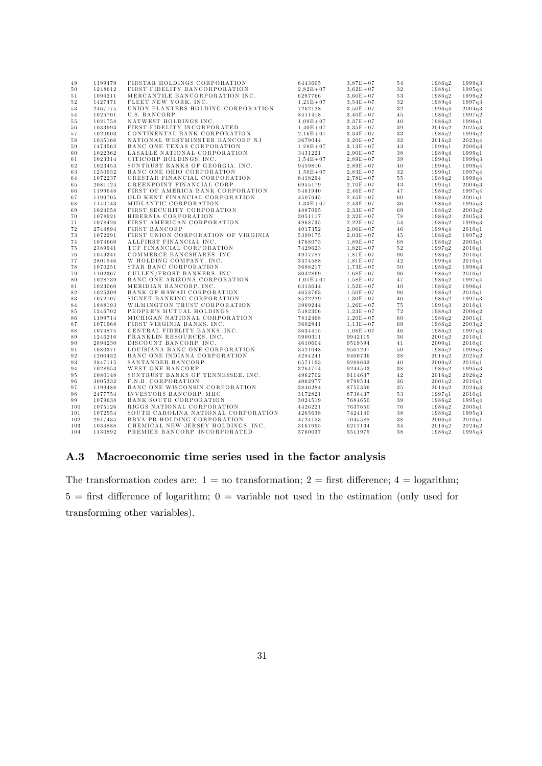| | | | | | | | |
|---|---|---|---|---|---|---|---|
| 49 | 1199479 | FIRSTAR HOLDINGS CORPORATION | 6443605 | 3,87E+07 | 54 | 1986q2 | 1999q3 |
| 50 | 1248612 | FIRST FIDELITY BANCORPORATION | 2,82E+07 | 3,62E+07 | 32 | 1988q1 | 1995q4 |
| 51 | 1094211 | MERCANTILE BANCORPORATION INC. | 6287766 | 3,60E+07 | 53 | 1986q2 | 1999q2 |
| 52 | 1427471 | FLEET NEW YORK. INC. | 1,21E+07 | 3,54E+07 | 32 | 1989q4 | 1997q3 |
| 53 | 2467175 | UNION PLANTERS HOLDING CORPORATION | 7262128 | 3,50E+07 | 32 | 1996q4 | 2004q3 |
| 54 | 1025701 | U.S. BANCORP | 8411418 | 3,40E+07 | 45 | 1986q2 | 1997q2 |
| 55 | 1021758 | NATWEST HOLDINGS INC. | 1,09E+07 | 3,37E+07 | 40 | 1986q2 | 1996q1 |
| 56 | 1033993 | FIRST FIDELITY INCORPORATED | 1,40E+07 | 3,35E+07 | 39 | 2016q2 | 2025q3 |
| 57 | 1020603 | CONTINENTAL BANK CORPORATION | 2,16E+07 | 3,34E+07 | 33 | 1986q2 | 1994q2 |
| 58 | 1035166 | NATIONAL WESTMINSTER BANCORP NJ | 3679044 | 3,20E+07 | 32 | 2016q2 | 2023q4 |
| 59 | 1473562 | BANC ONE TEXAS CORPORATION | 1,28E+07 | 3,13E+07 | 43 | 1990q1 | 2000q3 |
| 60 | 1022362 | LASALLE NATIONAL CORPORATION | 3431221 | 2,90E+07 | 38 | 1989q4 | 1999q1 |
| 61 | 1023314 | CITICORP HOLDINGS. INC. | 1,54E+07 | 2,89E+07 | 39 | 1990q1 | 1999q3 |
| 62 | 1023453 | SUNTRUST BANKS OF GEORGIA. INC. | 9459810 | 2,89E+07 | 40 | 1990q1 | 1999q4 |
| 63 | 1250932 | BANC ONE OHIO CORPORATION | 1,50E+07 | 2,83E+07 | 32 | 1990q1 | 1997q4 |
| 64 | 1072237 | CRESTAR FINANCIAL CORPORATION | 8418294 | 2,78E+07 | 55 | 1986q2 | 1999q4 |
| 65 | 2081124 | GREENPOINT FINANCIAL CORP. | 6955179 | 2,70E+07 | 43 | 1994q1 | 2004q3 |
| 66 | 1199648 | FIRST OF AMERICA BANK CORPORATION | 5461940 | 2,46E+07 | 47 | 1986q2 | 1997q4 |
| 67 | 1199705 | OLD KENT FINANCIAL CORPORATION | 4507645 | 2,45E+07 | 60 | 1986q2 | 2001q1 |
| 68 | 1140743 | MIDLANTIC CORPORATION | 1,33E+07 | 2,43E+07 | 36 | 1986q4 | 1995q3 |
| 69 | 1024058 | FIRST SECURITY CORPORATION | 4887095 | 2,33E+07 | 69 | 1986q2 | 2003q2 |
| 70 | 1078921 | HIBERNIA CORPORATION | 3051117 | 2,32E+07 | 78 | 1986q2 | 2005q3 |
| 71 | 1078426 | FIRST AMERICAN CORPORATION | 4968735 | 2,22E+07 | 54 | 1986q2 | 1999q3 |
| 72 | 2744894 | FIRST BANCORP | 4017352 | 2,06E+07 | 46 | 1998q4 | 2010q1 |
| 73 | 1072291 | FIRST UNION CORPORATION OF VIRGINIA | 5309175 | 2,03E+07 | 45 | 1986q2 | 1997q2 |
| 74 | 1074660 | ALLFIRST FINANCIAL INC. | 4768073 | 1,89E+07 | 68 | 1986q2 | 2003q1 |
| 75 | 2389941 | TCF FINANCIAL CORPORATION | 7429623 | 1,82E+07 | 52 | 1997q2 | 2010q1 |
| 76 | 1049341 | COMMERCE BANCSHARES. INC. | 4917787 | 1,81E+07 | 96 | 1986q2 | 2010q1 |
| 77 | 2801546 | W HOLDING COMPANY. INC. | 3374588 | 1,81E+07 | 42 | 1999q4 | 2010q1 |
| 78 | 1070251 | STAR BANC CORPORATION | 3688217 | 1,73E+07 | 50 | 1986q2 | 1998q3 |
| 79 | 1102367 | CULLEN/FROST BANKERS. INC. | 3042869 | 1,68E+07 | 96 | 1986q2 | 2010q1 |
| 80 | 1028739 | BANC ONE ARIZONA CORPORATION | 1,01E+07 | 1,58E+07 | 47 | 1986q2 | 1997q4 |
| 81 | 1023060 | MERIDIAN BANCORP. INC. | 6313644 | 1,52E+07 | 40 | 1986q2 | 1996q1 |
| 82 | 1025309 | BANK OF HAWAII CORPORATION | 4653763 | 1,50E+07 | 96 | 1986q2 | 2010q1 |
| 83 | 1072107 | SIGNET BANKING CORPORATION | 8522229 | 1,30E+07 | 46 | 1986q2 | 1997q3 |
| 84 | 1888193 | WILMINGTON TRUST CORPORATION | 3969244 | 1,26E+07 | 75 | 1991q3 | 2010q1 |
| 85 | 1246702 | PEOPLE'S MUTUAL HOLDINGS | 5482306 | 1,23E+07 | 72 | 1988q3 | 2006q2 |
| 86 | 1199714 | MICHIGAN NATIONAL CORPORATION | 7812468 | 1,20E+07 | 60 | 1986q2 | 2001q1 |
| 87 | 1071968 | FIRST VIRGINIA BANKS. INC. | 3602841 | 1,13E+07 | 69 | 1986q2 | 2003q2 |
| 88 | 1074875 | CENTRAL FIDELITY BANKS. INC. | 3634415 | 1,08E+07 | 46 | 1986q2 | 1997q3 |
| 89 | 1246216 | FRANKLIN RESOURCES. INC. | 5900311 | 9942115 | 36 | 2001q2 | 2010q1 |
| 90 | 2894230 | DISCOUNT BANCORP. INC. | 4610604 | 9519594 | 41 | 2000q1 | 2010q1 |
| 91 | 1080371 | LOUISIANA BANC ONE CORPORATION | 3421048 | 9507297 | 50 | 1986q2 | 1998q3 |
| 92 | 1200432 | BANC ONE INDIANA CORPORATION | 4284241 | 9400736 | 38 | 2016q2 | 2025q2 |
| 93 | 2847115 | SANTANDER BANCORP | 6571193 | 9288663 | 40 | 2000q2 | 2010q1 |
| 94 | 1028953 | WEST ONE BANCORP | 3264714 | 9244503 | 38 | 1986q2 | 1995q3 |
| 95 | 1080148 | SUNTRUST BANKS OF TENNESSEE. INC. | 4962702 | 9114637 | 42 | 2016q2 | 2026q2 |
| 96 | 3005332 | F.N.B. CORPORATION | 4062977 | 8799534 | 36 | 2001q2 | 2010q1 |
| 97 | 1199488 | BANC ONE WISCONSIN CORPORATION | 3846284 | 8755366 | 35 | 2016q2 | 2024q3 |
| 98 | 2477754 | INVESTORS BANCORP. MHC | 3172821 | 8738437 | 53 | 1997q1 | 2010q1 |
| 99 | 1079638 | BANK SOUTH CORPORATION | 3024519 | 7684650 | 39 | 1986q2 | 1995q4 |
| 100 | 1075126 | RIGGS NATIONAL CORPORATION | 4426221 | 7637650 | 76 | 1986q2 | 2005q1 |
| 101 | 1072554 | SOUTH CAROLINA NATIONAL CORPORATION | 4265638 | 7424140 | 38 | 1986q2 | 1995q3 |
| 102 | 2947435 | BBVA PR HOLDING CORPORATION | 4724153 | 7045588 | 38 | 2000q4 | 2010q1 |
| 103 | 1034888 | CHEMICAL NEW JERSEY HOLDINGS. INC. | 3167695 | 6217134 | 34 | 2016q2 | 2024q2 |
| 104 | 1130892 | PREMIER BANCORP. INCORPORATED | 3760037 | 5511975 | 38 | 1986q2 | 1995q3 |

## A.3 Macroeconomic time series used in the factor analysis

The transformation codes are: 1 = no transformation; 2 = first difference; 4 = logarithm; 5 = first difference of logarithm; 0 = variable not used in the estimation (only used for transforming other variables).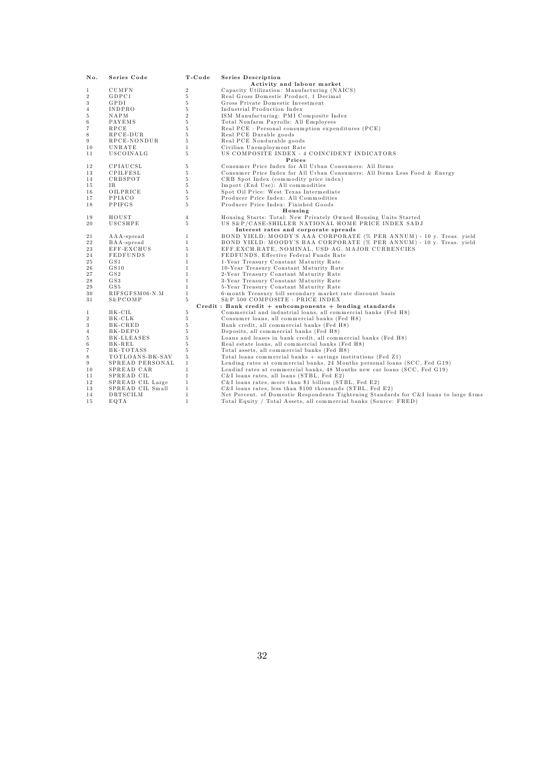| No. | Series Code | T-Code | Series Description |
|---|---|---|---|
| | | | **Activity and labour market** |
| 1 | CUMFN | 2 | Capacity Utilization: Manufacturing (NAICS) |
| 2 | GDPC1 | 5 | Real Gross Domestic Product, 1 Decimal |
| 3 | GPDI | 5 | Gross Private Domestic Investment |
| 4 | INDPRO | 5 | Industrial Production Index |
| 5 | NAPM | 2 | ISM Manufacturing: PMI Composite Index |
| 6 | PAYEMS | 5 | Total Nonfarm Payrolls: All Employees |
| 7 | RPCE | 5 | Real PCE : Personal consumption expenditures (PCE) |
| 8 | RPCE-DUR | 5 | Real PCE Durable goods |
| 9 | RPCE-NONDUR | 5 | Real PCE Nondurable goods |
| 10 | UNRATE | 1 | Civilian Unemployment Rate |
| 11 | USCOINALG | 5 | US COMPOSITE INDEX - 4 COINCIDENT INDICATORS |
| | | | **Prices** |
| 12 | CPIAUCSL | 5 | Consumer Price Index for All Urban Consumers: All Items |
| 13 | CPILFESL | 5 | Consumer Price Index for All Urban Consumers: All Items Less Food & Energy |
| 14 | CRBSPOT | 5 | CRB Spot Index (commodity price index) |
| 15 | IR | 5 | Import (End Use): All commodities |
| 16 | OILPRICE | 5 | Spot Oil Price: West Texas Intermediate |
| 17 | PPIACO | 5 | Producer Price Index: All Commodities |
| 18 | PPIFGS | 5 | Producer Price Index: Finished Goods |
| | | | **Housing** |
| 19 | HOUST | 4 | Housing Starts: Total: New Privately Owned Housing Units Started |
| 20 | USCSHPE | 5 | US S&P/CASE-SHILLER NATIONAL HOME PRICE INDEX SADJ |
| | | | **Interest rates and corporate spreads** |
| 21 | AAA-spread | 1 | BOND YIELD: MOODY'S AAA CORPORATE (% PER ANNUM) - 10 y. Treas. yield |
| 22 | BAA-spread | 1 | BOND YIELD: MOODY'S BAA CORPORATE (% PER ANNUM) - 10 y. Treas. yield |
| 23 | EFF-EXCHUS | 5 | EFF.EXCH.RATE, NOMINAL, USD AG. MAJOR CURRENCIES |
| 24 | FEDFUNDS | 1 | FEDFUNDS, Effective Federal Funds Rate |
| 25 | GS1 | 1 | 1-Year Treasury Constant Maturity Rate |
| 26 | GS10 | 1 | 10-Year Treasury Constant Maturity Rate |
| 27 | GS2 | 1 | 2-Year Treasury Constant Maturity Rate |
| 28 | GS3 | 1 | 3-Year Treasury Constant Maturity Rate |
| 29 | GS5 | 1 | 5-Year Treasury Constant Maturity Rate |
| 30 | RIFSGFSM06-N.M | 1 | 6-month Treasury bill secondary market rate discount basis |
| 31 | S&PCOMP | 5 | S&P 500 COMPOSITE - PRICE INDEX |
| | | | **Credit : Bank credit + subcomponents + lending standards** |
| 1 | BK-CIL | 5 | Commercial and industrial loans, all commercial banks (Fed H8) |
| 2 | BK-CLK | 5 | Consumer loans, all commercial banks (Fed H8) |
| 3 | BK-CRED | 5 | Bank credit, all commercial banks (Fed H8) |
| 4 | BK-DEPO | 5 | Deposits, all commercial banks (Fed H8) |
| 5 | BK-LLEASES | 5 | Loans and leases in bank credit, all commercial banks (Fed H8) |
| 6 | BK-REL | 5 | Real estate loans, all commercial banks (Fed H8) |
| 7 | BK-TOTASS | 5 | Total assets, all commercial banks (Fed H8) |
| 8 | TOTLOANS-BK-SAV | 5 | Total loans commercial banks + savings institutions (Fed Z1) |
| 9 | SPREAD PERSONAL | 1 | Lending rates at commercial banks, 24 Months personal loans (SCC, Fed G19) |
| 10 | SPREAD CAR | 1 | Lendinf rates at commercial banks, 48 Months new car loans (SCC, Fed G19) |
| 11 | SPREAD CIL | 1 | C&I loans rates, all loans (STBL, Fed E2) |
| 12 | SPREAD CIL Large | 1 | C&I loans rates, more than $1 billion (STBL, Fed E2) |
| 13 | SPREAD CIL Small | 1 | C&I loans rates, less than $100 thousands (STBL, Fed E2) |
| 14 | DRTSCILM | 1 | Net Percent. of Domestic Respondents Tightening Standards for C&I loans to large firms |
| 15 | EQTA | 1 | Total Equity / Total Assets, all commercial banks (Source: FRED) |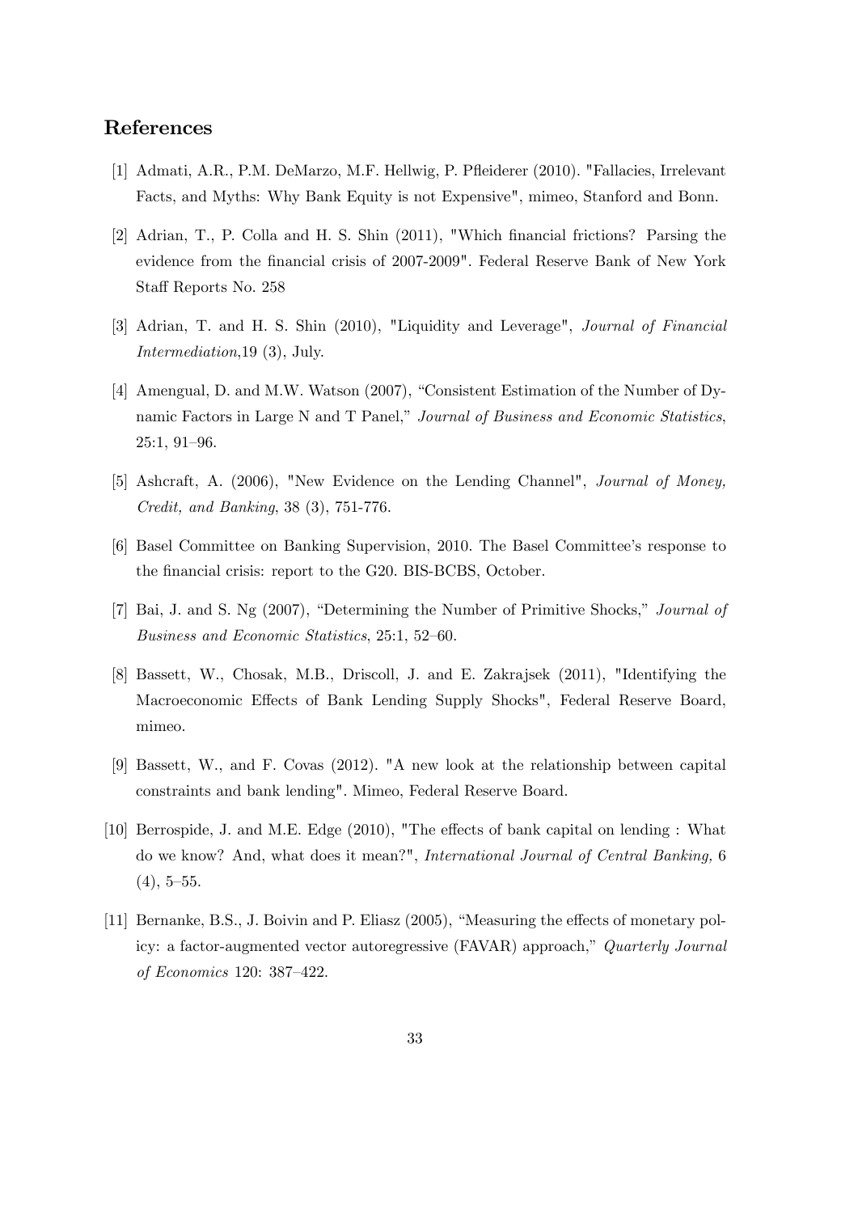## References

[1] Admati, A.R., P.M. DeMarzo, M.F. Hellwig, P. Pfleiderer (2010). "Fallacies, Irrelevant Facts, and Myths: Why Bank Equity is not Expensive", mimeo, Stanford and Bonn.

[2] Adrian, T., P. Colla and H. S. Shin (2011), "Which financial frictions? Parsing the evidence from the financial crisis of 2007-2009". Federal Reserve Bank of New York Staff Reports No. 258

[3] Adrian, T. and H. S. Shin (2010), "Liquidity and Leverage", *Journal of Financial Intermediation*,19 (3), July.

[4] Amengual, D. and M.W. Watson (2007), "Consistent Estimation of the Number of Dynamic Factors in Large N and T Panel," *Journal of Business and Economic Statistics*, 25:1, 91–96.

[5] Ashcraft, A. (2006), "New Evidence on the Lending Channel", *Journal of Money, Credit, and Banking*, 38 (3), 751-776.

[6] Basel Committee on Banking Supervision, 2010. The Basel Committee's response to the financial crisis: report to the G20. BIS-BCBS, October.

[7] Bai, J. and S. Ng (2007), "Determining the Number of Primitive Shocks," *Journal of Business and Economic Statistics*, 25:1, 52–60.

[8] Bassett, W., Chosak, M.B., Driscoll, J. and E. Zakrajsek (2011), "Identifying the Macroeconomic Effects of Bank Lending Supply Shocks", Federal Reserve Board, mimeo.

[9] Bassett, W., and F. Covas (2012). "A new look at the relationship between capital constraints and bank lending". Mimeo, Federal Reserve Board.

[10] Berrospide, J. and M.E. Edge (2010), "The effects of bank capital on lending : What do we know? And, what does it mean?", *International Journal of Central Banking,* 6 (4), 5–55.

[11] Bernanke, B.S., J. Boivin and P. Eliasz (2005), "Measuring the effects of monetary policy: a factor-augmented vector autoregressive (FAVAR) approach," *Quarterly Journal of Economics* 120: 387–422.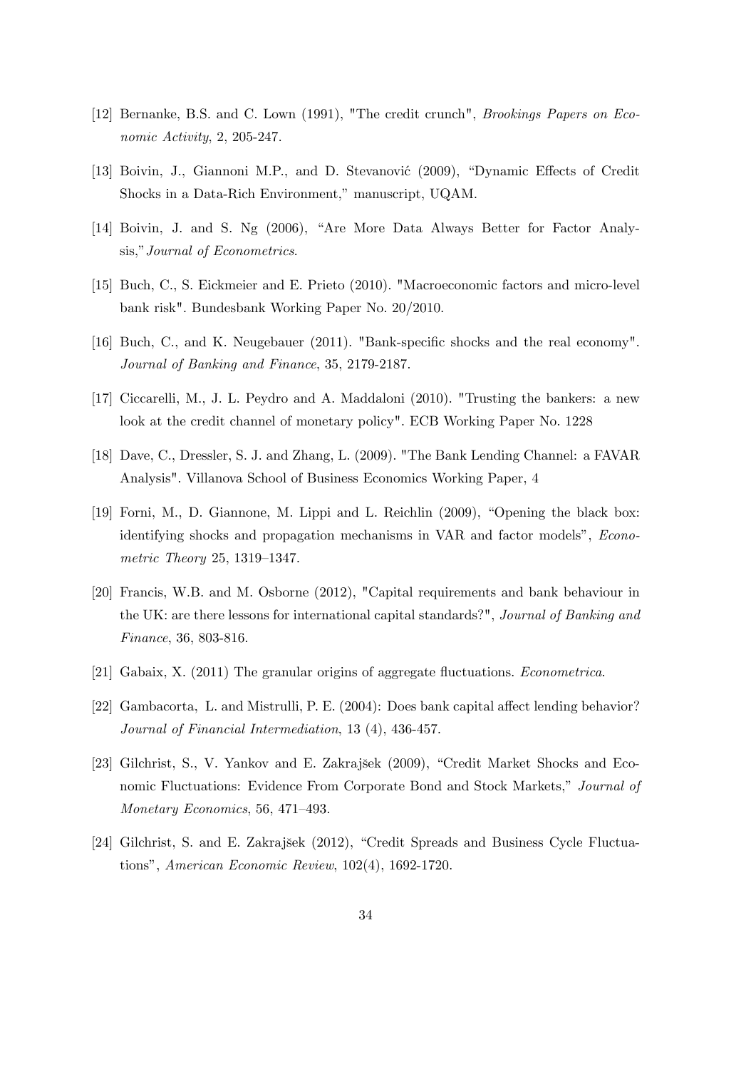[12] Bernanke, B.S. and C. Lown (1991), "The credit crunch", *Brookings Papers on Economic Activity*, 2, 205-247.

[13] Boivin, J., Giannoni M.P., and D. Stevanović (2009), "Dynamic Effects of Credit Shocks in a Data-Rich Environment," manuscript, UQAM.

[14] Boivin, J. and S. Ng (2006), "Are More Data Always Better for Factor Analysis,"*Journal of Econometrics*.

[15] Buch, C., S. Eickmeier and E. Prieto (2010). "Macroeconomic factors and micro-level bank risk". Bundesbank Working Paper No. 20/2010.

[16] Buch, C., and K. Neugebauer (2011). "Bank-specific shocks and the real economy". *Journal of Banking and Finance*, 35, 2179-2187.

[17] Ciccarelli, M., J. L. Peydro and A. Maddaloni (2010). "Trusting the bankers: a new look at the credit channel of monetary policy". ECB Working Paper No. 1228

[18] Dave, C., Dressler, S. J. and Zhang, L. (2009). "The Bank Lending Channel: a FAVAR Analysis". Villanova School of Business Economics Working Paper, 4

[19] Forni, M., D. Giannone, M. Lippi and L. Reichlin (2009), "Opening the black box: identifying shocks and propagation mechanisms in VAR and factor models", *Econometric Theory* 25, 1319–1347.

[20] Francis, W.B. and M. Osborne (2012), "Capital requirements and bank behaviour in the UK: are there lessons for international capital standards?", *Journal of Banking and Finance*, 36, 803-816.

[21] Gabaix, X. (2011) The granular origins of aggregate fluctuations. *Econometrica*.

[22] Gambacorta, L. and Mistrulli, P. E. (2004): Does bank capital affect lending behavior? *Journal of Financial Intermediation*, 13 (4), 436-457.

[23] Gilchrist, S., V. Yankov and E. Zakrajšek (2009), "Credit Market Shocks and Economic Fluctuations: Evidence From Corporate Bond and Stock Markets," *Journal of Monetary Economics*, 56, 471–493.

[24] Gilchrist, S. and E. Zakrajšek (2012), "Credit Spreads and Business Cycle Fluctuations", *American Economic Review*, 102(4), 1692-1720.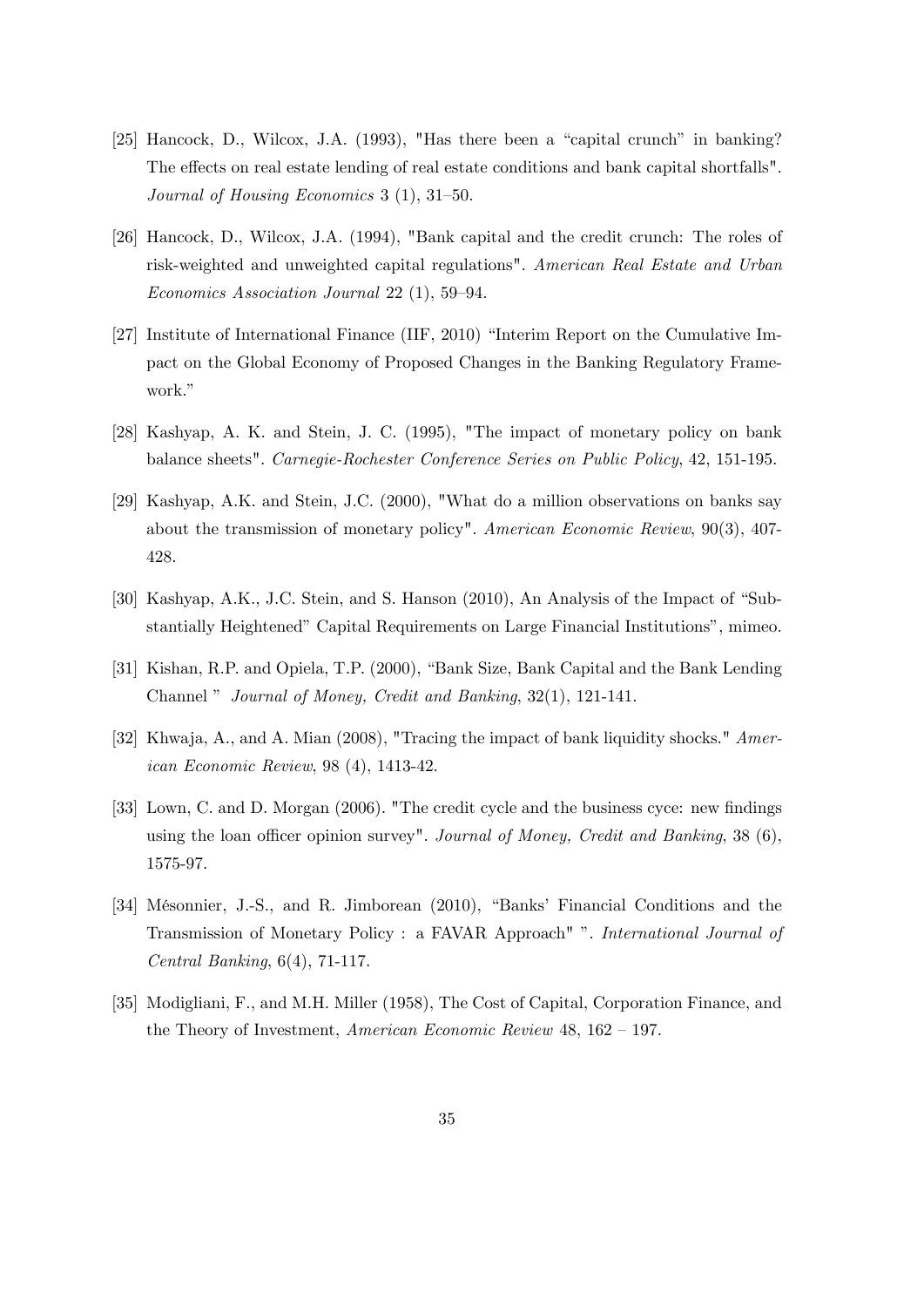[25] Hancock, D., Wilcox, J.A. (1993), "Has there been a "capital crunch" in banking? The effects on real estate lending of real estate conditions and bank capital shortfalls". *Journal of Housing Economics* 3 (1), 31–50.

[26] Hancock, D., Wilcox, J.A. (1994), "Bank capital and the credit crunch: The roles of risk-weighted and unweighted capital regulations". *American Real Estate and Urban Economics Association Journal* 22 (1), 59–94.

[27] Institute of International Finance (IIF, 2010) "Interim Report on the Cumulative Impact on the Global Economy of Proposed Changes in the Banking Regulatory Framework."

[28] Kashyap, A. K. and Stein, J. C. (1995), "The impact of monetary policy on bank balance sheets". *Carnegie-Rochester Conference Series on Public Policy*, 42, 151-195.

[29] Kashyap, A.K. and Stein, J.C. (2000), "What do a million observations on banks say about the transmission of monetary policy". *American Economic Review*, 90(3), 407-428.

[30] Kashyap, A.K., J.C. Stein, and S. Hanson (2010), An Analysis of the Impact of "Substantially Heightened" Capital Requirements on Large Financial Institutions", mimeo.

[31] Kishan, R.P. and Opiela, T.P. (2000), "Bank Size, Bank Capital and the Bank Lending Channel " *Journal of Money, Credit and Banking*, 32(1), 121-141.

[32] Khwaja, A., and A. Mian (2008), "Tracing the impact of bank liquidity shocks." *American Economic Review*, 98 (4), 1413-42.

[33] Lown, C. and D. Morgan (2006). "The credit cycle and the business cyce: new findings using the loan officer opinion survey". *Journal of Money, Credit and Banking*, 38 (6), 1575-97.

[34] Mésonnier, J.-S., and R. Jimborean (2010), "Banks' Financial Conditions and the Transmission of Monetary Policy : a FAVAR Approach" ". *International Journal of Central Banking*, 6(4), 71-117.

[35] Modigliani, F., and M.H. Miller (1958), The Cost of Capital, Corporation Finance, and the Theory of Investment, *American Economic Review* 48, 162 – 197.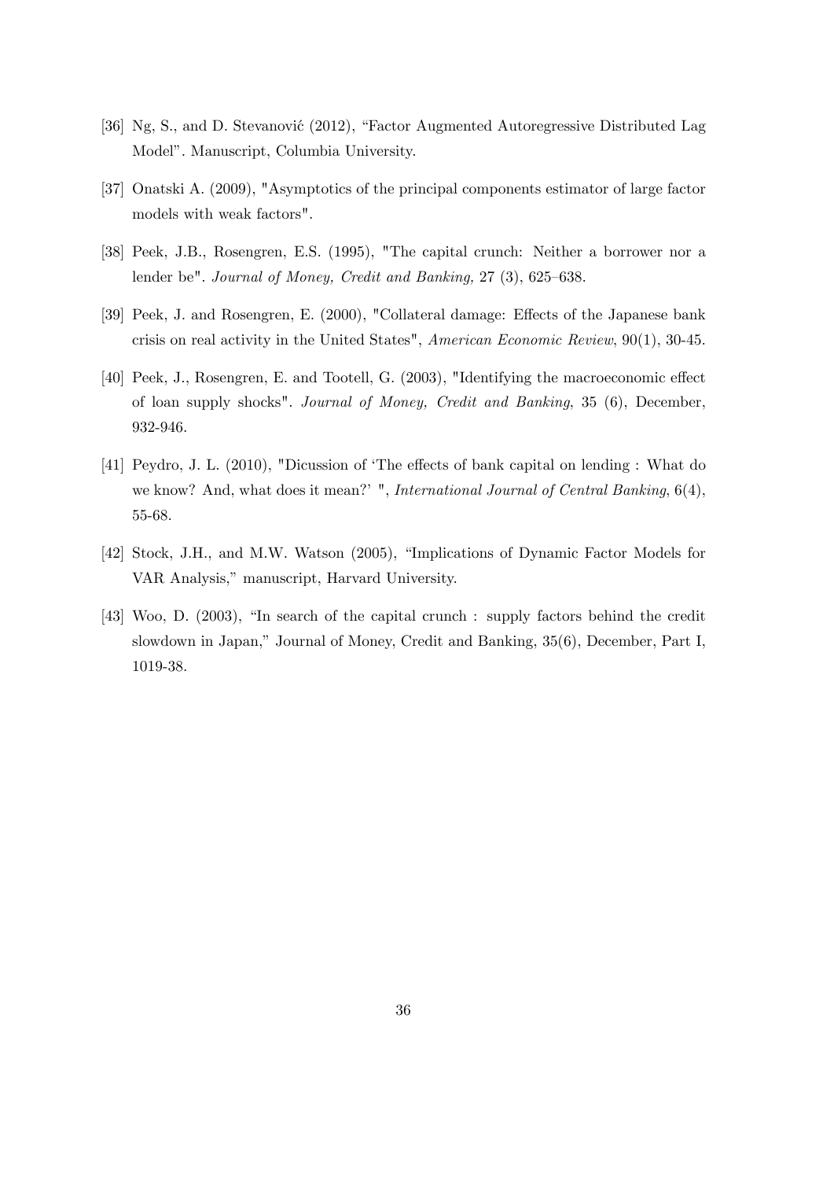[36] Ng, S., and D. Stevanović (2012), "Factor Augmented Autoregressive Distributed Lag Model". Manuscript, Columbia University.

[37] Onatski A. (2009), "Asymptotics of the principal components estimator of large factor models with weak factors".

[38] Peek, J.B., Rosengren, E.S. (1995), "The capital crunch: Neither a borrower nor a lender be". *Journal of Money, Credit and Banking,* 27 (3), 625–638.

[39] Peek, J. and Rosengren, E. (2000), "Collateral damage: Effects of the Japanese bank crisis on real activity in the United States", *American Economic Review*, 90(1), 30-45.

[40] Peek, J., Rosengren, E. and Tootell, G. (2003), "Identifying the macroeconomic effect of loan supply shocks". *Journal of Money, Credit and Banking*, 35 (6), December, 932-946.

[41] Peydro, J. L. (2010), "Dicussion of 'The effects of bank capital on lending : What do we know? And, what does it mean?' ", *International Journal of Central Banking*, 6(4), 55-68.

[42] Stock, J.H., and M.W. Watson (2005), "Implications of Dynamic Factor Models for VAR Analysis," manuscript, Harvard University.

[43] Woo, D. (2003), "In search of the capital crunch : supply factors behind the credit slowdown in Japan," Journal of Money, Credit and Banking, 35(6), December, Part I, 1019-38.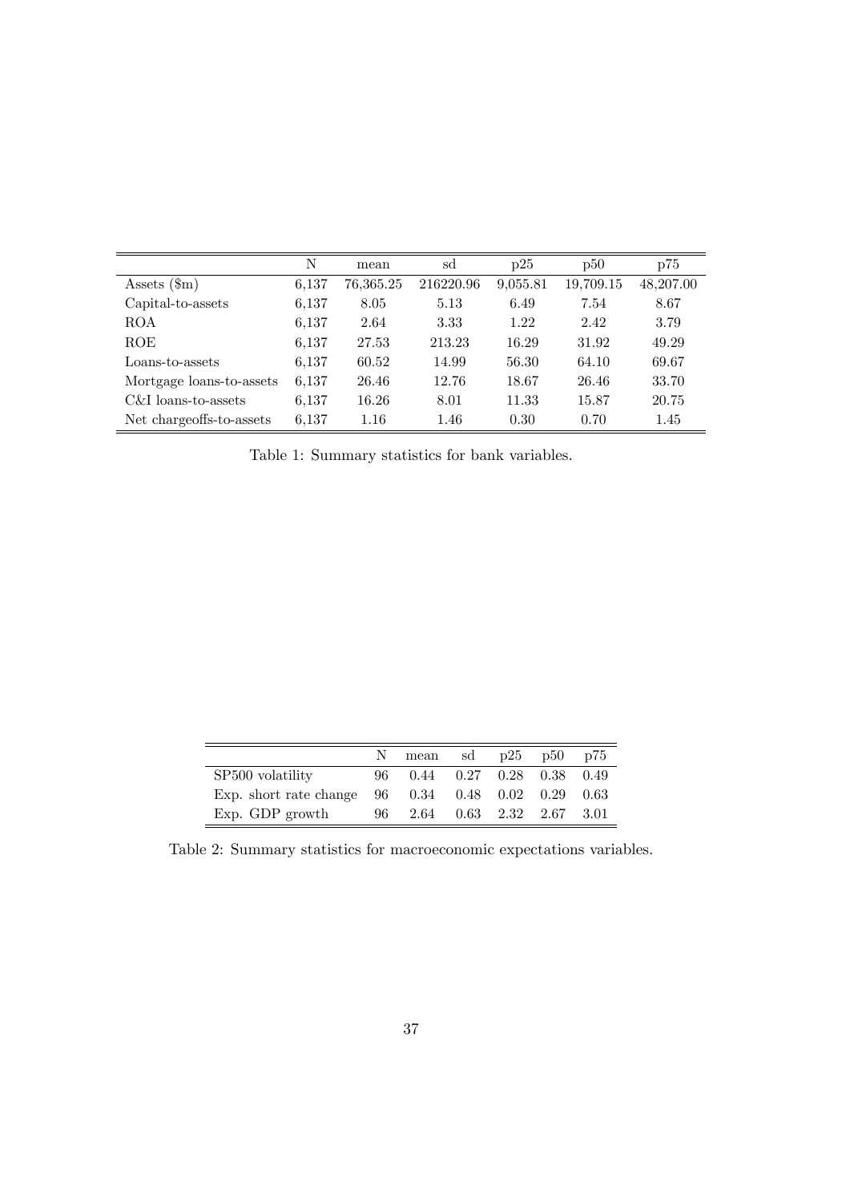|  | N | mean | sd | p25 | p50 | p75 |
|---|---|---|---|---|---|---|
| Assets ($m) | 6,137 | 76,365.25 | 216220.96 | 9,055.81 | 19,709.15 | 48,207.00 |
| Capital-to-assets | 6,137 | 8.05 | 5.13 | 6.49 | 7.54 | 8.67 |
| ROA | 6,137 | 2.64 | 3.33 | 1.22 | 2.42 | 3.79 |
| ROE | 6,137 | 27.53 | 213.23 | 16.29 | 31.92 | 49.29 |
| Loans-to-assets | 6,137 | 60.52 | 14.99 | 56.30 | 64.10 | 69.67 |
| Mortgage loans-to-assets | 6,137 | 26.46 | 12.76 | 18.67 | 26.46 | 33.70 |
| C&I loans-to-assets | 6,137 | 16.26 | 8.01 | 11.33 | 15.87 | 20.75 |
| Net chargeoffs-to-assets | 6,137 | 1.16 | 1.46 | 0.30 | 0.70 | 1.45 |

Table 1: Summary statistics for bank variables.

|  | N | mean | sd | p25 | p50 | p75 |
|---|---|---|---|---|---|---|
| SP500 volatility | 96 | 0.44 | 0.27 | 0.28 | 0.38 | 0.49 |
| Exp. short rate change | 96 | 0.34 | 0.48 | 0.02 | 0.29 | 0.63 |
| Exp. GDP growth | 96 | 2.64 | 0.63 | 2.32 | 2.67 | 3.01 |

Table 2: Summary statistics for macroeconomic expectations variables.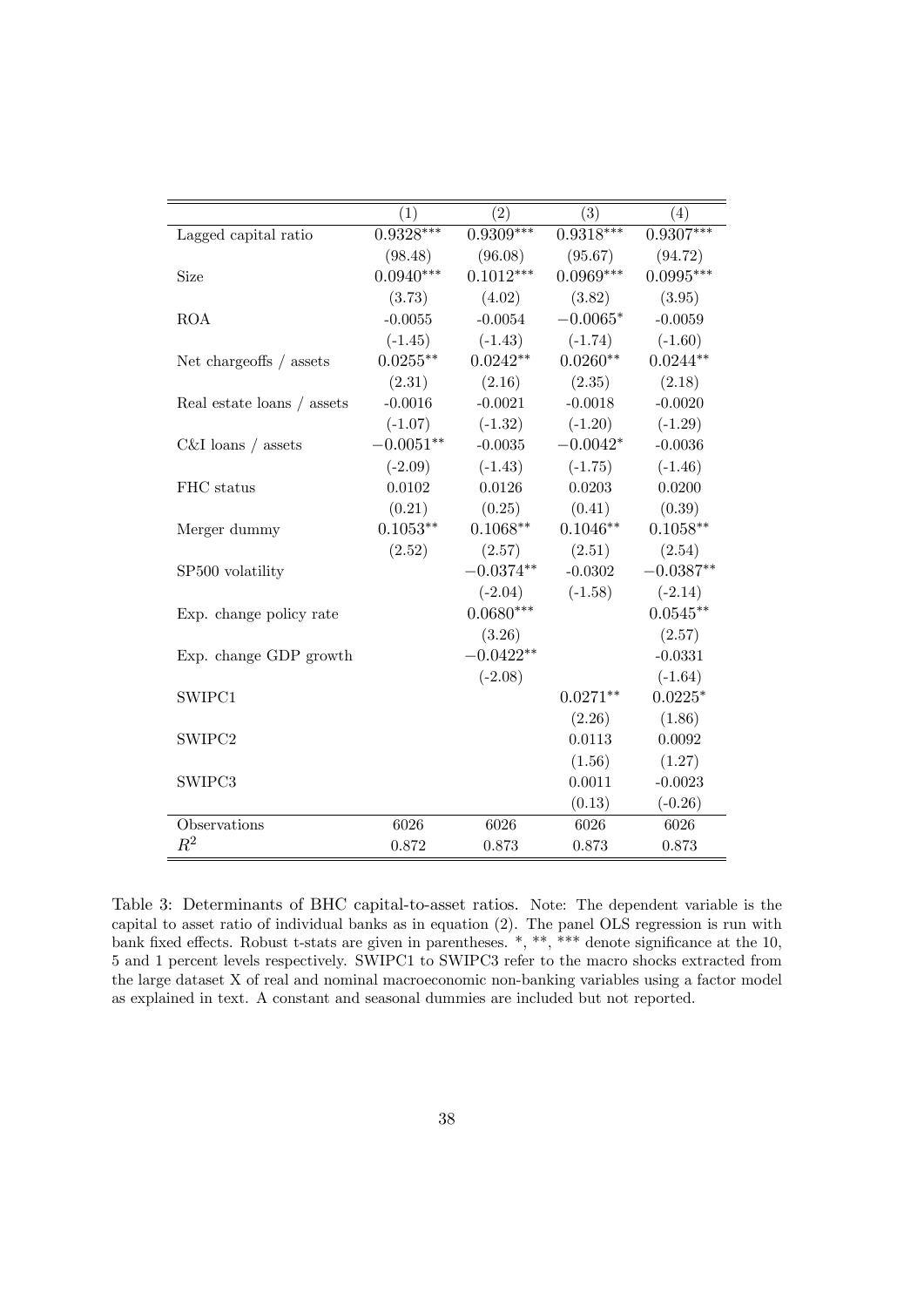| | (1) | (2) | (3) | (4) |
|---|---|---|---|---|
| Lagged capital ratio | $0.9328^{***}$ | $0.9309^{***}$ | $0.9318^{***}$ | $0.9307^{***}$ |
| | (98.48) | (96.08) | (95.67) | (94.72) |
| Size | $0.0940^{***}$ | $0.1012^{***}$ | $0.0969^{***}$ | $0.0995^{***}$ |
| | (3.73) | (4.02) | (3.82) | (3.95) |
| ROA | -0.0055 | -0.0054 | $-0.0065^{*}$ | -0.0059 |
| | (-1.45) | (-1.43) | (-1.74) | (-1.60) |
| Net chargeoffs / assets | $0.0255^{**}$ | $0.0242^{**}$ | $0.0260^{**}$ | $0.0244^{**}$ |
| | (2.31) | (2.16) | (2.35) | (2.18) |
| Real estate loans / assets | -0.0016 | -0.0021 | -0.0018 | -0.0020 |
| | (-1.07) | (-1.32) | (-1.20) | (-1.29) |
| C&I loans / assets | $-0.0051^{**}$ | -0.0035 | $-0.0042^{*}$ | -0.0036 |
| | (-2.09) | (-1.43) | (-1.75) | (-1.46) |
| FHC status | 0.0102 | 0.0126 | 0.0203 | 0.0200 |
| | (0.21) | (0.25) | (0.41) | (0.39) |
| Merger dummy | $0.1053^{**}$ | $0.1068^{**}$ | $0.1046^{**}$ | $0.1058^{**}$ |
| | (2.52) | (2.57) | (2.51) | (2.54) |
| SP500 volatility | | $-0.0374^{**}$ | -0.0302 | $-0.0387^{**}$ |
| | | (-2.04) | (-1.58) | (-2.14) |
| Exp. change policy rate | | $0.0680^{***}$ | | $0.0545^{**}$ |
| | | (3.26) | | (2.57) |
| Exp. change GDP growth | | $-0.0422^{**}$ | | -0.0331 |
| | | (-2.08) | | (-1.64) |
| SWIPC1 | | | $0.0271^{**}$ | $0.0225^{*}$ |
| | | | (2.26) | (1.86) |
| SWIPC2 | | | 0.0113 | 0.0092 |
| | | | (1.56) | (1.27) |
| SWIPC3 | | | 0.0011 | -0.0023 |
| | | | (0.13) | (-0.26) |
| Observations | 6026 | 6026 | 6026 | 6026 |
| $R^2$ | 0.872 | 0.873 | 0.873 | 0.873 |

Table 3: Determinants of BHC capital-to-asset ratios. Note: The dependent variable is the capital to asset ratio of individual banks as in equation (2). The panel OLS regression is run with bank fixed effects. Robust t-stats are given in parentheses. *, **, *** denote significance at the 10, 5 and 1 percent levels respectively. SWIPC1 to SWIPC3 refer to the macro shocks extracted from the large dataset X of real and nominal macroeconomic non-banking variables using a factor model as explained in text. A constant and seasonal dummies are included but not reported.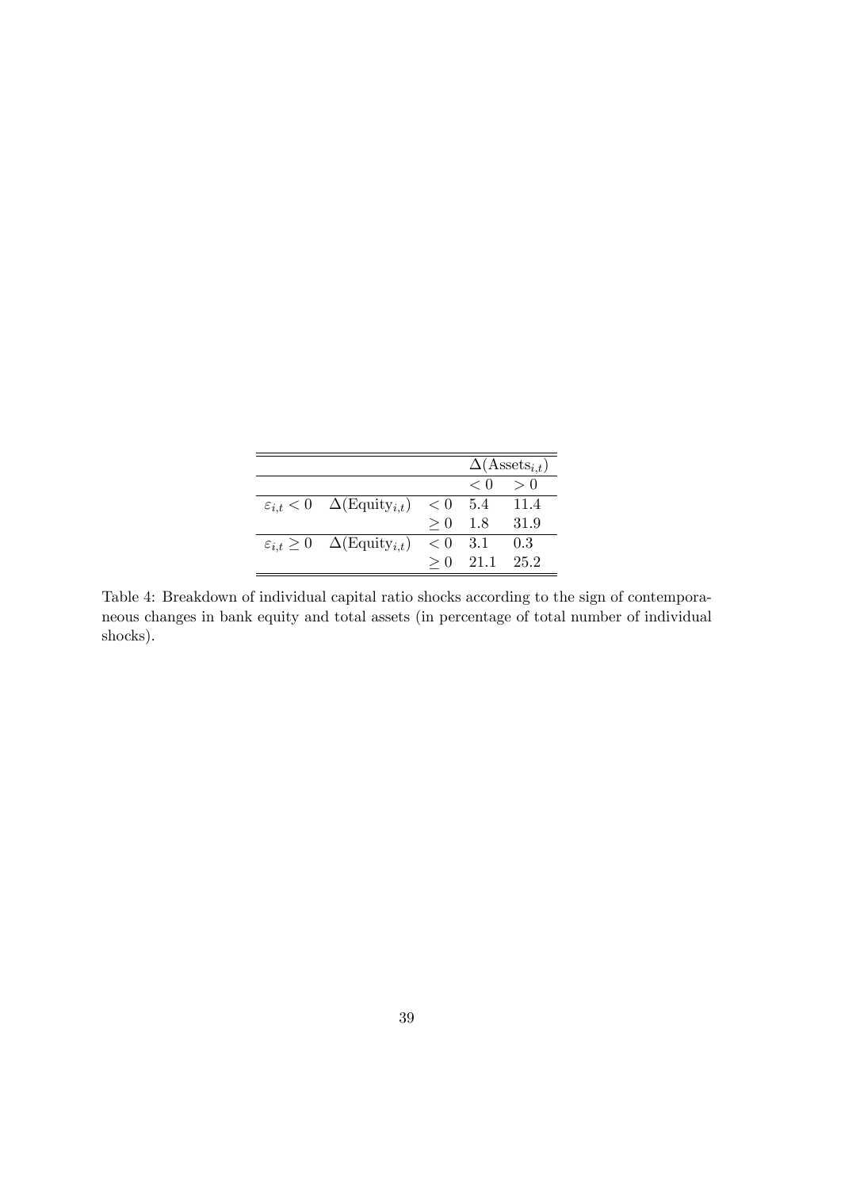| | | | $\Delta(\text{Assets}_{i,t})$ | |
|---|---|---|---|---|
| | | | $< 0$ | $> 0$ |
| $\varepsilon_{i,t} < 0$ | $\Delta(\text{Equity}_{i,t})$ | $< 0$ | 5.4 | 11.4 |
| | | $\geq 0$ | 1.8 | 31.9 |
| $\varepsilon_{i,t} \geq 0$ | $\Delta(\text{Equity}_{i,t})$ | $< 0$ | 3.1 | 0.3 |
| | | $\geq 0$ | 21.1 | 25.2 |

Table 4: Breakdown of individual capital ratio shocks according to the sign of contemporaneous changes in bank equity and total assets (in percentage of total number of individual shocks).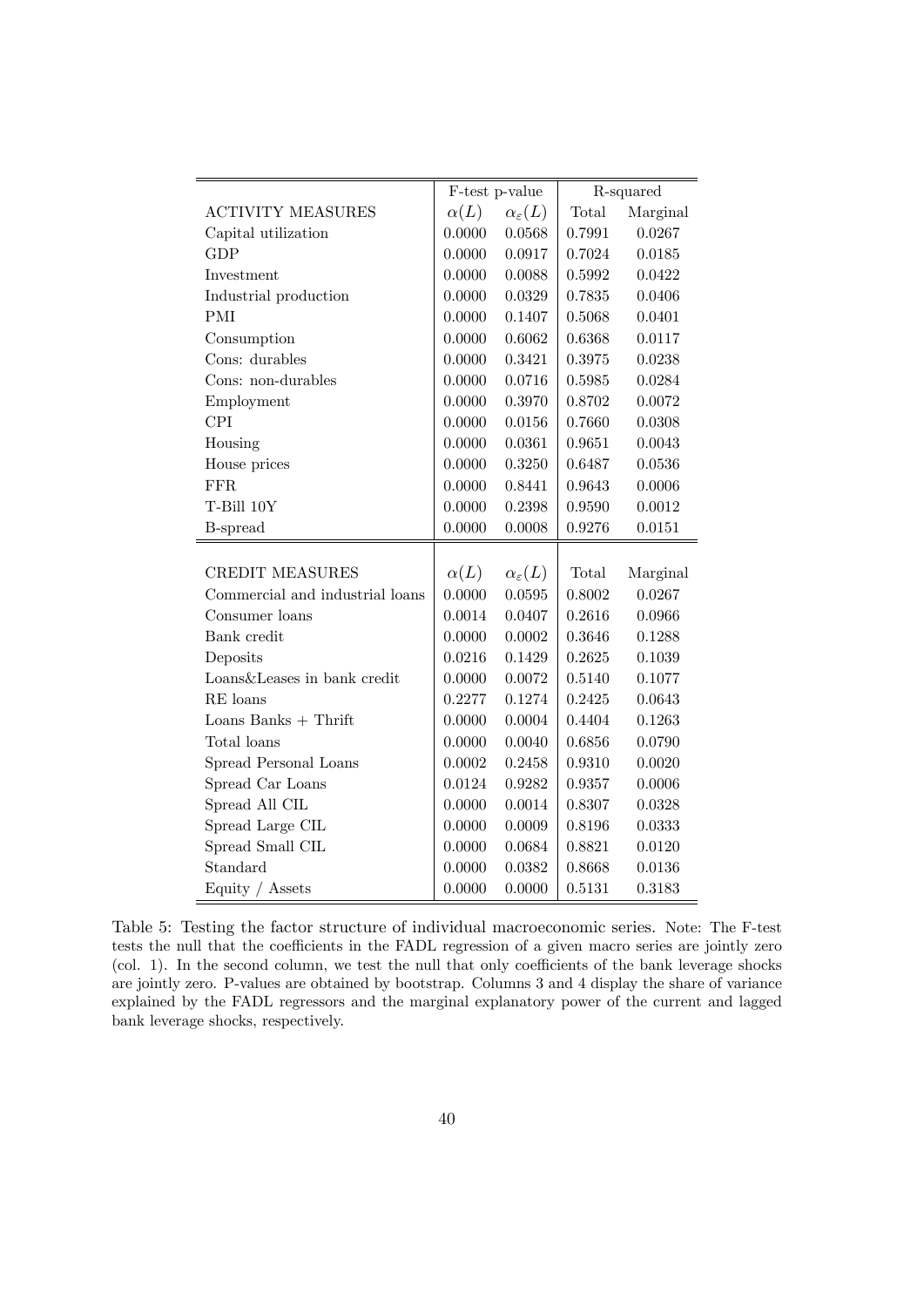| | F-test p-value | | R-squared | |
|---|---|---|---|---|
| ACTIVITY MEASURES | $\alpha(L)$ | $\alpha_{\varepsilon}(L)$ | Total | Marginal |
| Capital utilization | 0.0000 | 0.0568 | 0.7991 | 0.0267 |
| GDP | 0.0000 | 0.0917 | 0.7024 | 0.0185 |
| Investment | 0.0000 | 0.0088 | 0.5992 | 0.0422 |
| Industrial production | 0.0000 | 0.0329 | 0.7835 | 0.0406 |
| PMI | 0.0000 | 0.1407 | 0.5068 | 0.0401 |
| Consumption | 0.0000 | 0.6062 | 0.6368 | 0.0117 |
| Cons: durables | 0.0000 | 0.3421 | 0.3975 | 0.0238 |
| Cons: non-durables | 0.0000 | 0.0716 | 0.5985 | 0.0284 |
| Employment | 0.0000 | 0.3970 | 0.8702 | 0.0072 |
| CPI | 0.0000 | 0.0156 | 0.7660 | 0.0308 |
| Housing | 0.0000 | 0.0361 | 0.9651 | 0.0043 |
| House prices | 0.0000 | 0.3250 | 0.6487 | 0.0536 |
| FFR | 0.0000 | 0.8441 | 0.9643 | 0.0006 |
| T-Bill 10Y | 0.0000 | 0.2398 | 0.9590 | 0.0012 |
| B-spread | 0.0000 | 0.0008 | 0.9276 | 0.0151 |
| | | | | |
| CREDIT MEASURES | $\alpha(L)$ | $\alpha_{\varepsilon}(L)$ | Total | Marginal |
| Commercial and industrial loans | 0.0000 | 0.0595 | 0.8002 | 0.0267 |
| Consumer loans | 0.0014 | 0.0407 | 0.2616 | 0.0966 |
| Bank credit | 0.0000 | 0.0002 | 0.3646 | 0.1288 |
| Deposits | 0.0216 | 0.1429 | 0.2625 | 0.1039 |
| Loans&Leases in bank credit | 0.0000 | 0.0072 | 0.5140 | 0.1077 |
| RE loans | 0.2277 | 0.1274 | 0.2425 | 0.0643 |
| Loans Banks + Thrift | 0.0000 | 0.0004 | 0.4404 | 0.1263 |
| Total loans | 0.0000 | 0.0040 | 0.6856 | 0.0790 |
| Spread Personal Loans | 0.0002 | 0.2458 | 0.9310 | 0.0020 |
| Spread Car Loans | 0.0124 | 0.9282 | 0.9357 | 0.0006 |
| Spread All CIL | 0.0000 | 0.0014 | 0.8307 | 0.0328 |
| Spread Large CIL | 0.0000 | 0.0009 | 0.8196 | 0.0333 |
| Spread Small CIL | 0.0000 | 0.0684 | 0.8821 | 0.0120 |
| Standard | 0.0000 | 0.0382 | 0.8668 | 0.0136 |
| Equity / Assets | 0.0000 | 0.0000 | 0.5131 | 0.3183 |

Table 5: Testing the factor structure of individual macroeconomic series. Note: The F-test tests the null that the coefficients in the FADL regression of a given macro series are jointly zero (col. 1). In the second column, we test the null that only coefficients of the bank leverage shocks are jointly zero. P-values are obtained by bootstrap. Columns 3 and 4 display the share of variance explained by the FADL regressors and the marginal explanatory power of the current and lagged bank leverage shocks, respectively.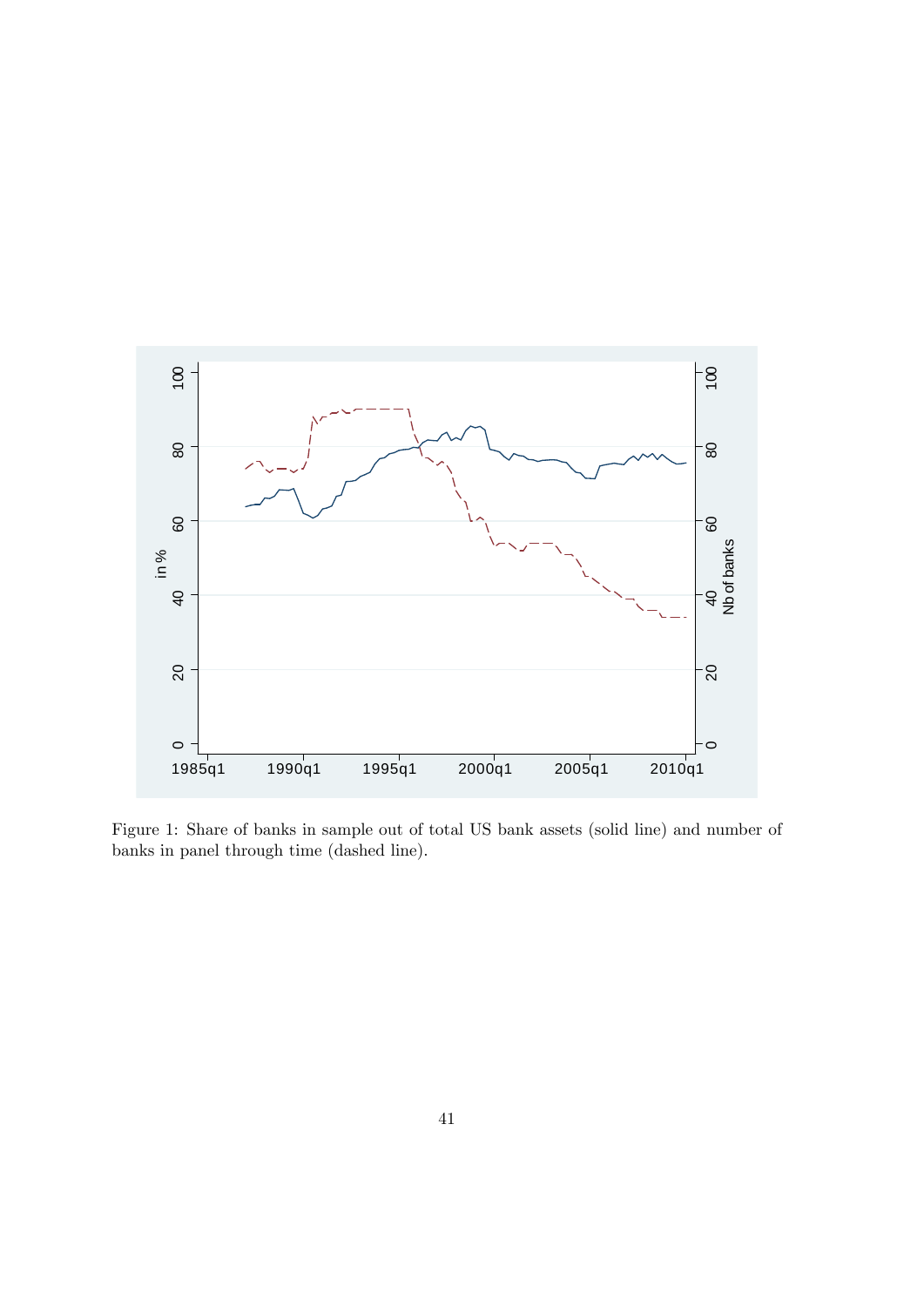Figure 1: Share of banks in sample out of total US bank assets (solid line) and number of banks in panel through time (dashed line).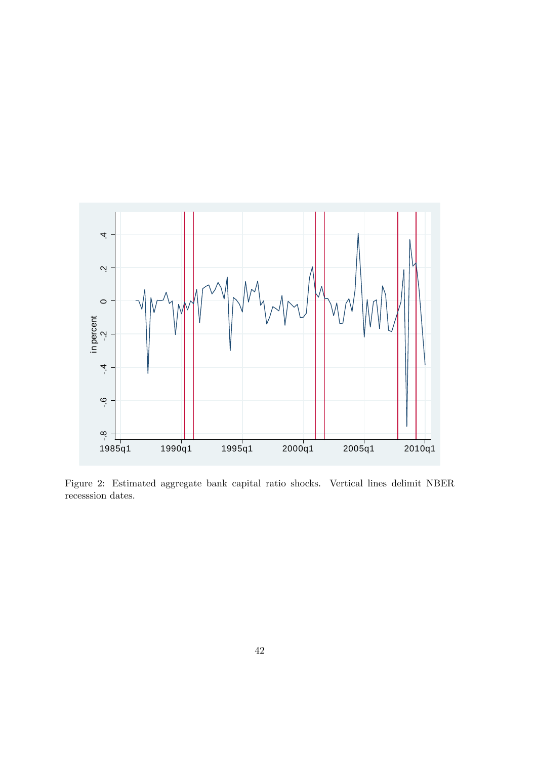Figure 2: Estimated aggregate bank capital ratio shocks. Vertical lines delimit NBER recesssion dates.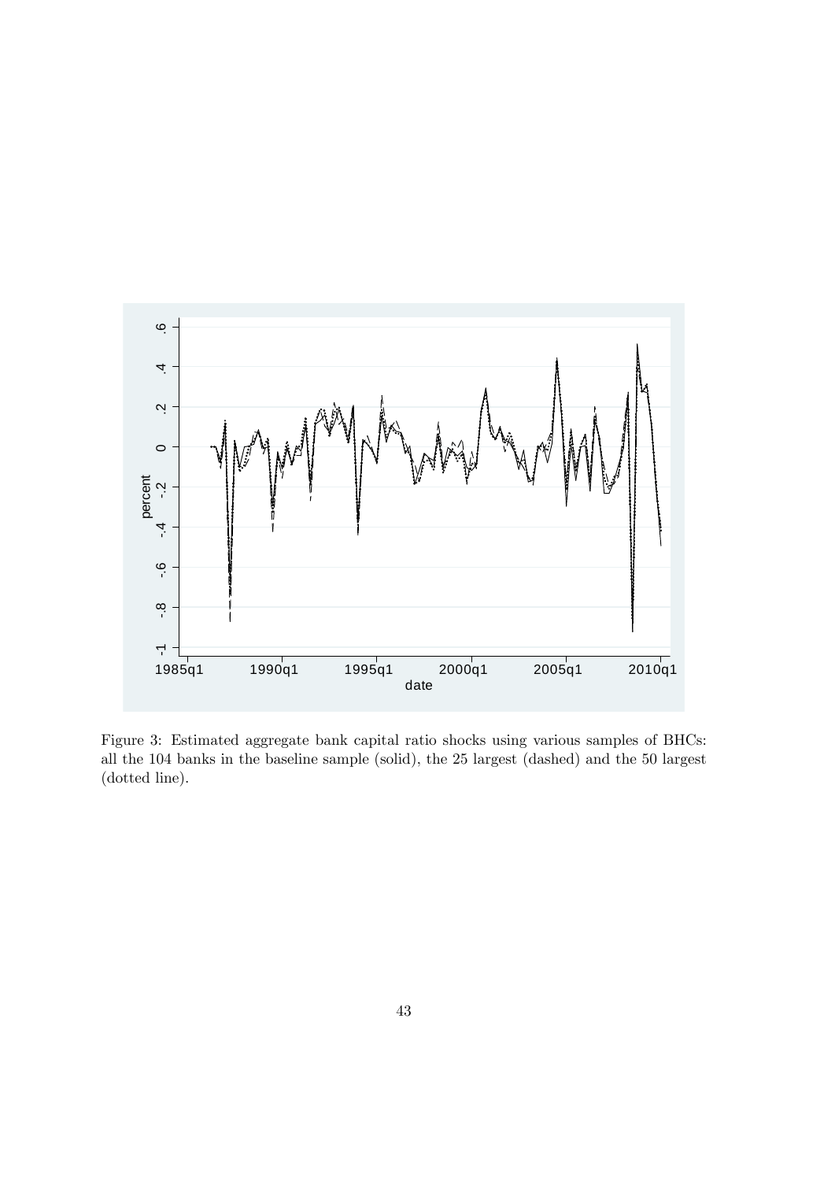Figure 3: Estimated aggregate bank capital ratio shocks using various samples of BHCs: all the 104 banks in the baseline sample (solid), the 25 largest (dashed) and the 50 largest (dotted line).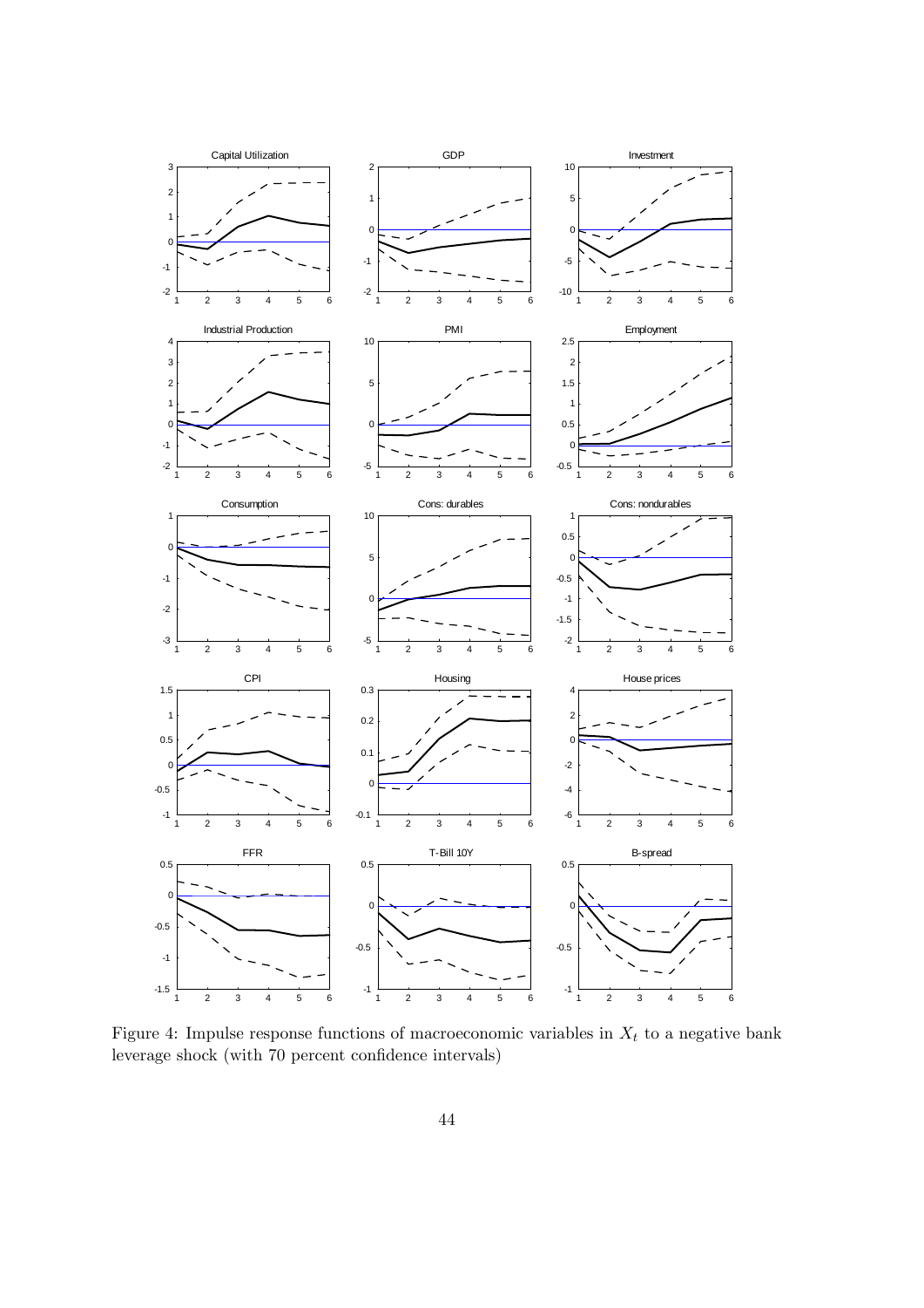Figure 4: Impulse response functions of macroeconomic variables in $X_t$ to a negative bank leverage shock (with 70 percent confidence intervals)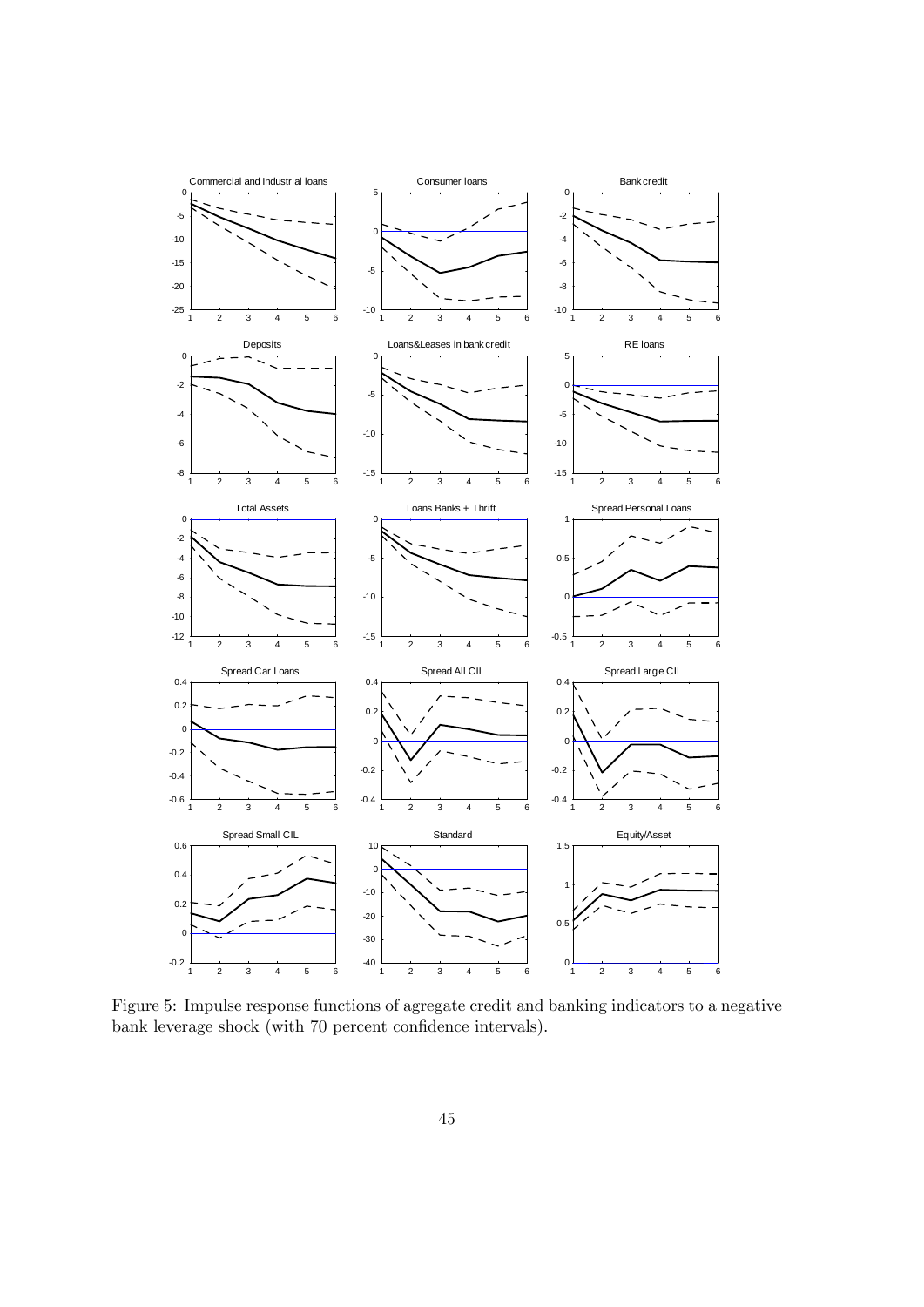Figure 5: Impulse response functions of agregate credit and banking indicators to a negative bank leverage shock (with 70 percent confidence intervals).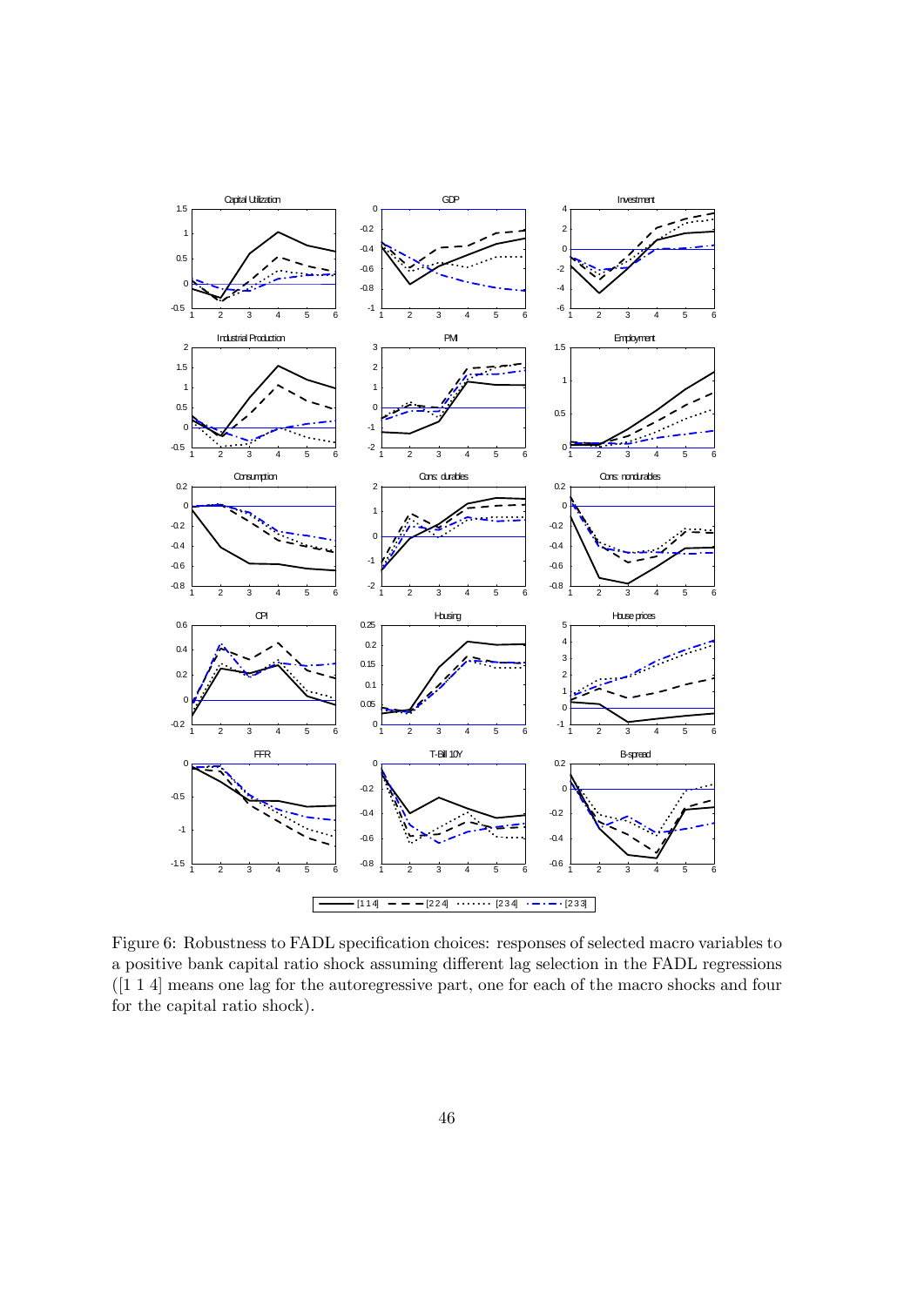Figure 6: Robustness to FADL specification choices: responses of selected macro variables to a positive bank capital ratio shock assuming different lag selection in the FADL regressions ([1 1 4] means one lag for the autoregressive part, one for each of the macro shocks and four for the capital ratio shock).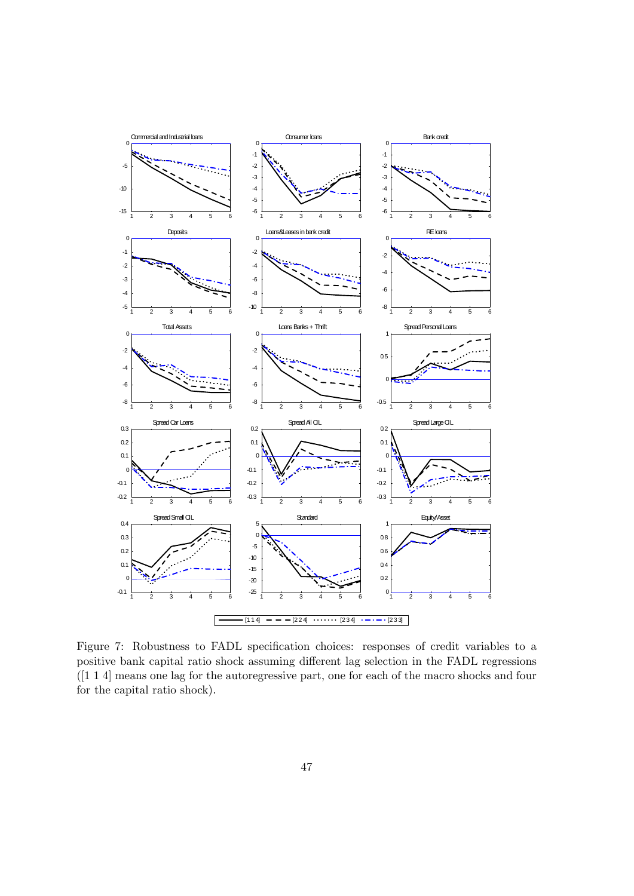Figure 7: Robustness to FADL specification choices: responses of credit variables to a positive bank capital ratio shock assuming different lag selection in the FADL regressions ([1 1 4] means one lag for the autoregressive part, one for each of the macro shocks and four for the capital ratio shock).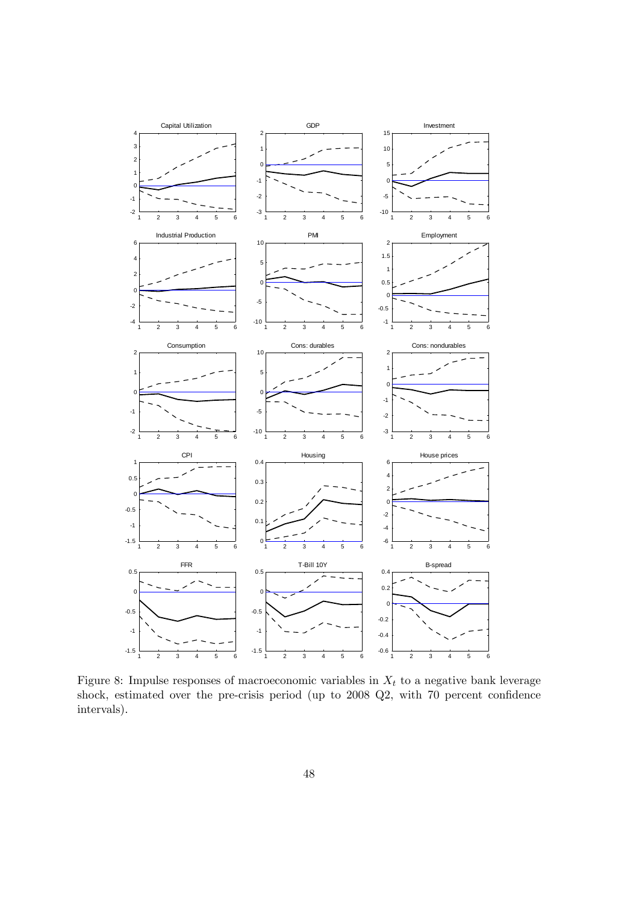Figure 8: Impulse responses of macroeconomic variables in $X_t$ to a negative bank leverage shock, estimated over the pre-crisis period (up to 2008 Q2, with 70 percent confidence intervals).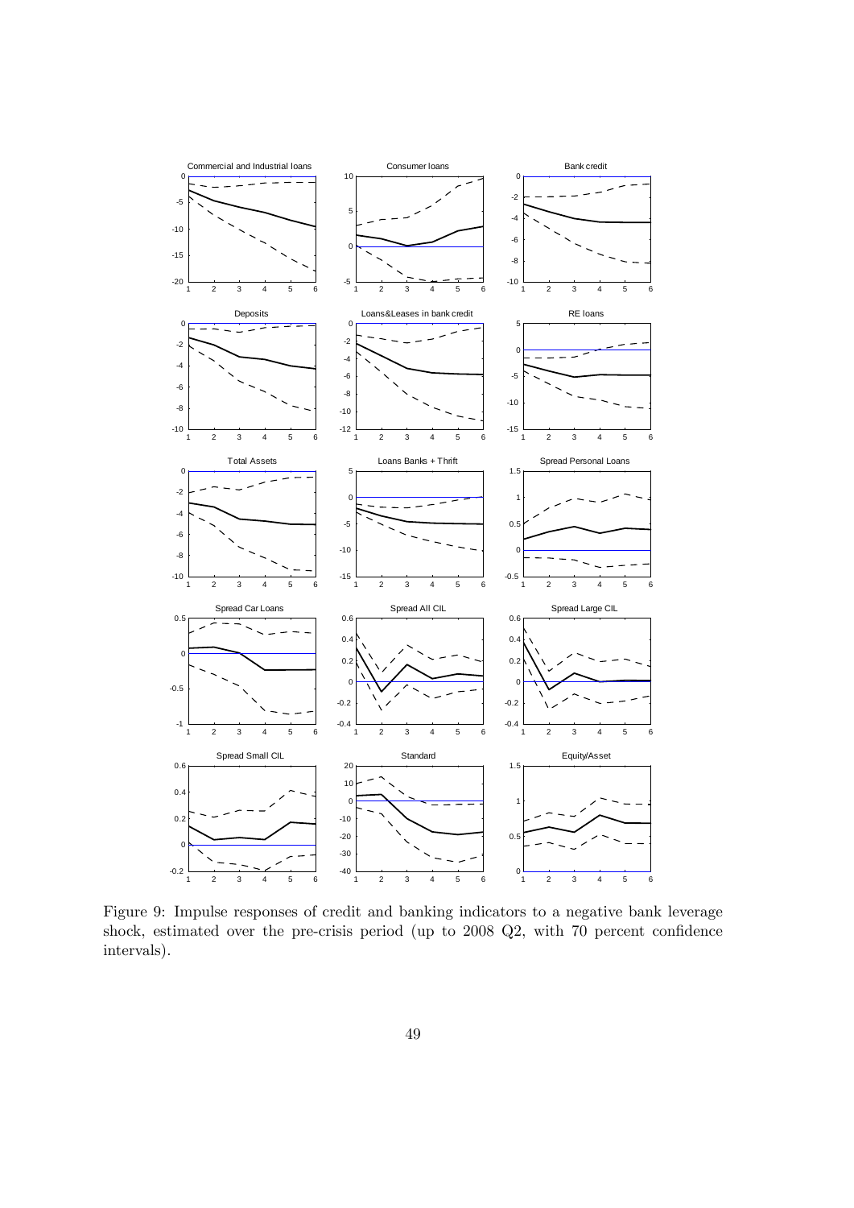Figure 9: Impulse responses of credit and banking indicators to a negative bank leverage shock, estimated over the pre-crisis period (up to 2008 Q2, with 70 percent confidence intervals).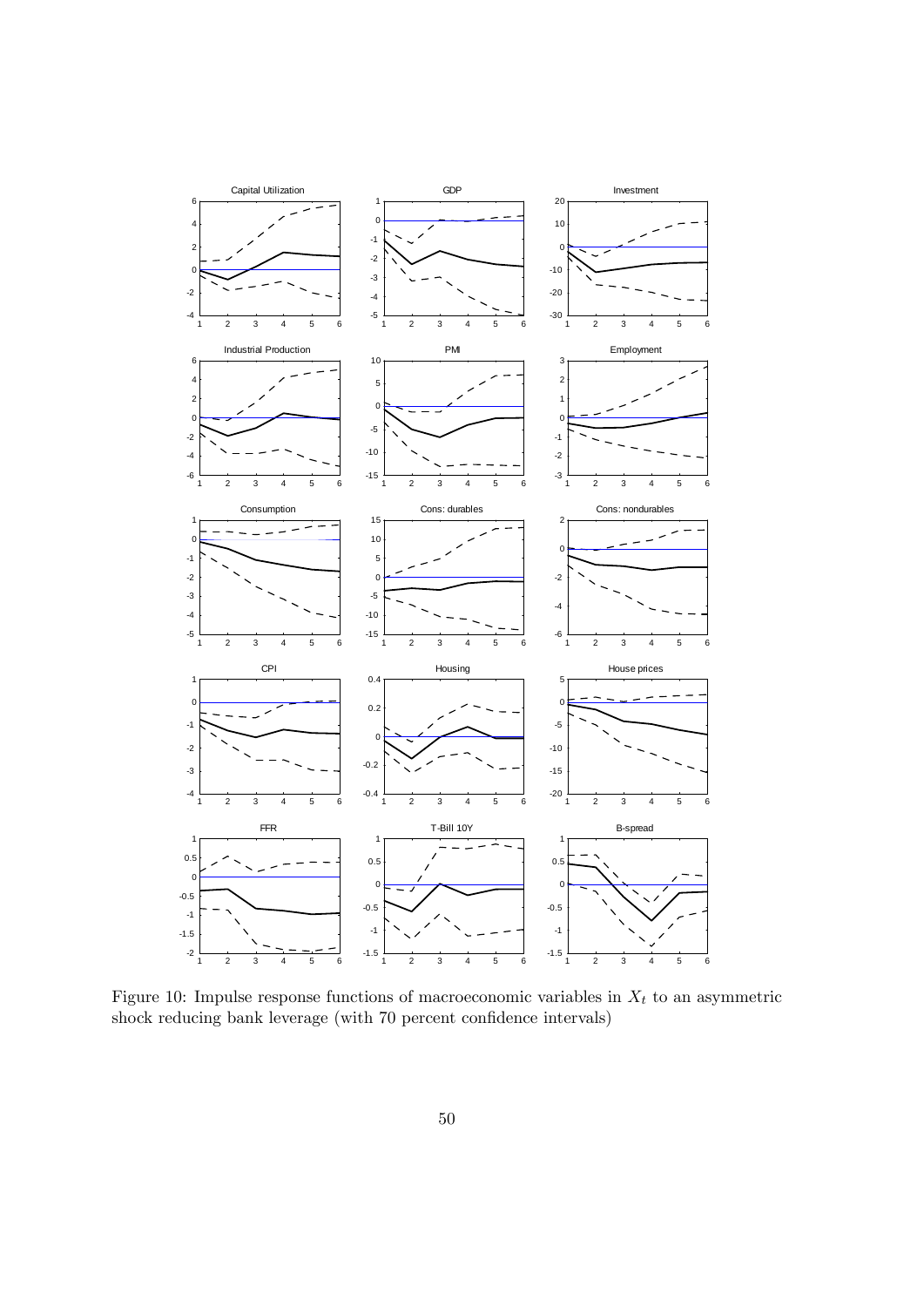Figure 10: Impulse response functions of macroeconomic variables in $X_t$ to an asymmetric shock reducing bank leverage (with 70 percent confidence intervals)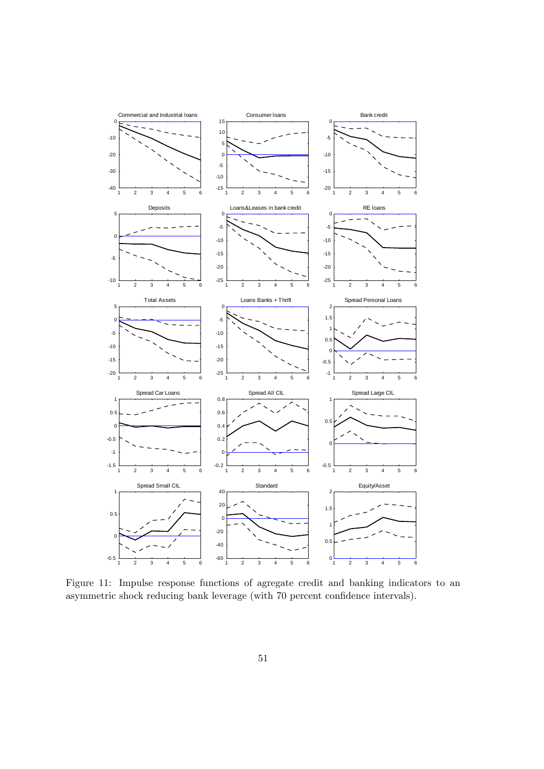Figure 11: Impulse response functions of agregate credit and banking indicators to an asymmetric shock reducing bank leverage (with 70 percent confidence intervals).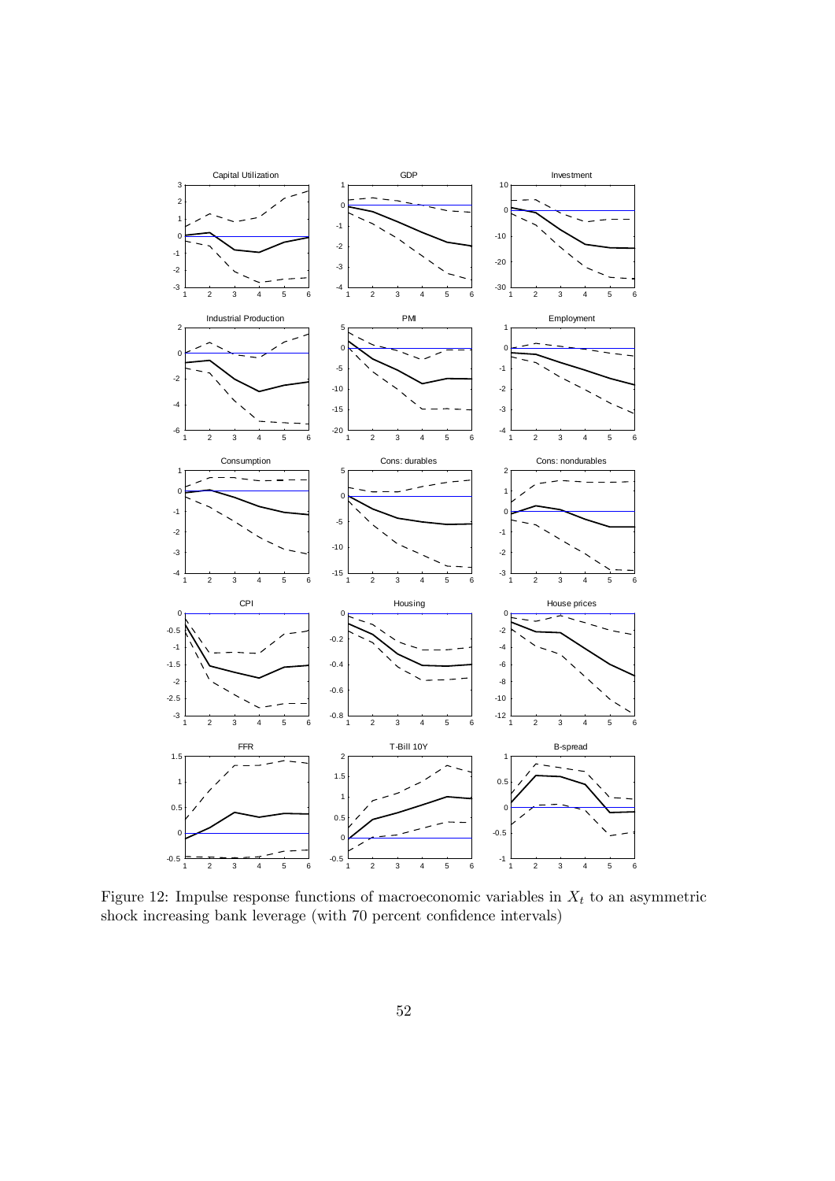Figure 12: Impulse response functions of macroeconomic variables in $X_t$ to an asymmetric shock increasing bank leverage (with 70 percent confidence intervals)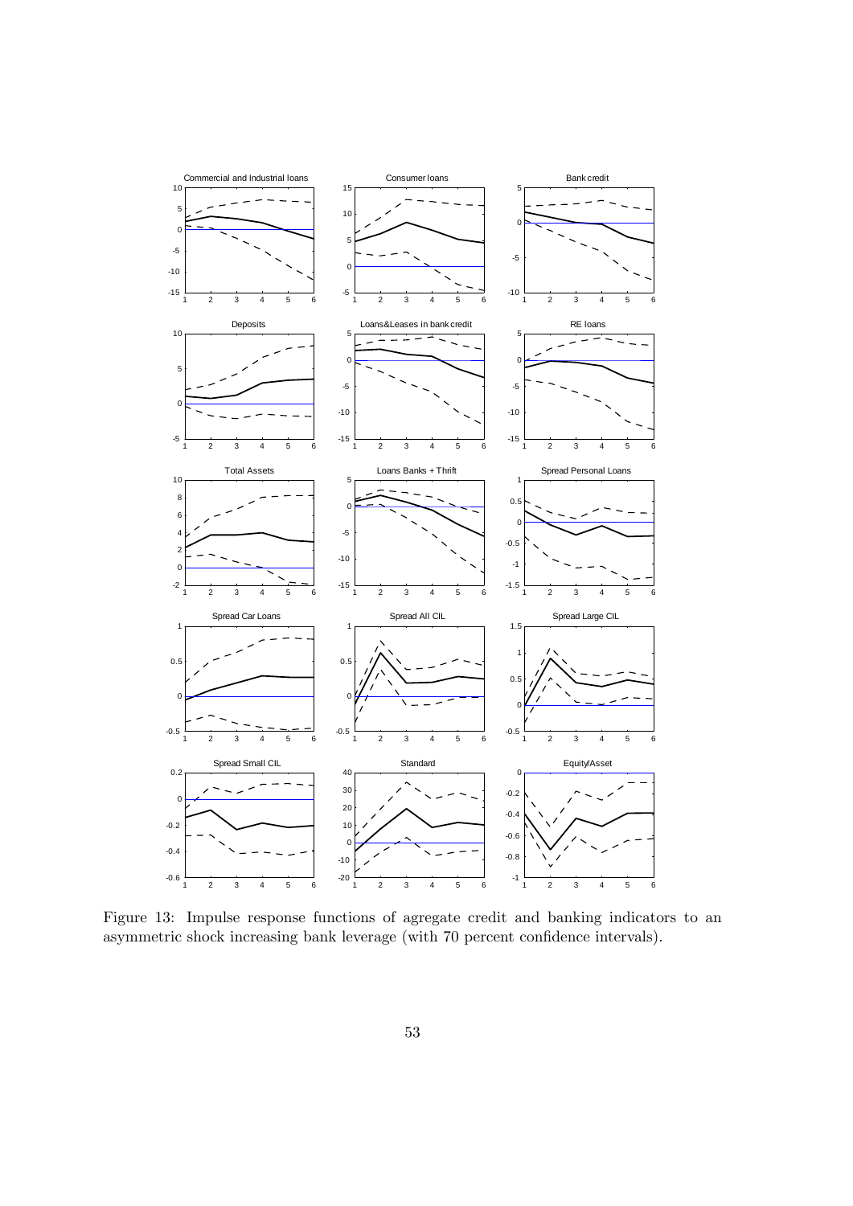Figure 13: Impulse response functions of agregate credit and banking indicators to an asymmetric shock increasing bank leverage (with 70 percent confidence intervals).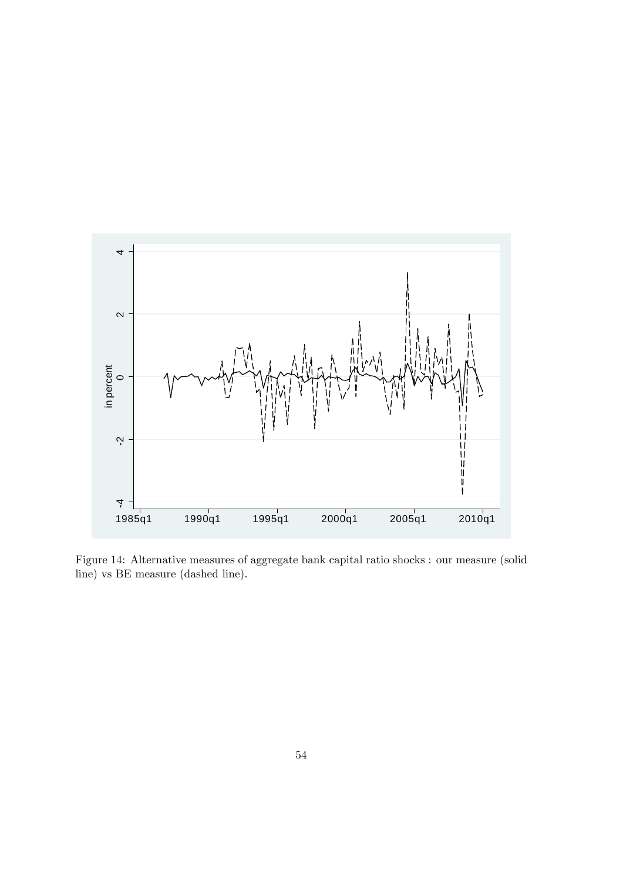Figure 14: Alternative measures of aggregate bank capital ratio shocks : our measure (solid line) vs BE measure (dashed line).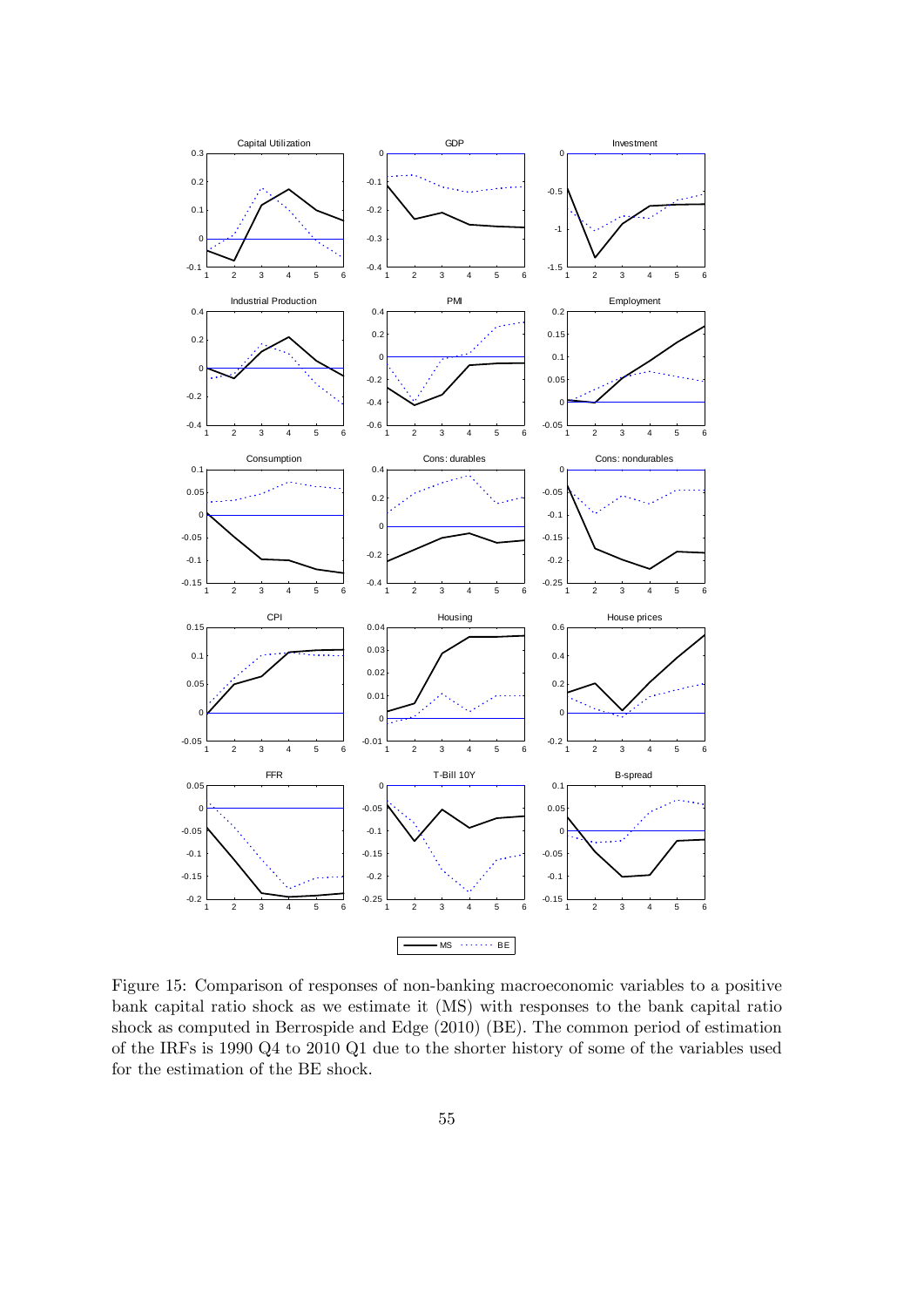Figure 15: Comparison of responses of non-banking macroeconomic variables to a positive bank capital ratio shock as we estimate it (MS) with responses to the bank capital ratio shock as computed in Berrospide and Edge (2010) (BE). The common period of estimation of the IRFs is 1990 Q4 to 2010 Q1 due to the shorter history of some of the variables used for the estimation of the BE shock.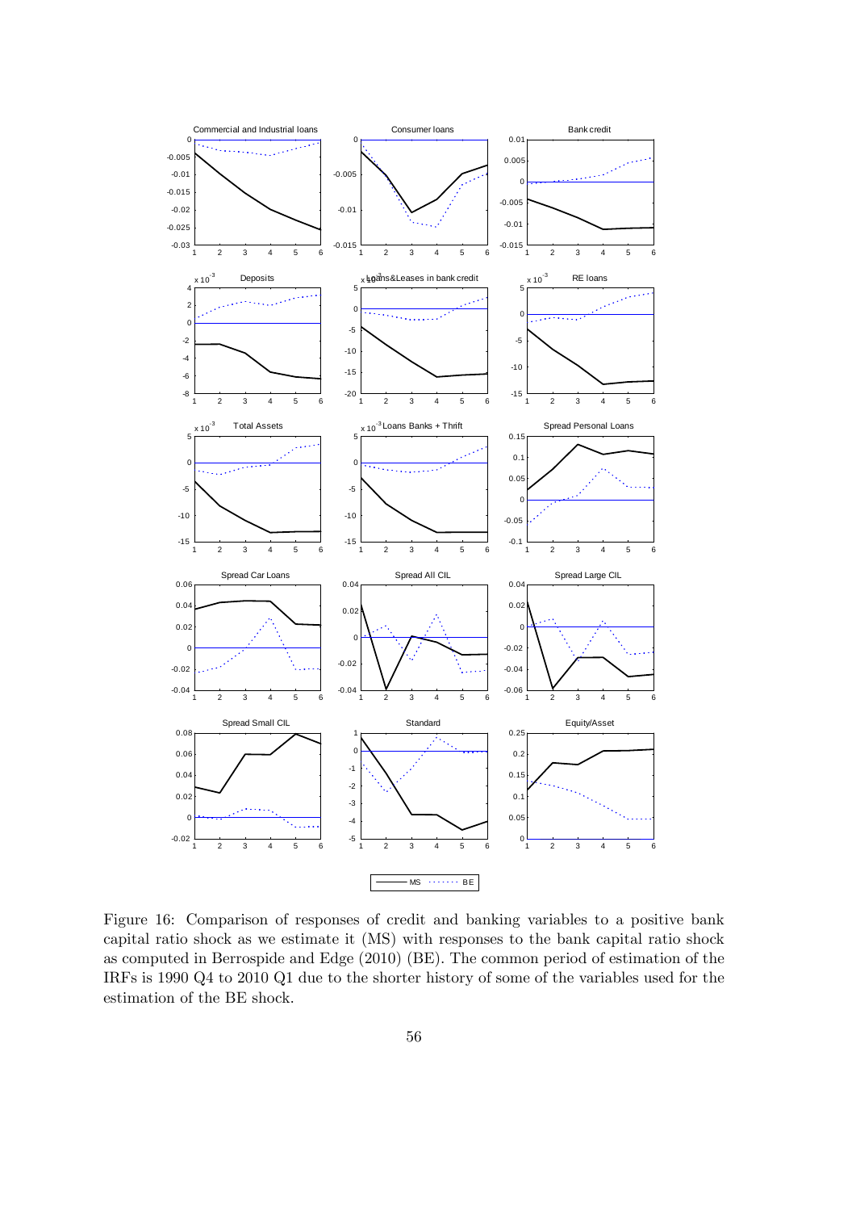Figure 16: Comparison of responses of credit and banking variables to a positive bank capital ratio shock as we estimate it (MS) with responses to the bank capital ratio shock as computed in Berrospide and Edge (2010) (BE). The common period of estimation of the IRFs is 1990 Q4 to 2010 Q1 due to the shorter history of some of the variables used for the estimation of the BE shock.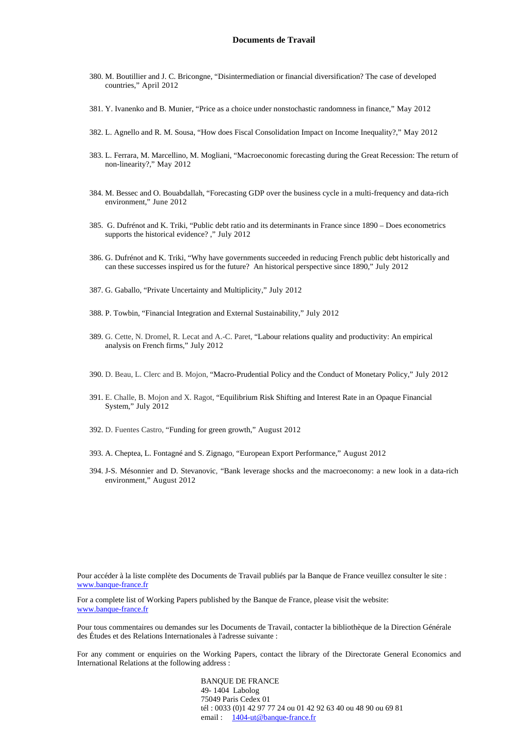## Documents de Travail

380. M. Boutillier and J. C. Bricongne, "Disintermediation or financial diversification? The case of developed countries," April 2012

381. Y. Ivanenko and B. Munier, "Price as a choice under nonstochastic randomness in finance," May 2012

382. L. Agnello and R. M. Sousa, "How does Fiscal Consolidation Impact on Income Inequality?," May 2012

383. L. Ferrara, M. Marcellino, M. Mogliani, "Macroeconomic forecasting during the Great Recession: The return of non-linearity?," May 2012

384. M. Bessec and O. Bouabdallah, "Forecasting GDP over the business cycle in a multi-frequency and data-rich environment," June 2012

385. G. Dufrénot and K. Triki, "Public debt ratio and its determinants in France since 1890 – Does econometrics supports the historical evidence? ," July 2012

386. G. Dufrénot and K. Triki, "Why have governments succeeded in reducing French public debt historically and can these successes inspired us for the future? An historical perspective since 1890," July 2012

387. G. Gaballo, "Private Uncertainty and Multiplicity," July 2012

388. P. Towbin, "Financial Integration and External Sustainability," July 2012

389. G. Cette, N. Dromel, R. Lecat and A.-C. Paret, "Labour relations quality and productivity: An empirical analysis on French firms," July 2012

390. D. Beau, L. Clerc and B. Mojon, "Macro-Prudential Policy and the Conduct of Monetary Policy," July 2012

391. E. Challe, B. Mojon and X. Ragot, "Equilibrium Risk Shifting and Interest Rate in an Opaque Financial System," July 2012

392. D. Fuentes Castro, "Funding for green growth," August 2012

393. A. Cheptea, L. Fontagné and S. Zignago, "European Export Performance," August 2012

394. J-S. Mésonnier and D. Stevanovic, "Bank leverage shocks and the macroeconomy: a new look in a data-rich environment," August 2012

Pour accéder à la liste complète des Documents de Travail publiés par la Banque de France veuillez consulter le site : www.banque-france.fr

For a complete list of Working Papers published by the Banque de France, please visit the website: www.banque-france.fr

Pour tous commentaires ou demandes sur les Documents de Travail, contacter la bibliothèque de la Direction Générale des Études et des Relations Internationales à l'adresse suivante :

For any comment or enquiries on the Working Papers, contact the library of the Directorate General Economics and International Relations at the following address :

BANQUE DE FRANCE
49- 1404 Labolog
75049 Paris Cedex 01
tél : 0033 (0)1 42 97 77 24 ou 01 42 92 63 40 ou 48 90 ou 69 81
email : 1404-ut@banque-france.fr